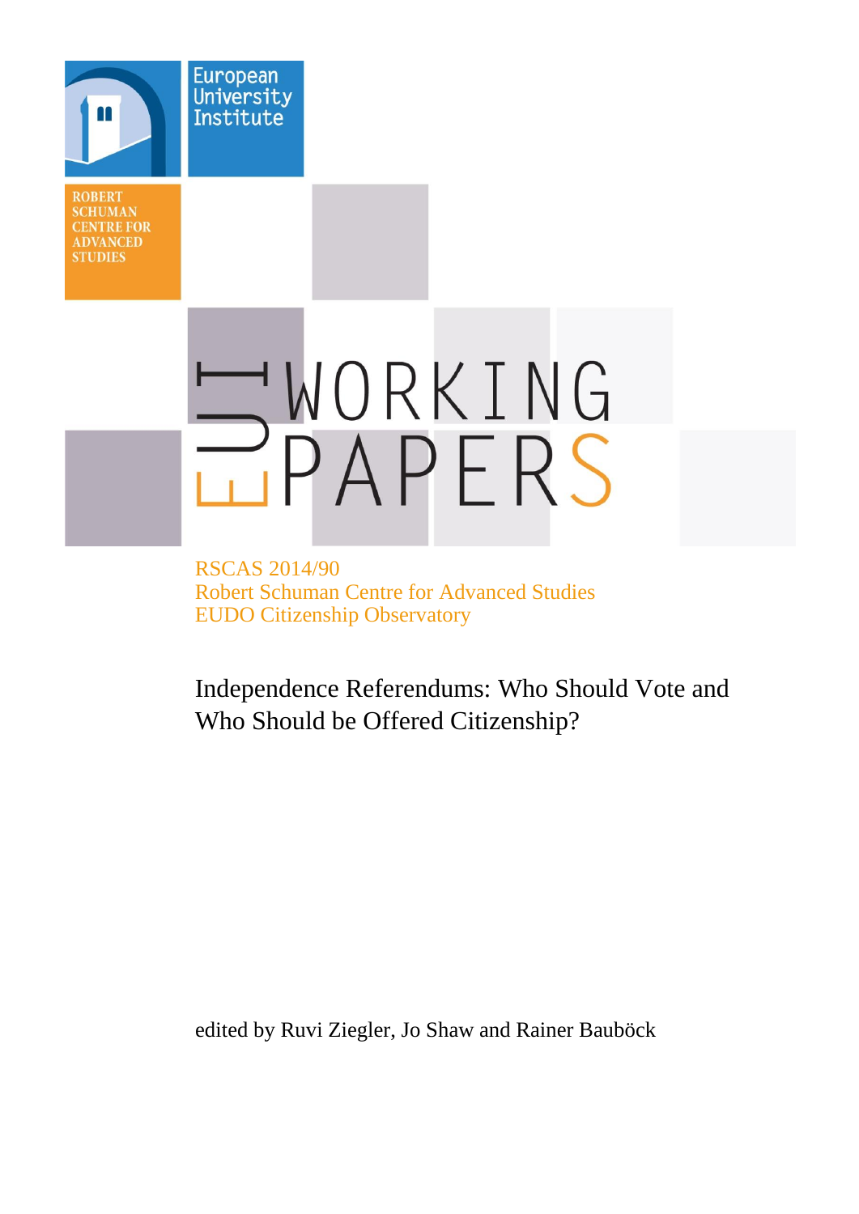European University Institute

ROBERT SCHUMAN CENTRE FOR ADVANCED STUDIES

EUI WORKING PAPERS

RSCAS 2014/90
Robert Schuman Centre for Advanced Studies
EUDO Citizenship Observatory

# Independence Referendums: Who Should Vote and Who Should be Offered Citizenship?

edited by Ruvi Ziegler, Jo Shaw and Rainer Bauböck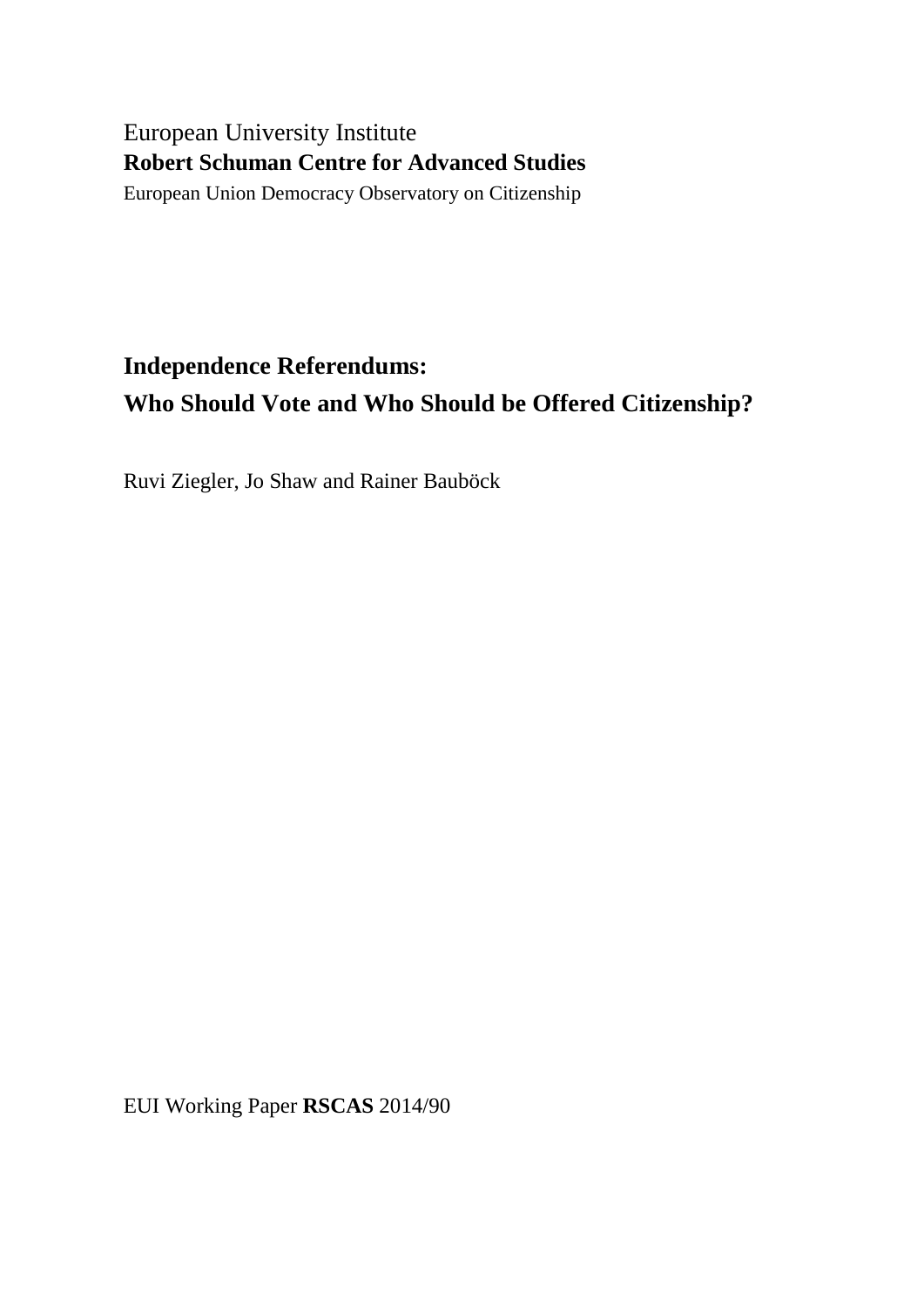European University Institute

**Robert Schuman Centre for Advanced Studies**

European Union Democracy Observatory on Citizenship

# Independence Referendums:
# Who Should Vote and Who Should be Offered Citizenship?

Ruvi Ziegler, Jo Shaw and Rainer Bauböck

EUI Working Paper **RSCAS** 2014/90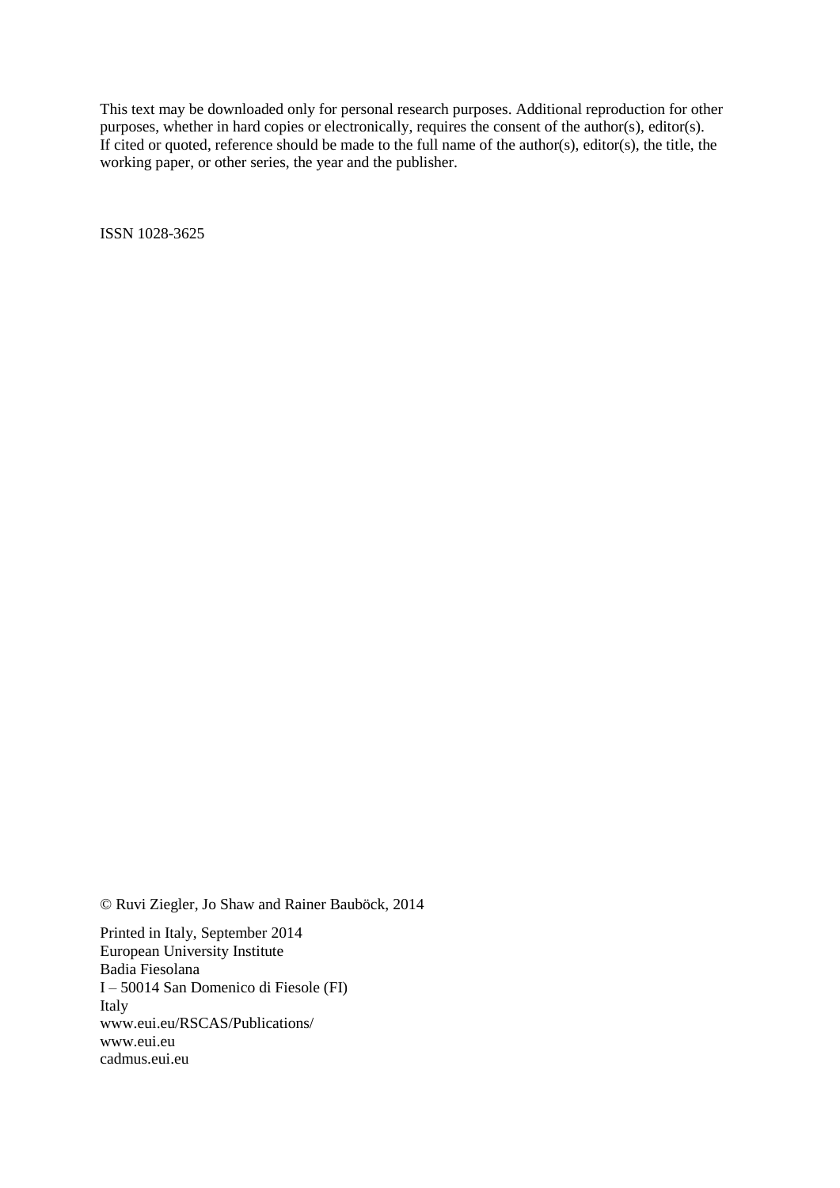This text may be downloaded only for personal research purposes. Additional reproduction for other purposes, whether in hard copies or electronically, requires the consent of the author(s), editor(s). If cited or quoted, reference should be made to the full name of the author(s), editor(s), the title, the working paper, or other series, the year and the publisher.

ISSN 1028-3625

© Ruvi Ziegler, Jo Shaw and Rainer Bauböck, 2014

Printed in Italy, September 2014
European University Institute
Badia Fiesolana
I – 50014 San Domenico di Fiesole (FI)
Italy
www.eui.eu/RSCAS/Publications/
www.eui.eu
cadmus.eui.eu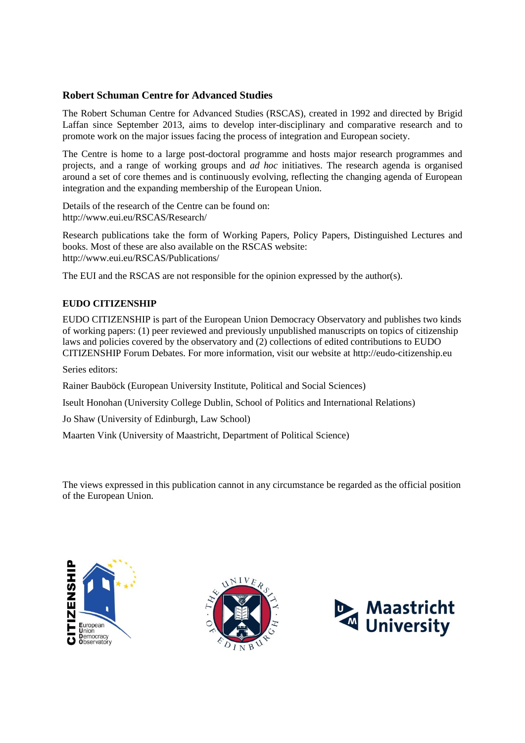## Robert Schuman Centre for Advanced Studies

The Robert Schuman Centre for Advanced Studies (RSCAS), created in 1992 and directed by Brigid Laffan since September 2013, aims to develop inter-disciplinary and comparative research and to promote work on the major issues facing the process of integration and European society.

The Centre is home to a large post-doctoral programme and hosts major research programmes and projects, and a range of working groups and *ad hoc* initiatives. The research agenda is organised around a set of core themes and is continuously evolving, reflecting the changing agenda of European integration and the expanding membership of the European Union.

Details of the research of the Centre can be found on:
http://www.eui.eu/RSCAS/Research/

Research publications take the form of Working Papers, Policy Papers, Distinguished Lectures and books. Most of these are also available on the RSCAS website:
http://www.eui.eu/RSCAS/Publications/

The EUI and the RSCAS are not responsible for the opinion expressed by the author(s).

## EUDO CITIZENSHIP

EUDO CITIZENSHIP is part of the European Union Democracy Observatory and publishes two kinds of working papers: (1) peer reviewed and previously unpublished manuscripts on topics of citizenship laws and policies covered by the observatory and (2) collections of edited contributions to EUDO CITIZENSHIP Forum Debates. For more information, visit our website at http://eudo-citizenship.eu

Series editors:

Rainer Bauböck (European University Institute, Political and Social Sciences)

Iseult Honohan (University College Dublin, School of Politics and International Relations)

Jo Shaw (University of Edinburgh, Law School)

Maarten Vink (University of Maastricht, Department of Political Science)

The views expressed in this publication cannot in any circumstance be regarded as the official position of the European Union.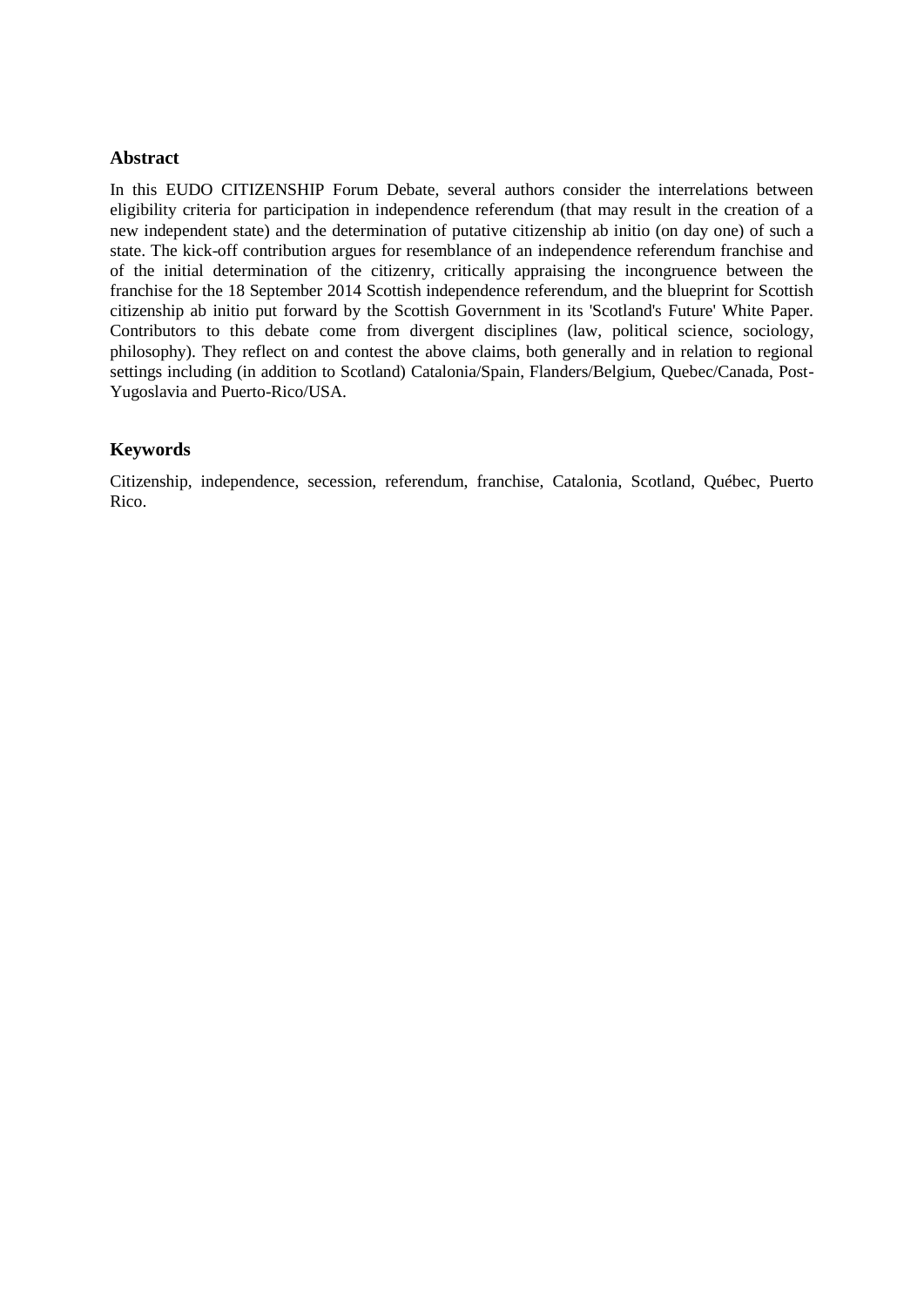## Abstract

In this EUDO CITIZENSHIP Forum Debate, several authors consider the interrelations between eligibility criteria for participation in independence referendum (that may result in the creation of a new independent state) and the determination of putative citizenship ab initio (on day one) of such a state. The kick-off contribution argues for resemblance of an independence referendum franchise and of the initial determination of the citizenry, critically appraising the incongruence between the franchise for the 18 September 2014 Scottish independence referendum, and the blueprint for Scottish citizenship ab initio put forward by the Scottish Government in its 'Scotland's Future' White Paper. Contributors to this debate come from divergent disciplines (law, political science, sociology, philosophy). They reflect on and contest the above claims, both generally and in relation to regional settings including (in addition to Scotland) Catalonia/Spain, Flanders/Belgium, Quebec/Canada, Post-Yugoslavia and Puerto-Rico/USA.

## Keywords

Citizenship, independence, secession, referendum, franchise, Catalonia, Scotland, Québec, Puerto Rico.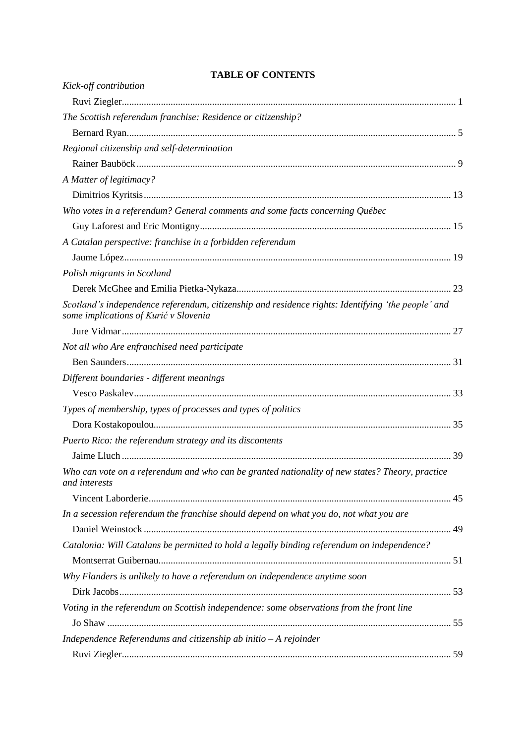**TABLE OF CONTENTS**

*Kick-off contribution*

Ruvi Ziegler ..... 1

*The Scottish referendum franchise: Residence or citizenship?*

Bernard Ryan ..... 5

*Regional citizenship and self-determination*

Rainer Bauböck ..... 9

*A Matter of legitimacy?*

Dimitrios Kyritsis ..... 13

*Who votes in a referendum? General comments and some facts concerning Québec*

Guy Laforest and Eric Montigny ..... 15

*A Catalan perspective: franchise in a forbidden referendum*

Jaume López ..... 19

*Polish migrants in Scotland*

Derek McGhee and Emilia Pietka-Nykaza ..... 23

*Scotland's independence referendum, citizenship and residence rights: Identifying 'the people' and some implications of Kurić v Slovenia*

Jure Vidmar ..... 27

*Not all who Are enfranchised need participate*

Ben Saunders ..... 31

*Different boundaries - different meanings*

Vesco Paskalev ..... 33

*Types of membership, types of processes and types of politics*

Dora Kostakopoulou ..... 35

*Puerto Rico: the referendum strategy and its discontents*

Jaime Lluch ..... 39

*Who can vote on a referendum and who can be granted nationality of new states? Theory, practice and interests*

Vincent Laborderie ..... 45

*In a secession referendum the franchise should depend on what you do, not what you are*

Daniel Weinstock ..... 49

*Catalonia: Will Catalans be permitted to hold a legally binding referendum on independence?*

Montserrat Guibernau ..... 51

*Why Flanders is unlikely to have a referendum on independence anytime soon*

Dirk Jacobs ..... 53

*Voting in the referendum on Scottish independence: some observations from the front line*

Jo Shaw ..... 55

*Independence Referendums and citizenship ab initio – A rejoinder*

Ruvi Ziegler ..... 59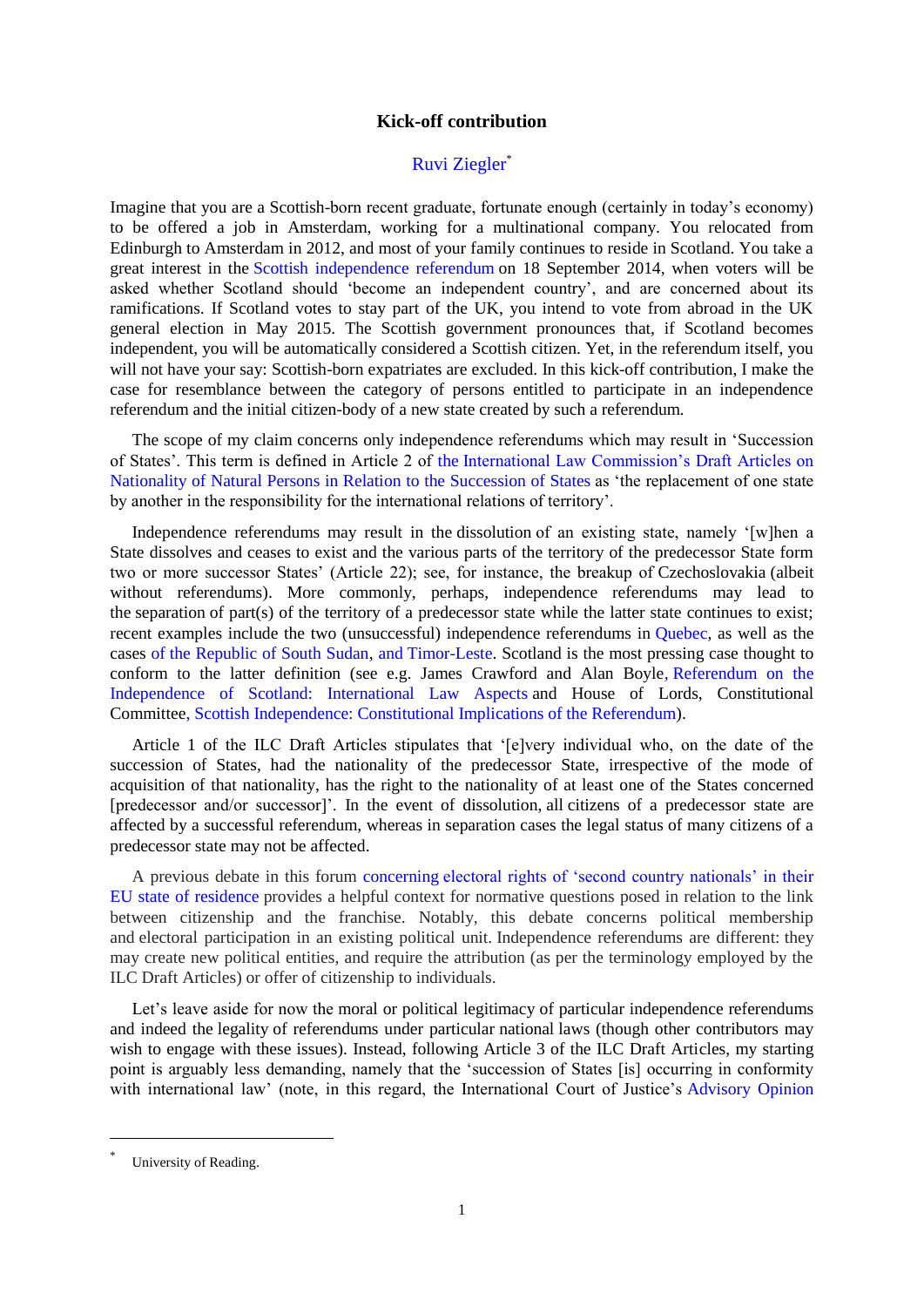## Kick-off contribution

### Ruvi Ziegler*

Imagine that you are a Scottish-born recent graduate, fortunate enough (certainly in today's economy) to be offered a job in Amsterdam, working for a multinational company. You relocated from Edinburgh to Amsterdam in 2012, and most of your family continues to reside in Scotland. You take a great interest in the Scottish independence referendum on 18 September 2014, when voters will be asked whether Scotland should 'become an independent country', and are concerned about its ramifications. If Scotland votes to stay part of the UK, you intend to vote from abroad in the UK general election in May 2015. The Scottish government pronounces that, if Scotland becomes independent, you will be automatically considered a Scottish citizen. Yet, in the referendum itself, you will not have your say: Scottish-born expatriates are excluded. In this kick-off contribution, I make the case for resemblance between the category of persons entitled to participate in an independence referendum and the initial citizen-body of a new state created by such a referendum.

The scope of my claim concerns only independence referendums which may result in 'Succession of States'. This term is defined in Article 2 of the International Law Commission's Draft Articles on Nationality of Natural Persons in Relation to the Succession of States as 'the replacement of one state by another in the responsibility for the international relations of territory'.

Independence referendums may result in the dissolution of an existing state, namely '[w]hen a State dissolves and ceases to exist and the various parts of the territory of the predecessor State form two or more successor States' (Article 22); see, for instance, the breakup of Czechoslovakia (albeit without referendums). More commonly, perhaps, independence referendums may lead to the separation of part(s) of the territory of a predecessor state while the latter state continues to exist; recent examples include the two (unsuccessful) independence referendums in Quebec, as well as the cases of the Republic of South Sudan, and Timor-Leste. Scotland is the most pressing case thought to conform to the latter definition (see e.g. James Crawford and Alan Boyle, Referendum on the Independence of Scotland: International Law Aspects and House of Lords, Constitutional Committee, Scottish Independence: Constitutional Implications of the Referendum).

Article 1 of the ILC Draft Articles stipulates that '[e]very individual who, on the date of the succession of States, had the nationality of the predecessor State, irrespective of the mode of acquisition of that nationality, has the right to the nationality of at least one of the States concerned [predecessor and/or successor]'. In the event of dissolution, all citizens of a predecessor state are affected by a successful referendum, whereas in separation cases the legal status of many citizens of a predecessor state may not be affected.

A previous debate in this forum concerning electoral rights of 'second country nationals' in their EU state of residence provides a helpful context for normative questions posed in relation to the link between citizenship and the franchise. Notably, this debate concerns political membership and electoral participation in an existing political unit. Independence referendums are different: they may create new political entities, and require the attribution (as per the terminology employed by the ILC Draft Articles) or offer of citizenship to individuals.

Let's leave aside for now the moral or political legitimacy of particular independence referendums and indeed the legality of referendums under particular national laws (though other contributors may wish to engage with these issues). Instead, following Article 3 of the ILC Draft Articles, my starting point is arguably less demanding, namely that the 'succession of States [is] occurring in conformity with international law' (note, in this regard, the International Court of Justice's Advisory Opinion

* University of Reading.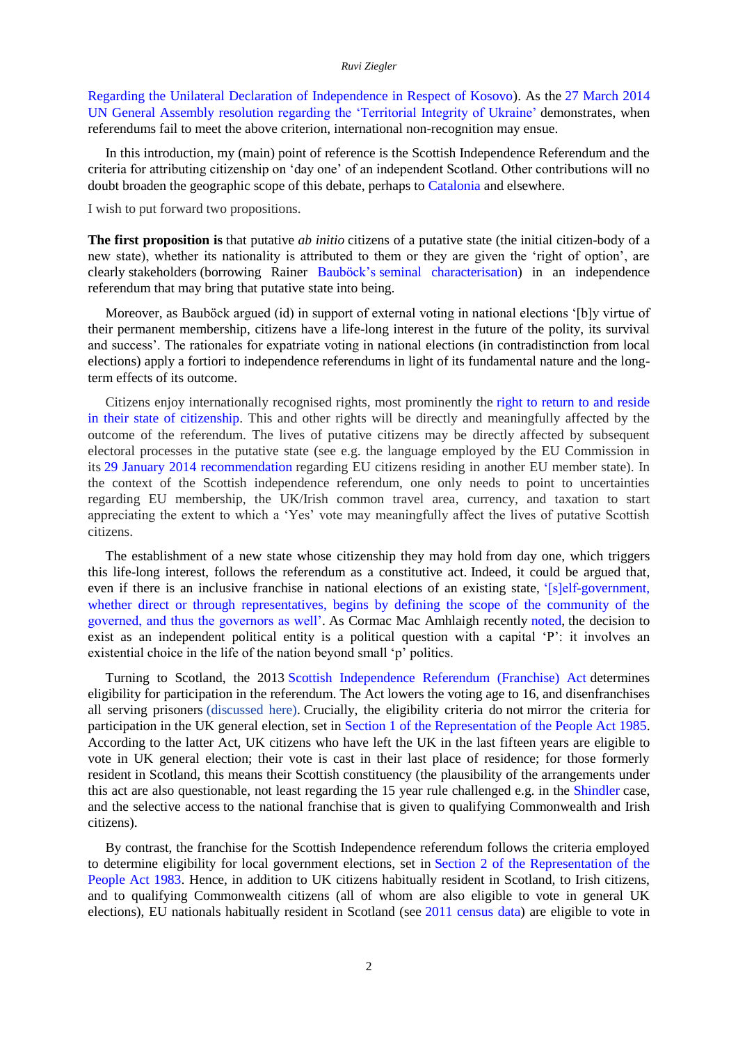Regarding the Unilateral Declaration of Independence in Respect of Kosovo). As the 27 March 2014 UN General Assembly resolution regarding the 'Territorial Integrity of Ukraine' demonstrates, when referendums fail to meet the above criterion, international non-recognition may ensue.

In this introduction, my (main) point of reference is the Scottish Independence Referendum and the criteria for attributing citizenship on 'day one' of an independent Scotland. Other contributions will no doubt broaden the geographic scope of this debate, perhaps to Catalonia and elsewhere.

I wish to put forward two propositions.

**The first proposition is** that putative *ab initio* citizens of a putative state (the initial citizen-body of a new state), whether its nationality is attributed to them or they are given the 'right of option', are clearly stakeholders (borrowing Rainer Bauböck's seminal characterisation) in an independence referendum that may bring that putative state into being.

Moreover, as Bauböck argued (id) in support of external voting in national elections '[b]y virtue of their permanent membership, citizens have a life-long interest in the future of the polity, its survival and success'. The rationales for expatriate voting in national elections (in contradistinction from local elections) apply a fortiori to independence referendums in light of its fundamental nature and the long-term effects of its outcome.

Citizens enjoy internationally recognised rights, most prominently the right to return to and reside in their state of citizenship. This and other rights will be directly and meaningfully affected by the outcome of the referendum. The lives of putative citizens may be directly affected by subsequent electoral processes in the putative state (see e.g. the language employed by the EU Commission in its 29 January 2014 recommendation regarding EU citizens residing in another EU member state). In the context of the Scottish independence referendum, one only needs to point to uncertainties regarding EU membership, the UK/Irish common travel area, currency, and taxation to start appreciating the extent to which a 'Yes' vote may meaningfully affect the lives of putative Scottish citizens.

The establishment of a new state whose citizenship they may hold from day one, which triggers this life-long interest, follows the referendum as a constitutive act. Indeed, it could be argued that, even if there is an inclusive franchise in national elections of an existing state, '[s]elf-government, whether direct or through representatives, begins by defining the scope of the community of the governed, and thus the governors as well'. As Cormac Mac Amhlaigh recently noted, the decision to exist as an independent political entity is a political question with a capital 'P': it involves an existential choice in the life of the nation beyond small 'p' politics.

Turning to Scotland, the 2013 Scottish Independence Referendum (Franchise) Act determines eligibility for participation in the referendum. The Act lowers the voting age to 16, and disenfranchises all serving prisoners (discussed here). Crucially, the eligibility criteria do not mirror the criteria for participation in the UK general election, set in Section 1 of the Representation of the People Act 1985. According to the latter Act, UK citizens who have left the UK in the last fifteen years are eligible to vote in UK general election; their vote is cast in their last place of residence; for those formerly resident in Scotland, this means their Scottish constituency (the plausibility of the arrangements under this act are also questionable, not least regarding the 15 year rule challenged e.g. in the Shindler case, and the selective access to the national franchise that is given to qualifying Commonwealth and Irish citizens).

By contrast, the franchise for the Scottish Independence referendum follows the criteria employed to determine eligibility for local government elections, set in Section 2 of the Representation of the People Act 1983. Hence, in addition to UK citizens habitually resident in Scotland, to Irish citizens, and to qualifying Commonwealth citizens (all of whom are also eligible to vote in general UK elections), EU nationals habitually resident in Scotland (see 2011 census data) are eligible to vote in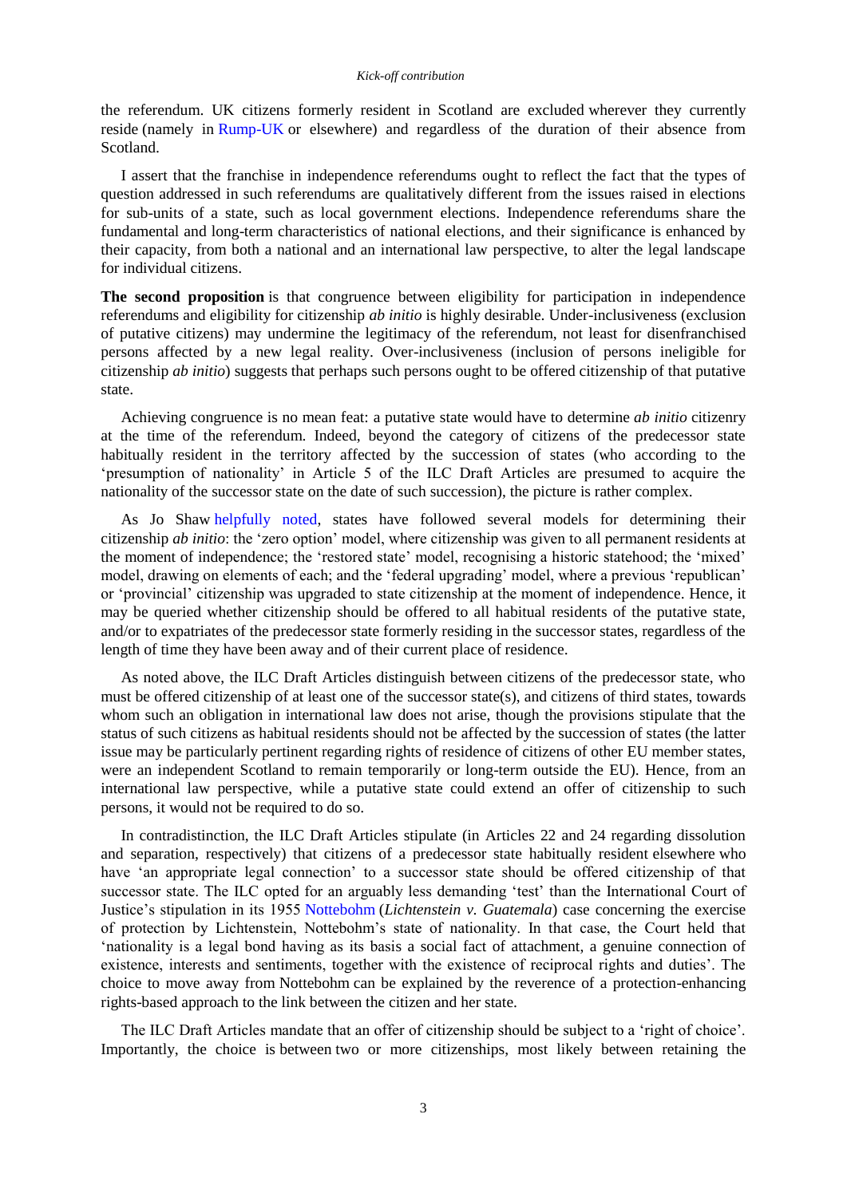the referendum. UK citizens formerly resident in Scotland are excluded wherever they currently reside (namely in Rump-UK or elsewhere) and regardless of the duration of their absence from Scotland.

I assert that the franchise in independence referendums ought to reflect the fact that the types of question addressed in such referendums are qualitatively different from the issues raised in elections for sub-units of a state, such as local government elections. Independence referendums share the fundamental and long-term characteristics of national elections, and their significance is enhanced by their capacity, from both a national and an international law perspective, to alter the legal landscape for individual citizens.

**The second proposition** is that congruence between eligibility for participation in independence referendums and eligibility for citizenship *ab initio* is highly desirable. Under-inclusiveness (exclusion of putative citizens) may undermine the legitimacy of the referendum, not least for disenfranchised persons affected by a new legal reality. Over-inclusiveness (inclusion of persons ineligible for citizenship *ab initio*) suggests that perhaps such persons ought to be offered citizenship of that putative state.

Achieving congruence is no mean feat: a putative state would have to determine *ab initio* citizenry at the time of the referendum. Indeed, beyond the category of citizens of the predecessor state habitually resident in the territory affected by the succession of states (who according to the 'presumption of nationality' in Article 5 of the ILC Draft Articles are presumed to acquire the nationality of the successor state on the date of such succession), the picture is rather complex.

As Jo Shaw helpfully noted, states have followed several models for determining their citizenship *ab initio*: the 'zero option' model, where citizenship was given to all permanent residents at the moment of independence; the 'restored state' model, recognising a historic statehood; the 'mixed' model, drawing on elements of each; and the 'federal upgrading' model, where a previous 'republican' or 'provincial' citizenship was upgraded to state citizenship at the moment of independence. Hence, it may be queried whether citizenship should be offered to all habitual residents of the putative state, and/or to expatriates of the predecessor state formerly residing in the successor states, regardless of the length of time they have been away and of their current place of residence.

As noted above, the ILC Draft Articles distinguish between citizens of the predecessor state, who must be offered citizenship of at least one of the successor state(s), and citizens of third states, towards whom such an obligation in international law does not arise, though the provisions stipulate that the status of such citizens as habitual residents should not be affected by the succession of states (the latter issue may be particularly pertinent regarding rights of residence of citizens of other EU member states, were an independent Scotland to remain temporarily or long-term outside the EU). Hence, from an international law perspective, while a putative state could extend an offer of citizenship to such persons, it would not be required to do so.

In contradistinction, the ILC Draft Articles stipulate (in Articles 22 and 24 regarding dissolution and separation, respectively) that citizens of a predecessor state habitually resident elsewhere who have 'an appropriate legal connection' to a successor state should be offered citizenship of that successor state. The ILC opted for an arguably less demanding 'test' than the International Court of Justice's stipulation in its 1955 Nottebohm (*Lichtenstein v. Guatemala*) case concerning the exercise of protection by Lichtenstein, Nottebohm's state of nationality. In that case, the Court held that 'nationality is a legal bond having as its basis a social fact of attachment, a genuine connection of existence, interests and sentiments, together with the existence of reciprocal rights and duties'. The choice to move away from Nottebohm can be explained by the reverence of a protection-enhancing rights-based approach to the link between the citizen and her state.

The ILC Draft Articles mandate that an offer of citizenship should be subject to a 'right of choice'. Importantly, the choice is between two or more citizenships, most likely between retaining the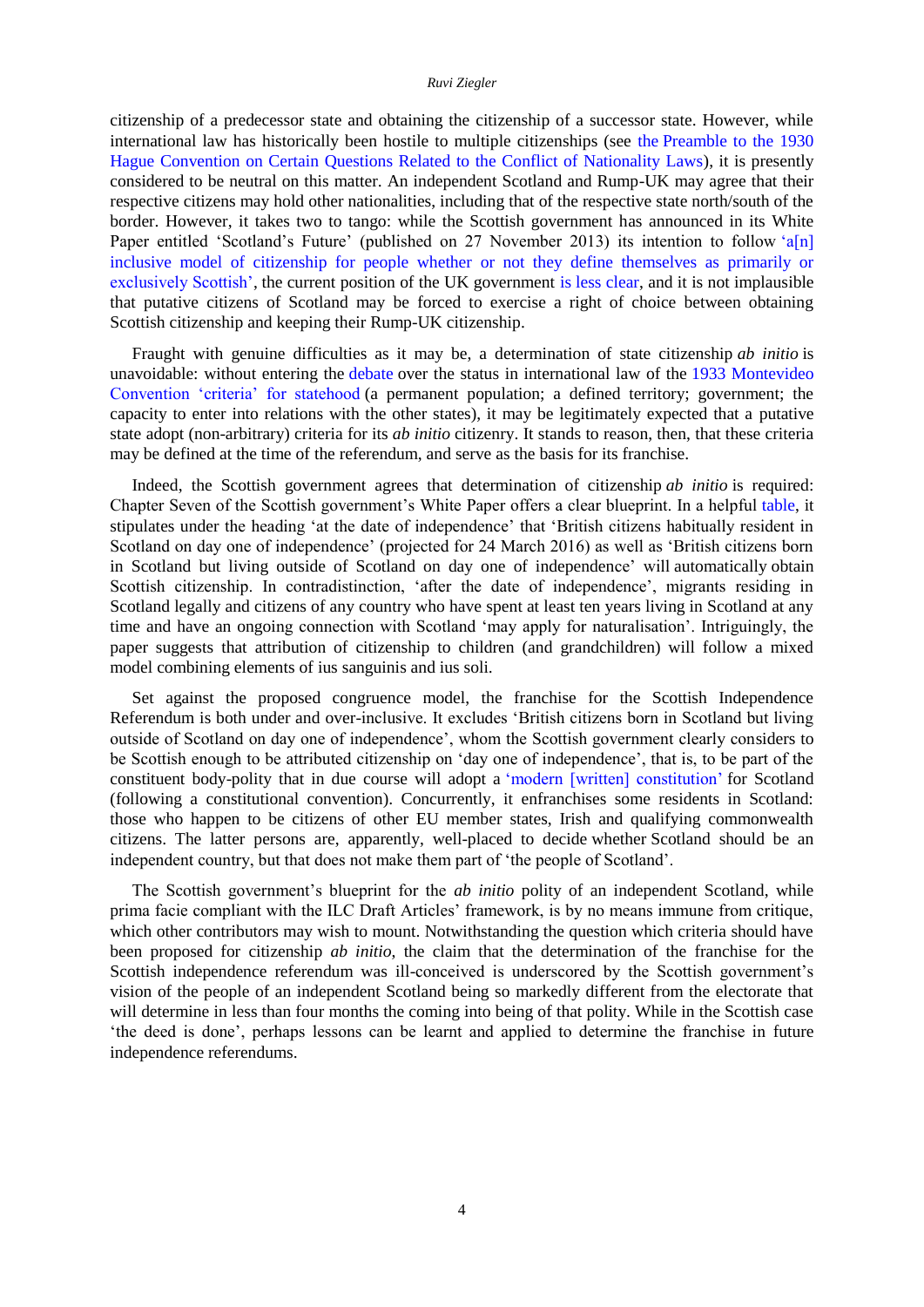citizenship of a predecessor state and obtaining the citizenship of a successor state. However, while international law has historically been hostile to multiple citizenships (see the Preamble to the 1930 Hague Convention on Certain Questions Related to the Conflict of Nationality Laws), it is presently considered to be neutral on this matter. An independent Scotland and Rump-UK may agree that their respective citizens may hold other nationalities, including that of the respective state north/south of the border. However, it takes two to tango: while the Scottish government has announced in its White Paper entitled 'Scotland's Future' (published on 27 November 2013) its intention to follow 'a[n] inclusive model of citizenship for people whether or not they define themselves as primarily or exclusively Scottish', the current position of the UK government is less clear, and it is not implausible that putative citizens of Scotland may be forced to exercise a right of choice between obtaining Scottish citizenship and keeping their Rump-UK citizenship.

Fraught with genuine difficulties as it may be, a determination of state citizenship *ab initio* is unavoidable: without entering the debate over the status in international law of the 1933 Montevideo Convention 'criteria' for statehood (a permanent population; a defined territory; government; the capacity to enter into relations with the other states), it may be legitimately expected that a putative state adopt (non-arbitrary) criteria for its *ab initio* citizenry. It stands to reason, then, that these criteria may be defined at the time of the referendum, and serve as the basis for its franchise.

Indeed, the Scottish government agrees that determination of citizenship *ab initio* is required: Chapter Seven of the Scottish government's White Paper offers a clear blueprint. In a helpful table, it stipulates under the heading 'at the date of independence' that 'British citizens habitually resident in Scotland on day one of independence' (projected for 24 March 2016) as well as 'British citizens born in Scotland but living outside of Scotland on day one of independence' will automatically obtain Scottish citizenship. In contradistinction, 'after the date of independence', migrants residing in Scotland legally and citizens of any country who have spent at least ten years living in Scotland at any time and have an ongoing connection with Scotland 'may apply for naturalisation'. Intriguingly, the paper suggests that attribution of citizenship to children (and grandchildren) will follow a mixed model combining elements of ius sanguinis and ius soli.

Set against the proposed congruence model, the franchise for the Scottish Independence Referendum is both under and over-inclusive. It excludes 'British citizens born in Scotland but living outside of Scotland on day one of independence', whom the Scottish government clearly considers to be Scottish enough to be attributed citizenship on 'day one of independence', that is, to be part of the constituent body-polity that in due course will adopt a 'modern [written] constitution' for Scotland (following a constitutional convention). Concurrently, it enfranchises some residents in Scotland: those who happen to be citizens of other EU member states, Irish and qualifying commonwealth citizens. The latter persons are, apparently, well-placed to decide whether Scotland should be an independent country, but that does not make them part of 'the people of Scotland'.

The Scottish government's blueprint for the *ab initio* polity of an independent Scotland, while prima facie compliant with the ILC Draft Articles' framework, is by no means immune from critique, which other contributors may wish to mount. Notwithstanding the question which criteria should have been proposed for citizenship *ab initio*, the claim that the determination of the franchise for the Scottish independence referendum was ill-conceived is underscored by the Scottish government's vision of the people of an independent Scotland being so markedly different from the electorate that will determine in less than four months the coming into being of that polity. While in the Scottish case 'the deed is done', perhaps lessons can be learnt and applied to determine the franchise in future independence referendums.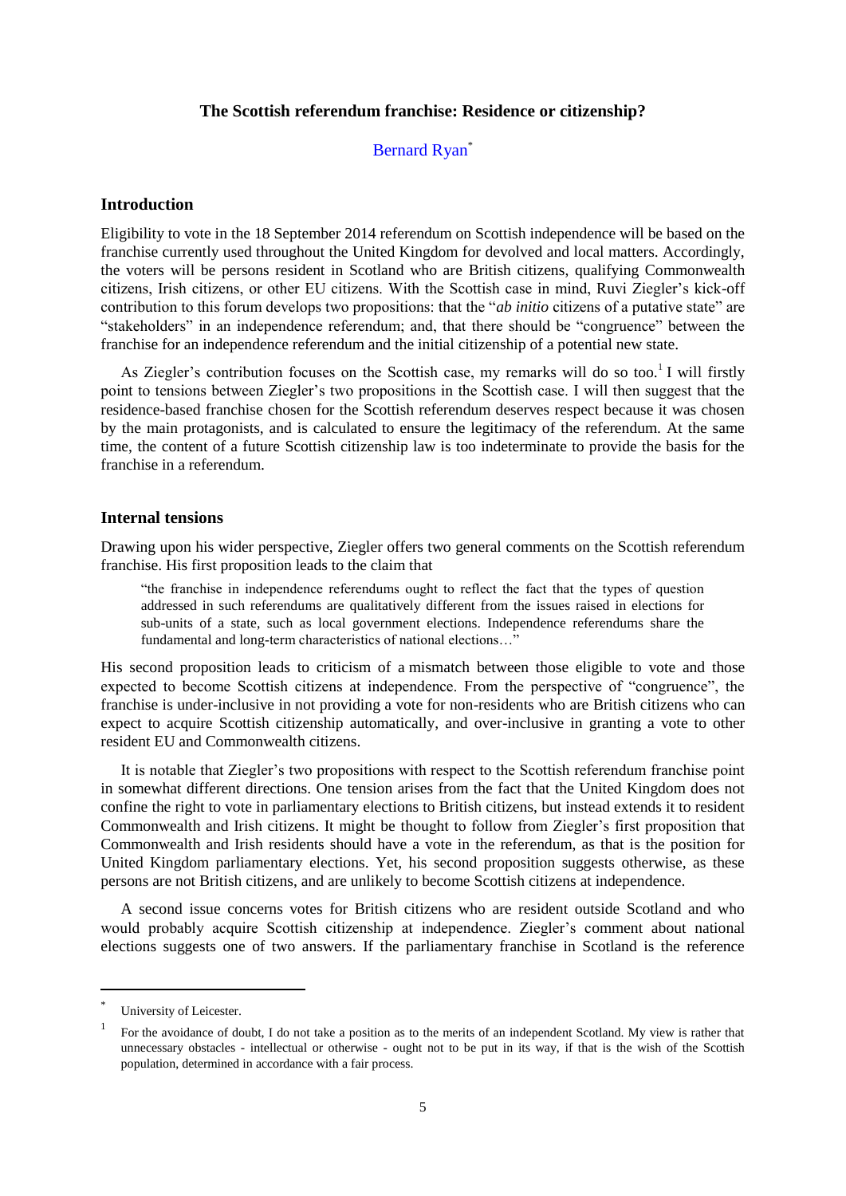### The Scottish referendum franchise: Residence or citizenship?

Bernard Ryan[*]

## Introduction

Eligibility to vote in the 18 September 2014 referendum on Scottish independence will be based on the franchise currently used throughout the United Kingdom for devolved and local matters. Accordingly, the voters will be persons resident in Scotland who are British citizens, qualifying Commonwealth citizens, Irish citizens, or other EU citizens. With the Scottish case in mind, Ruvi Ziegler's kick-off contribution to this forum develops two propositions: that the "*ab initio* citizens of a putative state" are "stakeholders" in an independence referendum; and, that there should be "congruence" between the franchise for an independence referendum and the initial citizenship of a potential new state.

As Ziegler's contribution focuses on the Scottish case, my remarks will do so too.[1] I will firstly point to tensions between Ziegler's two propositions in the Scottish case. I will then suggest that the residence-based franchise chosen for the Scottish referendum deserves respect because it was chosen by the main protagonists, and is calculated to ensure the legitimacy of the referendum. At the same time, the content of a future Scottish citizenship law is too indeterminate to provide the basis for the franchise in a referendum.

## Internal tensions

Drawing upon his wider perspective, Ziegler offers two general comments on the Scottish referendum franchise. His first proposition leads to the claim that

> "the franchise in independence referendums ought to reflect the fact that the types of question addressed in such referendums are qualitatively different from the issues raised in elections for sub-units of a state, such as local government elections. Independence referendums share the fundamental and long-term characteristics of national elections…"

His second proposition leads to criticism of a mismatch between those eligible to vote and those expected to become Scottish citizens at independence. From the perspective of "congruence", the franchise is under-inclusive in not providing a vote for non-residents who are British citizens who can expect to acquire Scottish citizenship automatically, and over-inclusive in granting a vote to other resident EU and Commonwealth citizens.

It is notable that Ziegler's two propositions with respect to the Scottish referendum franchise point in somewhat different directions. One tension arises from the fact that the United Kingdom does not confine the right to vote in parliamentary elections to British citizens, but instead extends it to resident Commonwealth and Irish citizens. It might be thought to follow from Ziegler's first proposition that Commonwealth and Irish residents should have a vote in the referendum, as that is the position for United Kingdom parliamentary elections. Yet, his second proposition suggests otherwise, as these persons are not British citizens, and are unlikely to become Scottish citizens at independence.

A second issue concerns votes for British citizens who are resident outside Scotland and who would probably acquire Scottish citizenship at independence. Ziegler's comment about national elections suggests one of two answers. If the parliamentary franchise in Scotland is the reference

---

[*] University of Leicester.

[1] For the avoidance of doubt, I do not take a position as to the merits of an independent Scotland. My view is rather that unnecessary obstacles - intellectual or otherwise - ought not to be put in its way, if that is the wish of the Scottish population, determined in accordance with a fair process.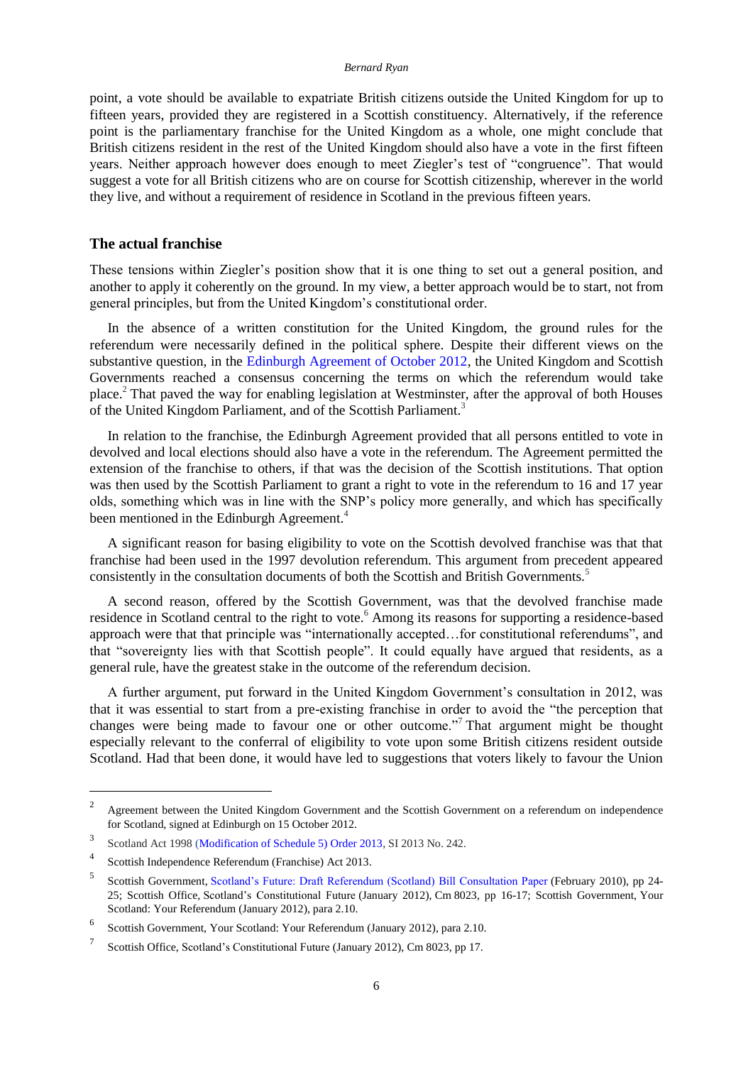point, a vote should be available to expatriate British citizens outside the United Kingdom for up to fifteen years, provided they are registered in a Scottish constituency. Alternatively, if the reference point is the parliamentary franchise for the United Kingdom as a whole, one might conclude that British citizens resident in the rest of the United Kingdom should also have a vote in the first fifteen years. Neither approach however does enough to meet Ziegler's test of "congruence". That would suggest a vote for all British citizens who are on course for Scottish citizenship, wherever in the world they live, and without a requirement of residence in Scotland in the previous fifteen years.

## The actual franchise

These tensions within Ziegler's position show that it is one thing to set out a general position, and another to apply it coherently on the ground. In my view, a better approach would be to start, not from general principles, but from the United Kingdom's constitutional order.

In the absence of a written constitution for the United Kingdom, the ground rules for the referendum were necessarily defined in the political sphere. Despite their different views on the substantive question, in the Edinburgh Agreement of October 2012, the United Kingdom and Scottish Governments reached a consensus concerning the terms on which the referendum would take place.[2] That paved the way for enabling legislation at Westminster, after the approval of both Houses of the United Kingdom Parliament, and of the Scottish Parliament.[3]

In relation to the franchise, the Edinburgh Agreement provided that all persons entitled to vote in devolved and local elections should also have a vote in the referendum. The Agreement permitted the extension of the franchise to others, if that was the decision of the Scottish institutions. That option was then used by the Scottish Parliament to grant a right to vote in the referendum to 16 and 17 year olds, something which was in line with the SNP's policy more generally, and which has specifically been mentioned in the Edinburgh Agreement.[4]

A significant reason for basing eligibility to vote on the Scottish devolved franchise was that that franchise had been used in the 1997 devolution referendum. This argument from precedent appeared consistently in the consultation documents of both the Scottish and British Governments.[5]

A second reason, offered by the Scottish Government, was that the devolved franchise made residence in Scotland central to the right to vote.[6] Among its reasons for supporting a residence-based approach were that that principle was "internationally accepted…for constitutional referendums", and that "sovereignty lies with that Scottish people". It could equally have argued that residents, as a general rule, have the greatest stake in the outcome of the referendum decision.

A further argument, put forward in the United Kingdom Government's consultation in 2012, was that it was essential to start from a pre-existing franchise in order to avoid the "the perception that changes were being made to favour one or other outcome."[7] That argument might be thought especially relevant to the conferral of eligibility to vote upon some British citizens resident outside Scotland. Had that been done, it would have led to suggestions that voters likely to favour the Union

---

[2] Agreement between the United Kingdom Government and the Scottish Government on a referendum on independence for Scotland, signed at Edinburgh on 15 October 2012.

[3] Scotland Act 1998 (Modification of Schedule 5) Order 2013, SI 2013 No. 242.

[4] Scottish Independence Referendum (Franchise) Act 2013.

[5] Scottish Government, Scotland's Future: Draft Referendum (Scotland) Bill Consultation Paper (February 2010), pp 24-25; Scottish Office, Scotland's Constitutional Future (January 2012), Cm 8023, pp 16-17; Scottish Government, Your Scotland: Your Referendum (January 2012), para 2.10.

[6] Scottish Government, Your Scotland: Your Referendum (January 2012), para 2.10.

[7] Scottish Office, Scotland's Constitutional Future (January 2012), Cm 8023, pp 17.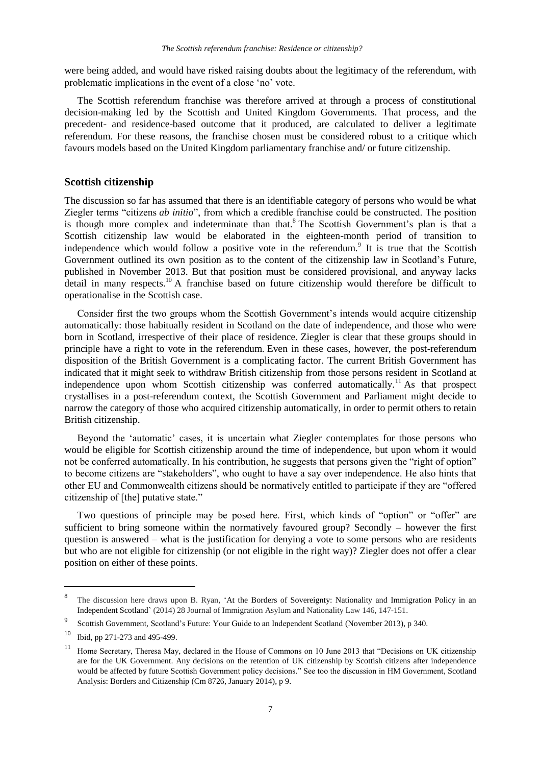were being added, and would have risked raising doubts about the legitimacy of the referendum, with problematic implications in the event of a close 'no' vote.

The Scottish referendum franchise was therefore arrived at through a process of constitutional decision-making led by the Scottish and United Kingdom Governments. That process, and the precedent- and residence-based outcome that it produced, are calculated to deliver a legitimate referendum. For these reasons, the franchise chosen must be considered robust to a critique which favours models based on the United Kingdom parliamentary franchise and/ or future citizenship.

## Scottish citizenship

The discussion so far has assumed that there is an identifiable category of persons who would be what Ziegler terms "citizens *ab initio*", from which a credible franchise could be constructed. The position is though more complex and indeterminate than that.[8] The Scottish Government's plan is that a Scottish citizenship law would be elaborated in the eighteen-month period of transition to independence which would follow a positive vote in the referendum.[9] It is true that the Scottish Government outlined its own position as to the content of the citizenship law in Scotland's Future, published in November 2013. But that position must be considered provisional, and anyway lacks detail in many respects.[10] A franchise based on future citizenship would therefore be difficult to operationalise in the Scottish case.

Consider first the two groups whom the Scottish Government's intends would acquire citizenship automatically: those habitually resident in Scotland on the date of independence, and those who were born in Scotland, irrespective of their place of residence. Ziegler is clear that these groups should in principle have a right to vote in the referendum. Even in these cases, however, the post-referendum disposition of the British Government is a complicating factor. The current British Government has indicated that it might seek to withdraw British citizenship from those persons resident in Scotland at independence upon whom Scottish citizenship was conferred automatically.[11] As that prospect crystallises in a post-referendum context, the Scottish Government and Parliament might decide to narrow the category of those who acquired citizenship automatically, in order to permit others to retain British citizenship.

Beyond the 'automatic' cases, it is uncertain what Ziegler contemplates for those persons who would be eligible for Scottish citizenship around the time of independence, but upon whom it would not be conferred automatically. In his contribution, he suggests that persons given the "right of option" to become citizens are "stakeholders", who ought to have a say over independence. He also hints that other EU and Commonwealth citizens should be normatively entitled to participate if they are "offered citizenship of [the] putative state."

Two questions of principle may be posed here. First, which kinds of "option" or "offer" are sufficient to bring someone within the normatively favoured group? Secondly – however the first question is answered – what is the justification for denying a vote to some persons who are residents but who are not eligible for citizenship (or not eligible in the right way)? Ziegler does not offer a clear position on either of these points.

---

[8] The discussion here draws upon B. Ryan, 'At the Borders of Sovereignty: Nationality and Immigration Policy in an Independent Scotland' (2014) 28 Journal of Immigration Asylum and Nationality Law 146, 147-151.

[9] Scottish Government, Scotland's Future: Your Guide to an Independent Scotland (November 2013), p 340.

[10] Ibid, pp 271-273 and 495-499.

[11] Home Secretary, Theresa May, declared in the House of Commons on 10 June 2013 that "Decisions on UK citizenship are for the UK Government. Any decisions on the retention of UK citizenship by Scottish citizens after independence would be affected by future Scottish Government policy decisions." See too the discussion in HM Government, Scotland Analysis: Borders and Citizenship (Cm 8726, January 2014), p 9.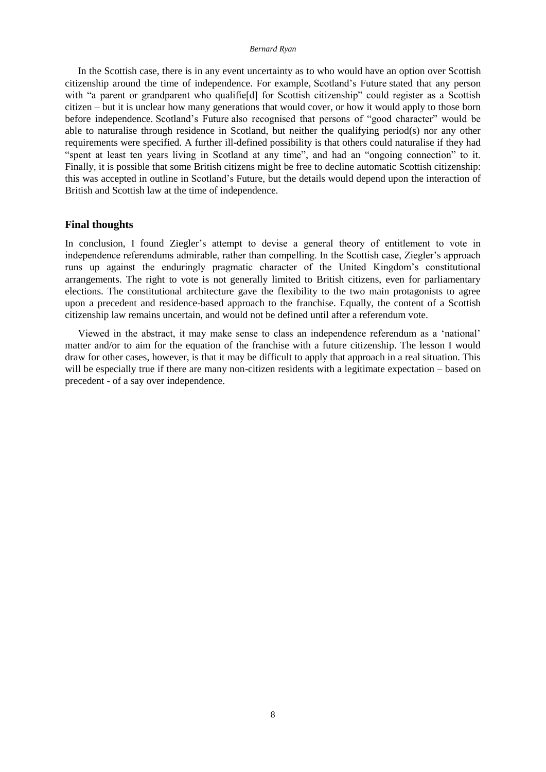In the Scottish case, there is in any event uncertainty as to who would have an option over Scottish citizenship around the time of independence. For example, Scotland's Future stated that any person with "a parent or grandparent who qualifie[d] for Scottish citizenship" could register as a Scottish citizen – but it is unclear how many generations that would cover, or how it would apply to those born before independence. Scotland's Future also recognised that persons of "good character" would be able to naturalise through residence in Scotland, but neither the qualifying period(s) nor any other requirements were specified. A further ill-defined possibility is that others could naturalise if they had "spent at least ten years living in Scotland at any time", and had an "ongoing connection" to it. Finally, it is possible that some British citizens might be free to decline automatic Scottish citizenship: this was accepted in outline in Scotland's Future, but the details would depend upon the interaction of British and Scottish law at the time of independence.

## Final thoughts

In conclusion, I found Ziegler's attempt to devise a general theory of entitlement to vote in independence referendums admirable, rather than compelling. In the Scottish case, Ziegler's approach runs up against the enduringly pragmatic character of the United Kingdom's constitutional arrangements. The right to vote is not generally limited to British citizens, even for parliamentary elections. The constitutional architecture gave the flexibility to the two main protagonists to agree upon a precedent and residence-based approach to the franchise. Equally, the content of a Scottish citizenship law remains uncertain, and would not be defined until after a referendum vote.

Viewed in the abstract, it may make sense to class an independence referendum as a 'national' matter and/or to aim for the equation of the franchise with a future citizenship. The lesson I would draw for other cases, however, is that it may be difficult to apply that approach in a real situation. This will be especially true if there are many non-citizen residents with a legitimate expectation – based on precedent - of a say over independence.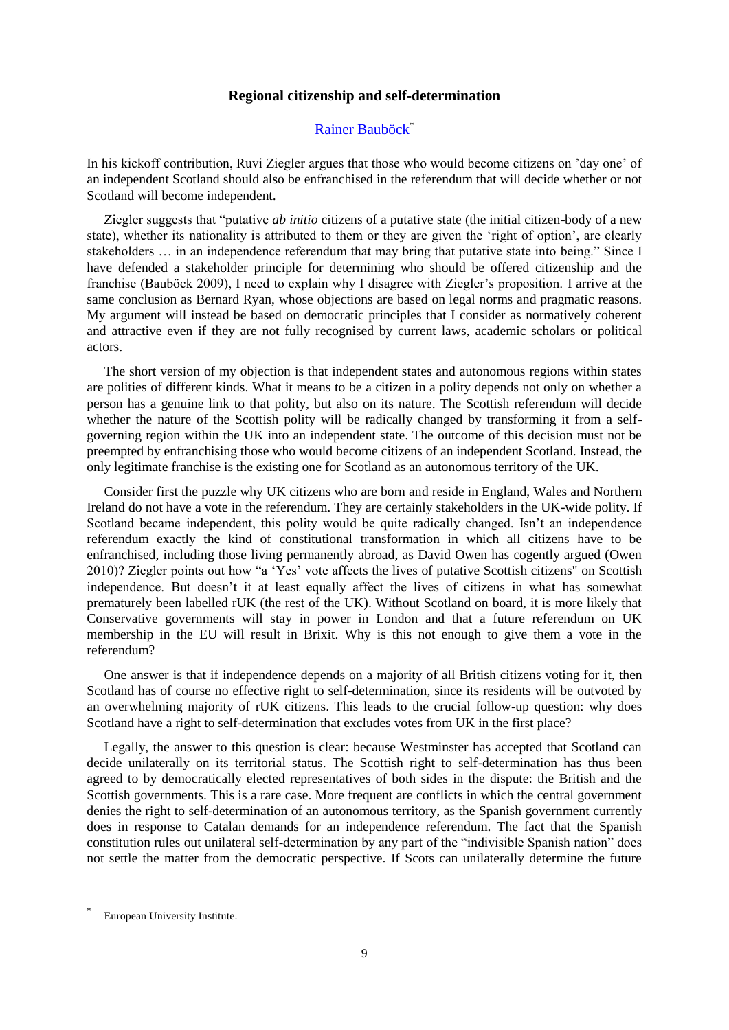## Regional citizenship and self-determination

Rainer Bauböck[*]

In his kickoff contribution, Ruvi Ziegler argues that those who would become citizens on 'day one' of an independent Scotland should also be enfranchised in the referendum that will decide whether or not Scotland will become independent.

Ziegler suggests that "putative *ab initio* citizens of a putative state (the initial citizen-body of a new state), whether its nationality is attributed to them or they are given the 'right of option', are clearly stakeholders … in an independence referendum that may bring that putative state into being." Since I have defended a stakeholder principle for determining who should be offered citizenship and the franchise (Bauböck 2009), I need to explain why I disagree with Ziegler's proposition. I arrive at the same conclusion as Bernard Ryan, whose objections are based on legal norms and pragmatic reasons. My argument will instead be based on democratic principles that I consider as normatively coherent and attractive even if they are not fully recognised by current laws, academic scholars or political actors.

The short version of my objection is that independent states and autonomous regions within states are polities of different kinds. What it means to be a citizen in a polity depends not only on whether a person has a genuine link to that polity, but also on its nature. The Scottish referendum will decide whether the nature of the Scottish polity will be radically changed by transforming it from a self-governing region within the UK into an independent state. The outcome of this decision must not be preempted by enfranchising those who would become citizens of an independent Scotland. Instead, the only legitimate franchise is the existing one for Scotland as an autonomous territory of the UK.

Consider first the puzzle why UK citizens who are born and reside in England, Wales and Northern Ireland do not have a vote in the referendum. They are certainly stakeholders in the UK-wide polity. If Scotland became independent, this polity would be quite radically changed. Isn't an independence referendum exactly the kind of constitutional transformation in which all citizens have to be enfranchised, including those living permanently abroad, as David Owen has cogently argued (Owen 2010)? Ziegler points out how "a 'Yes' vote affects the lives of putative Scottish citizens" on Scottish independence. But doesn't it at least equally affect the lives of citizens in what has somewhat prematurely been labelled rUK (the rest of the UK). Without Scotland on board, it is more likely that Conservative governments will stay in power in London and that a future referendum on UK membership in the EU will result in Brixit. Why is this not enough to give them a vote in the referendum?

One answer is that if independence depends on a majority of all British citizens voting for it, then Scotland has of course no effective right to self-determination, since its residents will be outvoted by an overwhelming majority of rUK citizens. This leads to the crucial follow-up question: why does Scotland have a right to self-determination that excludes votes from UK in the first place?

Legally, the answer to this question is clear: because Westminster has accepted that Scotland can decide unilaterally on its territorial status. The Scottish right to self-determination has thus been agreed to by democratically elected representatives of both sides in the dispute: the British and the Scottish governments. This is a rare case. More frequent are conflicts in which the central government denies the right to self-determination of an autonomous territory, as the Spanish government currently does in response to Catalan demands for an independence referendum. The fact that the Spanish constitution rules out unilateral self-determination by any part of the "indivisible Spanish nation" does not settle the matter from the democratic perspective. If Scots can unilaterally determine the future

[*] European University Institute.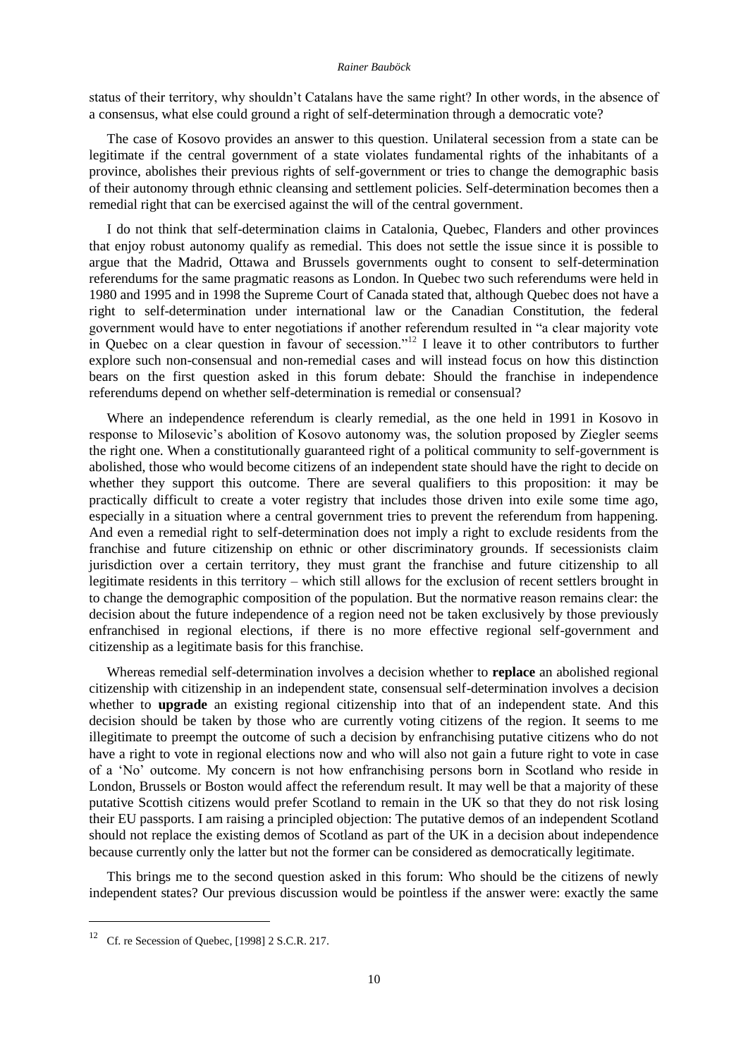status of their territory, why shouldn't Catalans have the same right? In other words, in the absence of a consensus, what else could ground a right of self-determination through a democratic vote?

The case of Kosovo provides an answer to this question. Unilateral secession from a state can be legitimate if the central government of a state violates fundamental rights of the inhabitants of a province, abolishes their previous rights of self-government or tries to change the demographic basis of their autonomy through ethnic cleansing and settlement policies. Self-determination becomes then a remedial right that can be exercised against the will of the central government.

I do not think that self-determination claims in Catalonia, Quebec, Flanders and other provinces that enjoy robust autonomy qualify as remedial. This does not settle the issue since it is possible to argue that the Madrid, Ottawa and Brussels governments ought to consent to self-determination referendums for the same pragmatic reasons as London. In Quebec two such referendums were held in 1980 and 1995 and in 1998 the Supreme Court of Canada stated that, although Quebec does not have a right to self-determination under international law or the Canadian Constitution, the federal government would have to enter negotiations if another referendum resulted in "a clear majority vote in Quebec on a clear question in favour of secession."[12] I leave it to other contributors to further explore such non-consensual and non-remedial cases and will instead focus on how this distinction bears on the first question asked in this forum debate: Should the franchise in independence referendums depend on whether self-determination is remedial or consensual?

Where an independence referendum is clearly remedial, as the one held in 1991 in Kosovo in response to Milosevic's abolition of Kosovo autonomy was, the solution proposed by Ziegler seems the right one. When a constitutionally guaranteed right of a political community to self-government is abolished, those who would become citizens of an independent state should have the right to decide on whether they support this outcome. There are several qualifiers to this proposition: it may be practically difficult to create a voter registry that includes those driven into exile some time ago, especially in a situation where a central government tries to prevent the referendum from happening. And even a remedial right to self-determination does not imply a right to exclude residents from the franchise and future citizenship on ethnic or other discriminatory grounds. If secessionists claim jurisdiction over a certain territory, they must grant the franchise and future citizenship to all legitimate residents in this territory – which still allows for the exclusion of recent settlers brought in to change the demographic composition of the population. But the normative reason remains clear: the decision about the future independence of a region need not be taken exclusively by those previously enfranchised in regional elections, if there is no more effective regional self-government and citizenship as a legitimate basis for this franchise.

Whereas remedial self-determination involves a decision whether to **replace** an abolished regional citizenship with citizenship in an independent state, consensual self-determination involves a decision whether to **upgrade** an existing regional citizenship into that of an independent state. And this decision should be taken by those who are currently voting citizens of the region. It seems to me illegitimate to preempt the outcome of such a decision by enfranchising putative citizens who do not have a right to vote in regional elections now and who will also not gain a future right to vote in case of a 'No' outcome. My concern is not how enfranchising persons born in Scotland who reside in London, Brussels or Boston would affect the referendum result. It may well be that a majority of these putative Scottish citizens would prefer Scotland to remain in the UK so that they do not risk losing their EU passports. I am raising a principled objection: The putative demos of an independent Scotland should not replace the existing demos of Scotland as part of the UK in a decision about independence because currently only the latter but not the former can be considered as democratically legitimate.

This brings me to the second question asked in this forum: Who should be the citizens of newly independent states? Our previous discussion would be pointless if the answer were: exactly the same

[12] Cf. re Secession of Quebec, [1998] 2 S.C.R. 217.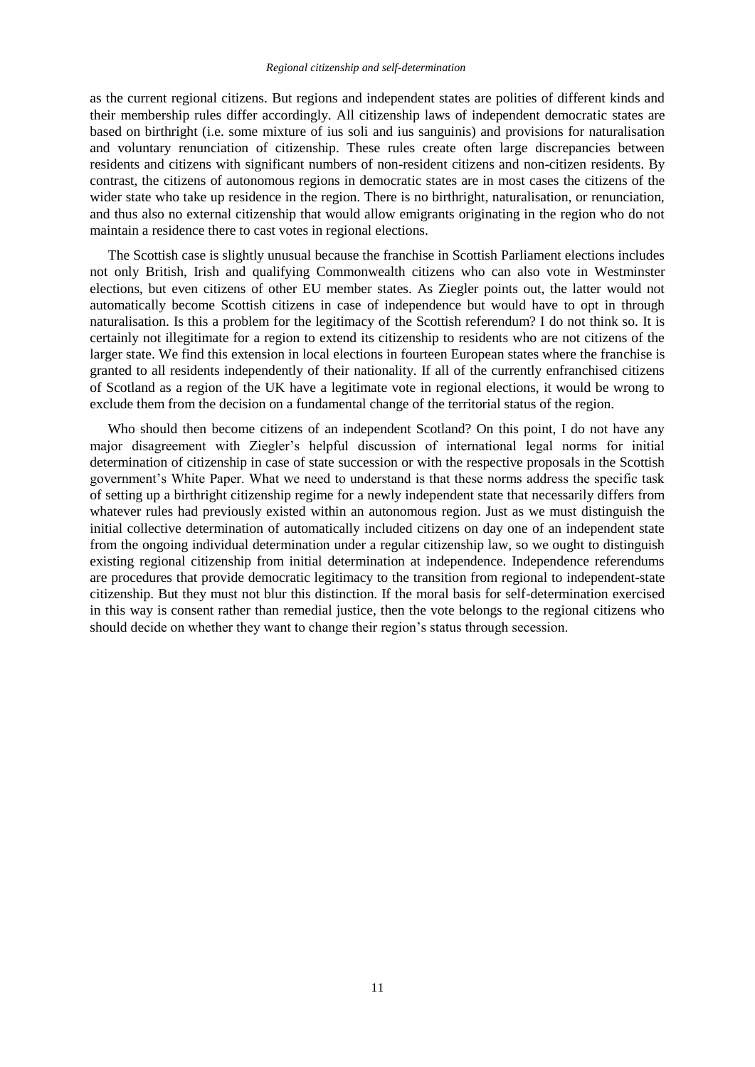as the current regional citizens. But regions and independent states are polities of different kinds and their membership rules differ accordingly. All citizenship laws of independent democratic states are based on birthright (i.e. some mixture of ius soli and ius sanguinis) and provisions for naturalisation and voluntary renunciation of citizenship. These rules create often large discrepancies between residents and citizens with significant numbers of non-resident citizens and non-citizen residents. By contrast, the citizens of autonomous regions in democratic states are in most cases the citizens of the wider state who take up residence in the region. There is no birthright, naturalisation, or renunciation, and thus also no external citizenship that would allow emigrants originating in the region who do not maintain a residence there to cast votes in regional elections.

The Scottish case is slightly unusual because the franchise in Scottish Parliament elections includes not only British, Irish and qualifying Commonwealth citizens who can also vote in Westminster elections, but even citizens of other EU member states. As Ziegler points out, the latter would not automatically become Scottish citizens in case of independence but would have to opt in through naturalisation. Is this a problem for the legitimacy of the Scottish referendum? I do not think so. It is certainly not illegitimate for a region to extend its citizenship to residents who are not citizens of the larger state. We find this extension in local elections in fourteen European states where the franchise is granted to all residents independently of their nationality. If all of the currently enfranchised citizens of Scotland as a region of the UK have a legitimate vote in regional elections, it would be wrong to exclude them from the decision on a fundamental change of the territorial status of the region.

Who should then become citizens of an independent Scotland? On this point, I do not have any major disagreement with Ziegler's helpful discussion of international legal norms for initial determination of citizenship in case of state succession or with the respective proposals in the Scottish government's White Paper. What we need to understand is that these norms address the specific task of setting up a birthright citizenship regime for a newly independent state that necessarily differs from whatever rules had previously existed within an autonomous region. Just as we must distinguish the initial collective determination of automatically included citizens on day one of an independent state from the ongoing individual determination under a regular citizenship law, so we ought to distinguish existing regional citizenship from initial determination at independence. Independence referendums are procedures that provide democratic legitimacy to the transition from regional to independent-state citizenship. But they must not blur this distinction. If the moral basis for self-determination exercised in this way is consent rather than remedial justice, then the vote belongs to the regional citizens who should decide on whether they want to change their region's status through secession.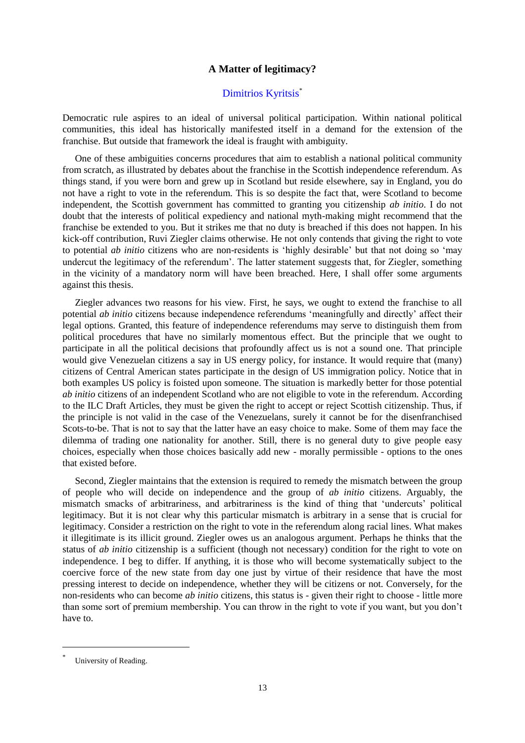## A Matter of legitimacy?

Dimitrios Kyritsis[*]

Democratic rule aspires to an ideal of universal political participation. Within national political communities, this ideal has historically manifested itself in a demand for the extension of the franchise. But outside that framework the ideal is fraught with ambiguity.

One of these ambiguities concerns procedures that aim to establish a national political community from scratch, as illustrated by debates about the franchise in the Scottish independence referendum. As things stand, if you were born and grew up in Scotland but reside elsewhere, say in England, you do not have a right to vote in the referendum. This is so despite the fact that, were Scotland to become independent, the Scottish government has committed to granting you citizenship *ab initio*. I do not doubt that the interests of political expediency and national myth-making might recommend that the franchise be extended to you. But it strikes me that no duty is breached if this does not happen. In his kick-off contribution, Ruvi Ziegler claims otherwise. He not only contends that giving the right to vote to potential *ab initio* citizens who are non-residents is 'highly desirable' but that not doing so 'may undercut the legitimacy of the referendum'. The latter statement suggests that, for Ziegler, something in the vicinity of a mandatory norm will have been breached. Here, I shall offer some arguments against this thesis.

Ziegler advances two reasons for his view. First, he says, we ought to extend the franchise to all potential *ab initio* citizens because independence referendums 'meaningfully and directly' affect their legal options. Granted, this feature of independence referendums may serve to distinguish them from political procedures that have no similarly momentous effect. But the principle that we ought to participate in all the political decisions that profoundly affect us is not a sound one. That principle would give Venezuelan citizens a say in US energy policy, for instance. It would require that (many) citizens of Central American states participate in the design of US immigration policy. Notice that in both examples US policy is foisted upon someone. The situation is markedly better for those potential *ab initio* citizens of an independent Scotland who are not eligible to vote in the referendum. According to the ILC Draft Articles, they must be given the right to accept or reject Scottish citizenship. Thus, if the principle is not valid in the case of the Venezuelans, surely it cannot be for the disenfranchised Scots-to-be. That is not to say that the latter have an easy choice to make. Some of them may face the dilemma of trading one nationality for another. Still, there is no general duty to give people easy choices, especially when those choices basically add new - morally permissible - options to the ones that existed before.

Second, Ziegler maintains that the extension is required to remedy the mismatch between the group of people who will decide on independence and the group of *ab initio* citizens. Arguably, the mismatch smacks of arbitrariness, and arbitrariness is the kind of thing that 'undercuts' political legitimacy. But it is not clear why this particular mismatch is arbitrary in a sense that is crucial for legitimacy. Consider a restriction on the right to vote in the referendum along racial lines. What makes it illegitimate is its illicit ground. Ziegler owes us an analogous argument. Perhaps he thinks that the status of *ab initio* citizenship is a sufficient (though not necessary) condition for the right to vote on independence. I beg to differ. If anything, it is those who will become systematically subject to the coercive force of the new state from day one just by virtue of their residence that have the most pressing interest to decide on independence, whether they will be citizens or not. Conversely, for the non-residents who can become *ab initio* citizens, this status is - given their right to choose - little more than some sort of premium membership. You can throw in the right to vote if you want, but you don't have to.

---

[*] University of Reading.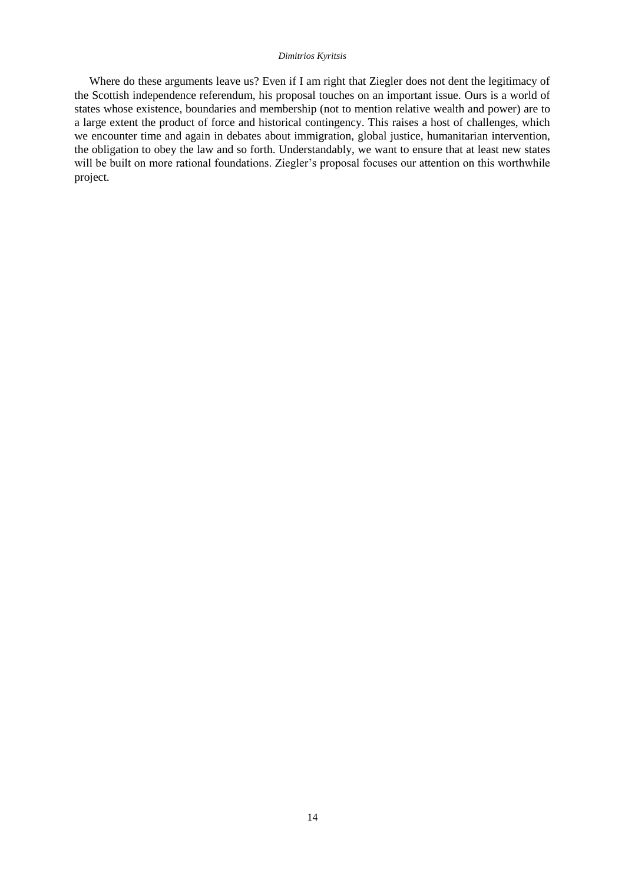Where do these arguments leave us? Even if I am right that Ziegler does not dent the legitimacy of the Scottish independence referendum, his proposal touches on an important issue. Ours is a world of states whose existence, boundaries and membership (not to mention relative wealth and power) are to a large extent the product of force and historical contingency. This raises a host of challenges, which we encounter time and again in debates about immigration, global justice, humanitarian intervention, the obligation to obey the law and so forth. Understandably, we want to ensure that at least new states will be built on more rational foundations. Ziegler's proposal focuses our attention on this worthwhile project.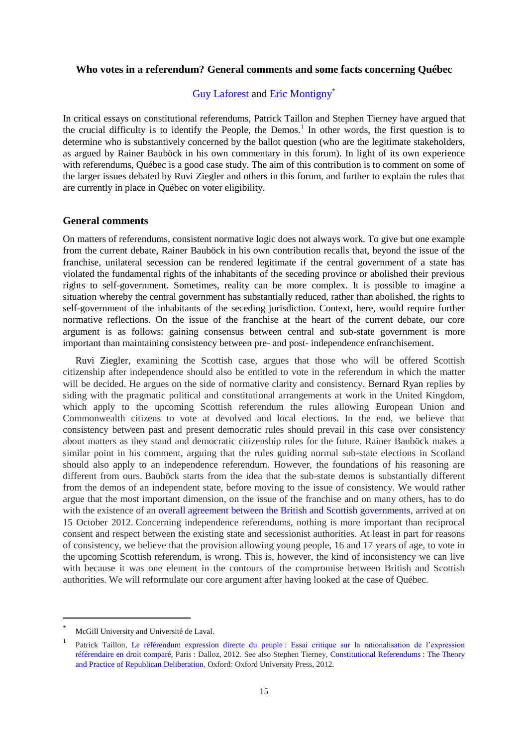**Who votes in a referendum? General comments and some facts concerning Québec**

Guy Laforest and Eric Montigny[*]

In critical essays on constitutional referendums, Patrick Taillon and Stephen Tierney have argued that the crucial difficulty is to identify the People, the Demos.[1] In other words, the first question is to determine who is substantively concerned by the ballot question (who are the legitimate stakeholders, as argued by Rainer Bauböck in his own commentary in this forum). In light of its own experience with referendums, Québec is a good case study. The aim of this contribution is to comment on some of the larger issues debated by Ruvi Ziegler and others in this forum, and further to explain the rules that are currently in place in Québec on voter eligibility.

## General comments

On matters of referendums, consistent normative logic does not always work. To give but one example from the current debate, Rainer Bauböck in his own contribution recalls that, beyond the issue of the franchise, unilateral secession can be rendered legitimate if the central government of a state has violated the fundamental rights of the inhabitants of the seceding province or abolished their previous rights to self-government. Sometimes, reality can be more complex. It is possible to imagine a situation whereby the central government has substantially reduced, rather than abolished, the rights to self-government of the inhabitants of the seceding jurisdiction. Context, here, would require further normative reflections. On the issue of the franchise at the heart of the current debate, our core argument is as follows: gaining consensus between central and sub-state government is more important than maintaining consistency between pre- and post- independence enfranchisement.

Ruvi Ziegler, examining the Scottish case, argues that those who will be offered Scottish citizenship after independence should also be entitled to vote in the referendum in which the matter will be decided. He argues on the side of normative clarity and consistency. Bernard Ryan replies by siding with the pragmatic political and constitutional arrangements at work in the United Kingdom, which apply to the upcoming Scottish referendum the rules allowing European Union and Commonwealth citizens to vote at devolved and local elections. In the end, we believe that consistency between past and present democratic rules should prevail in this case over consistency about matters as they stand and democratic citizenship rules for the future. Rainer Bauböck makes a similar point in his comment, arguing that the rules guiding normal sub-state elections in Scotland should also apply to an independence referendum. However, the foundations of his reasoning are different from ours. Bauböck starts from the idea that the sub-state demos is substantially different from the demos of an independent state, before moving to the issue of consistency. We would rather argue that the most important dimension, on the issue of the franchise and on many others, has to do with the existence of an overall agreement between the British and Scottish governments, arrived at on 15 October 2012. Concerning independence referendums, nothing is more important than reciprocal consent and respect between the existing state and secessionist authorities. At least in part for reasons of consistency, we believe that the provision allowing young people, 16 and 17 years of age, to vote in the upcoming Scottish referendum, is wrong. This is, however, the kind of inconsistency we can live with because it was one element in the contours of the compromise between British and Scottish authorities. We will reformulate our core argument after having looked at the case of Québec.

---

[*] McGill University and Université de Laval.

[1] Patrick Taillon, Le référendum expression directe du peuple : Essai critique sur la rationalisation de l'expression référendaire en droit comparé, Paris : Dalloz, 2012. See also Stephen Tierney, Constitutional Referendums : The Theory and Practice of Republican Deliberation, Oxford: Oxford University Press, 2012.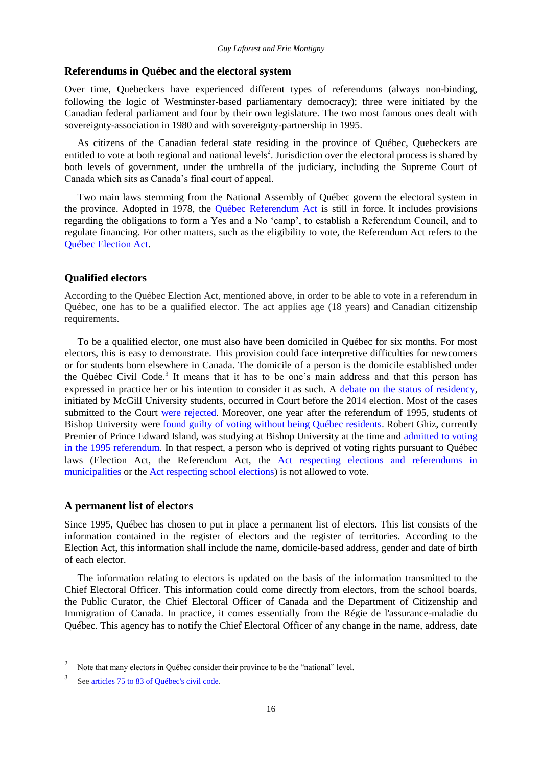## Referendums in Québec and the electoral system

Over time, Quebeckers have experienced different types of referendums (always non-binding, following the logic of Westminster-based parliamentary democracy); three were initiated by the Canadian federal parliament and four by their own legislature. The two most famous ones dealt with sovereignty-association in 1980 and with sovereignty-partnership in 1995.

As citizens of the Canadian federal state residing in the province of Québec, Quebeckers are entitled to vote at both regional and national levels[2]. Jurisdiction over the electoral process is shared by both levels of government, under the umbrella of the judiciary, including the Supreme Court of Canada which sits as Canada's final court of appeal.

Two main laws stemming from the National Assembly of Québec govern the electoral system in the province. Adopted in 1978, the Québec Referendum Act is still in force. It includes provisions regarding the obligations to form a Yes and a No 'camp', to establish a Referendum Council, and to regulate financing. For other matters, such as the eligibility to vote, the Referendum Act refers to the Québec Election Act.

## Qualified electors

According to the Québec Election Act, mentioned above, in order to be able to vote in a referendum in Québec, one has to be a qualified elector. The act applies age (18 years) and Canadian citizenship requirements.

To be a qualified elector, one must also have been domiciled in Québec for six months. For most electors, this is easy to demonstrate. This provision could face interpretive difficulties for newcomers or for students born elsewhere in Canada. The domicile of a person is the domicile established under the Québec Civil Code.[3] It means that it has to be one's main address and that this person has expressed in practice her or his intention to consider it as such. A debate on the status of residency, initiated by McGill University students, occurred in Court before the 2014 election. Most of the cases submitted to the Court were rejected. Moreover, one year after the referendum of 1995, students of Bishop University were found guilty of voting without being Québec residents. Robert Ghiz, currently Premier of Prince Edward Island, was studying at Bishop University at the time and admitted to voting in the 1995 referendum. In that respect, a person who is deprived of voting rights pursuant to Québec laws (Election Act, the Referendum Act, the Act respecting elections and referendums in municipalities or the Act respecting school elections) is not allowed to vote.

## A permanent list of electors

Since 1995, Québec has chosen to put in place a permanent list of electors. This list consists of the information contained in the register of electors and the register of territories. According to the Election Act, this information shall include the name, domicile-based address, gender and date of birth of each elector.

The information relating to electors is updated on the basis of the information transmitted to the Chief Electoral Officer. This information could come directly from electors, from the school boards, the Public Curator, the Chief Electoral Officer of Canada and the Department of Citizenship and Immigration of Canada. In practice, it comes essentially from the Régie de l'assurance-maladie du Québec. This agency has to notify the Chief Electoral Officer of any change in the name, address, date

---

[2] Note that many electors in Québec consider their province to be the "national" level.

[3] See articles 75 to 83 of Québec's civil code.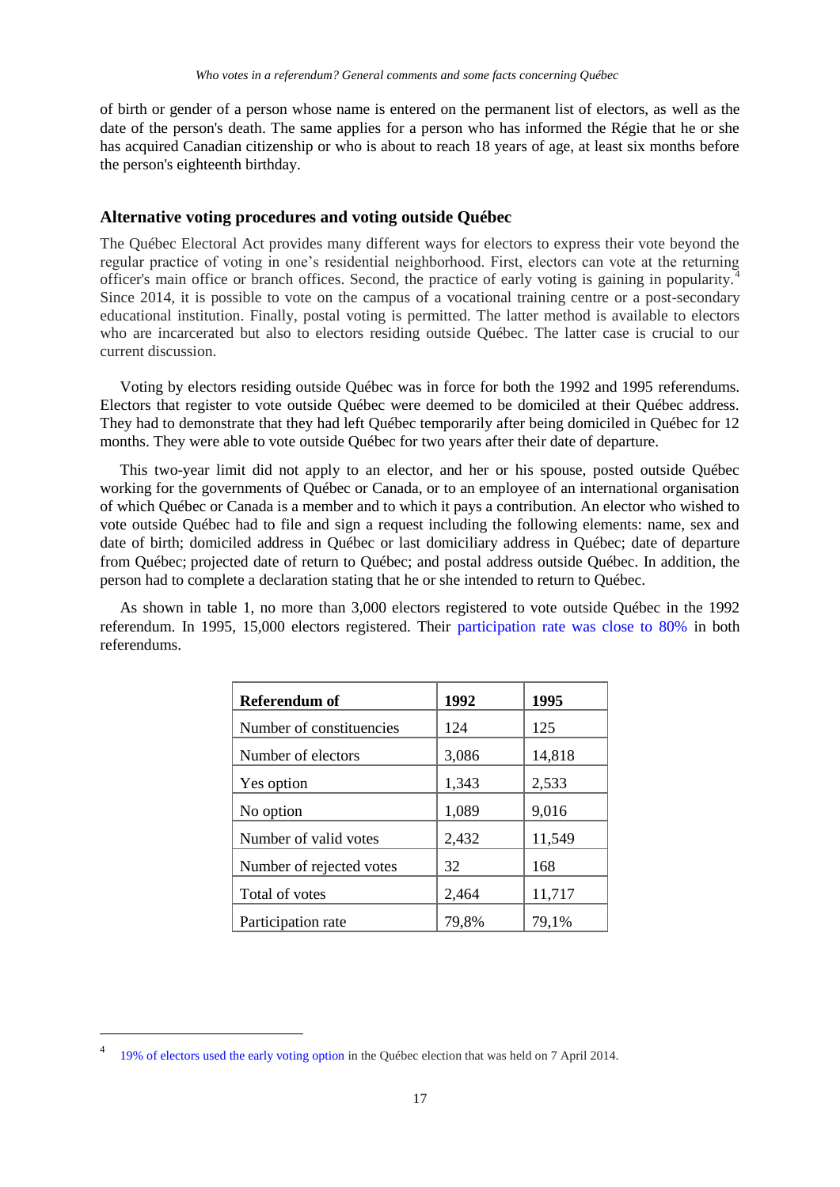of birth or gender of a person whose name is entered on the permanent list of electors, as well as the date of the person's death. The same applies for a person who has informed the Régie that he or she has acquired Canadian citizenship or who is about to reach 18 years of age, at least six months before the person's eighteenth birthday.

## Alternative voting procedures and voting outside Québec

The Québec Electoral Act provides many different ways for electors to express their vote beyond the regular practice of voting in one's residential neighborhood. First, electors can vote at the returning officer's main office or branch offices. Second, the practice of early voting is gaining in popularity.[4] Since 2014, it is possible to vote on the campus of a vocational training centre or a post-secondary educational institution. Finally, postal voting is permitted. The latter method is available to electors who are incarcerated but also to electors residing outside Québec. The latter case is crucial to our current discussion.

Voting by electors residing outside Québec was in force for both the 1992 and 1995 referendums. Electors that register to vote outside Québec were deemed to be domiciled at their Québec address. They had to demonstrate that they had left Québec temporarily after being domiciled in Québec for 12 months. They were able to vote outside Québec for two years after their date of departure.

This two-year limit did not apply to an elector, and her or his spouse, posted outside Québec working for the governments of Québec or Canada, or to an employee of an international organisation of which Québec or Canada is a member and to which it pays a contribution. An elector who wished to vote outside Québec had to file and sign a request including the following elements: name, sex and date of birth; domiciled address in Québec or last domiciliary address in Québec; date of departure from Québec; projected date of return to Québec; and postal address outside Québec. In addition, the person had to complete a declaration stating that he or she intended to return to Québec.

As shown in table 1, no more than 3,000 electors registered to vote outside Québec in the 1992 referendum. In 1995, 15,000 electors registered. Their participation rate was close to 80% in both referendums.

| Referendum of | 1992 | 1995 |
|---|---|---|
| Number of constituencies | 124 | 125 |
| Number of electors | 3,086 | 14,818 |
| Yes option | 1,343 | 2,533 |
| No option | 1,089 | 9,016 |
| Number of valid votes | 2,432 | 11,549 |
| Number of rejected votes | 32 | 168 |
| Total of votes | 2,464 | 11,717 |
| Participation rate | 79,8% | 79,1% |

[4] 19% of electors used the early voting option in the Québec election that was held on 7 April 2014.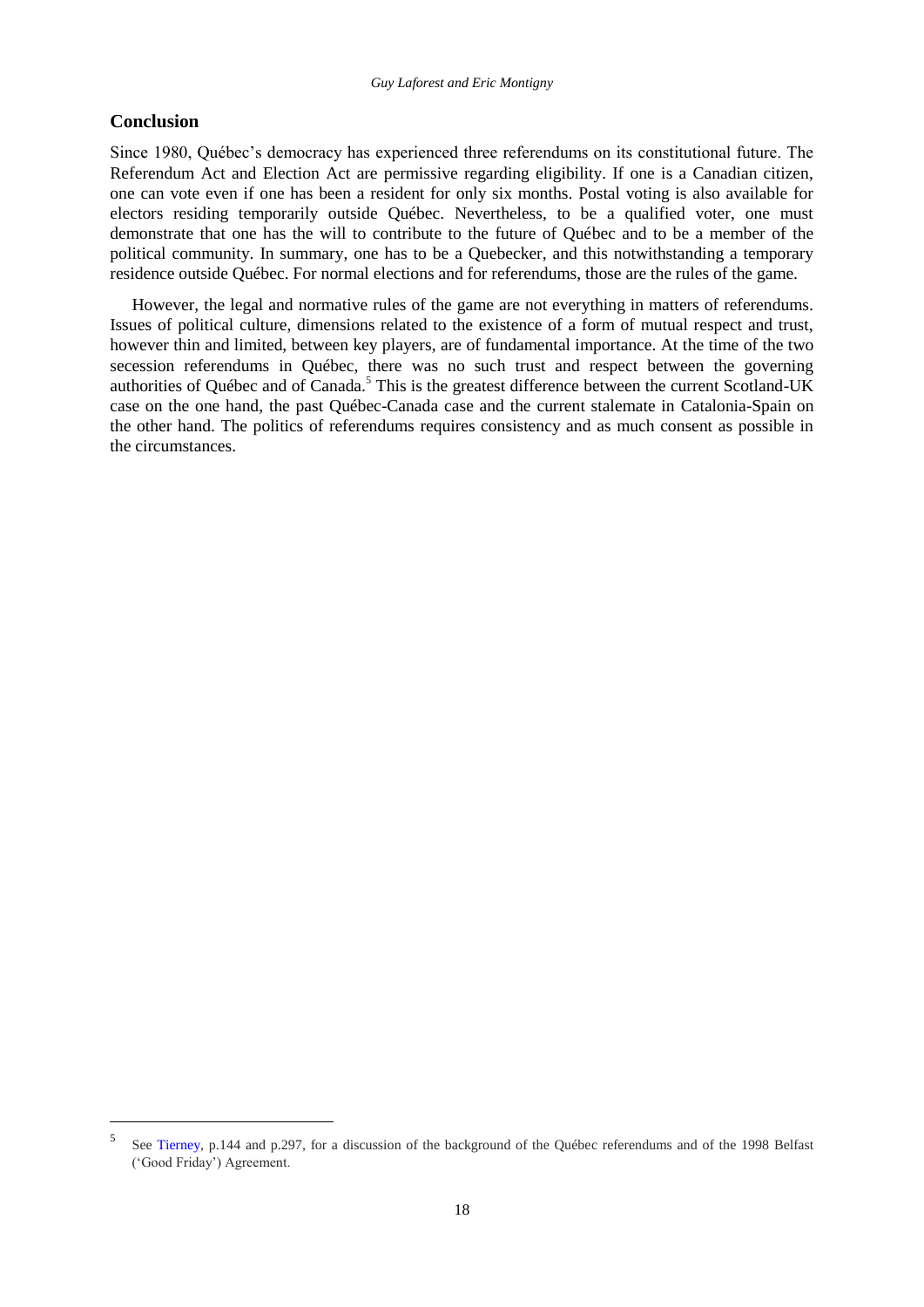## Conclusion

Since 1980, Québec's democracy has experienced three referendums on its constitutional future. The Referendum Act and Election Act are permissive regarding eligibility. If one is a Canadian citizen, one can vote even if one has been a resident for only six months. Postal voting is also available for electors residing temporarily outside Québec. Nevertheless, to be a qualified voter, one must demonstrate that one has the will to contribute to the future of Québec and to be a member of the political community. In summary, one has to be a Quebecker, and this notwithstanding a temporary residence outside Québec. For normal elections and for referendums, those are the rules of the game.

However, the legal and normative rules of the game are not everything in matters of referendums. Issues of political culture, dimensions related to the existence of a form of mutual respect and trust, however thin and limited, between key players, are of fundamental importance. At the time of the two secession referendums in Québec, there was no such trust and respect between the governing authorities of Québec and of Canada.[5] This is the greatest difference between the current Scotland-UK case on the one hand, the past Québec-Canada case and the current stalemate in Catalonia-Spain on the other hand. The politics of referendums requires consistency and as much consent as possible in the circumstances.

[5] See Tierney, p.144 and p.297, for a discussion of the background of the Québec referendums and of the 1998 Belfast ('Good Friday') Agreement.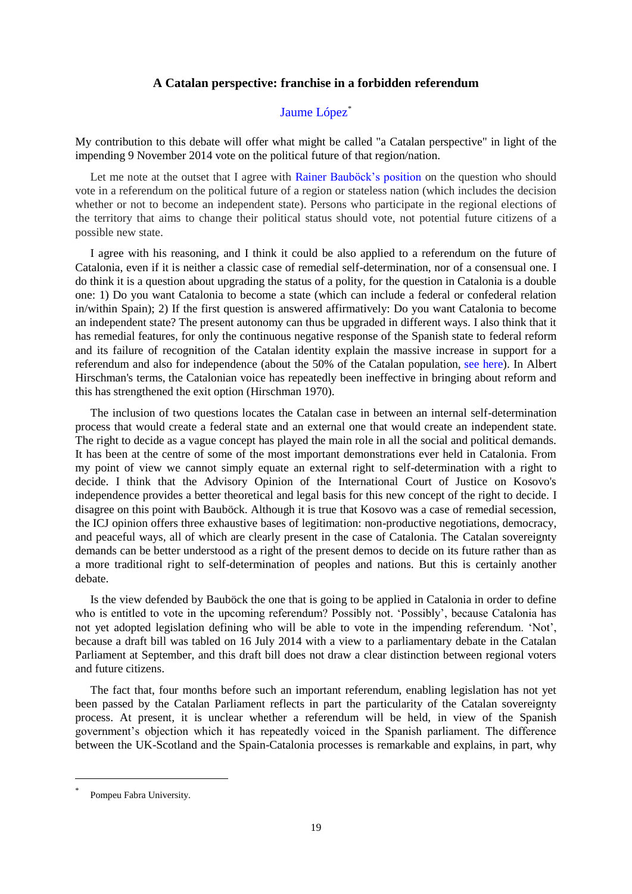### A Catalan perspective: franchise in a forbidden referendum

Jaume López[*]

My contribution to this debate will offer what might be called "a Catalan perspective" in light of the impending 9 November 2014 vote on the political future of that region/nation.

Let me note at the outset that I agree with Rainer Bauböck's position on the question who should vote in a referendum on the political future of a region or stateless nation (which includes the decision whether or not to become an independent state). Persons who participate in the regional elections of the territory that aims to change their political status should vote, not potential future citizens of a possible new state.

I agree with his reasoning, and I think it could be also applied to a referendum on the future of Catalonia, even if it is neither a classic case of remedial self-determination, nor of a consensual one. I do think it is a question about upgrading the status of a polity, for the question in Catalonia is a double one: 1) Do you want Catalonia to become a state (which can include a federal or confederal relation in/within Spain); 2) If the first question is answered affirmatively: Do you want Catalonia to become an independent state? The present autonomy can thus be upgraded in different ways. I also think that it has remedial features, for only the continuous negative response of the Spanish state to federal reform and its failure of recognition of the Catalan identity explain the massive increase in support for a referendum and also for independence (about the 50% of the Catalan population, see here). In Albert Hirschman's terms, the Catalonian voice has repeatedly been ineffective in bringing about reform and this has strengthened the exit option (Hirschman 1970).

The inclusion of two questions locates the Catalan case in between an internal self-determination process that would create a federal state and an external one that would create an independent state. The right to decide as a vague concept has played the main role in all the social and political demands. It has been at the centre of some of the most important demonstrations ever held in Catalonia. From my point of view we cannot simply equate an external right to self-determination with a right to decide. I think that the Advisory Opinion of the International Court of Justice on Kosovo's independence provides a better theoretical and legal basis for this new concept of the right to decide. I disagree on this point with Bauböck. Although it is true that Kosovo was a case of remedial secession, the ICJ opinion offers three exhaustive bases of legitimation: non-productive negotiations, democracy, and peaceful ways, all of which are clearly present in the case of Catalonia. The Catalan sovereignty demands can be better understood as a right of the present demos to decide on its future rather than as a more traditional right to self-determination of peoples and nations. But this is certainly another debate.

Is the view defended by Bauböck the one that is going to be applied in Catalonia in order to define who is entitled to vote in the upcoming referendum? Possibly not. 'Possibly', because Catalonia has not yet adopted legislation defining who will be able to vote in the impending referendum. 'Not', because a draft bill was tabled on 16 July 2014 with a view to a parliamentary debate in the Catalan Parliament at September, and this draft bill does not draw a clear distinction between regional voters and future citizens.

The fact that, four months before such an important referendum, enabling legislation has not yet been passed by the Catalan Parliament reflects in part the particularity of the Catalan sovereignty process. At present, it is unclear whether a referendum will be held, in view of the Spanish government's objection which it has repeatedly voiced in the Spanish parliament. The difference between the UK-Scotland and the Spain-Catalonia processes is remarkable and explains, in part, why

[*] Pompeu Fabra University.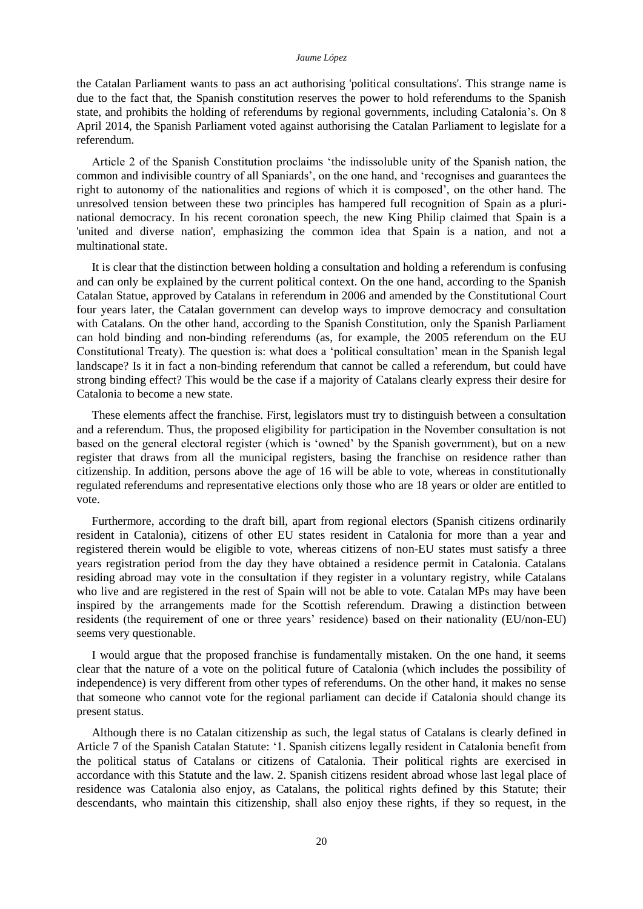the Catalan Parliament wants to pass an act authorising 'political consultations'. This strange name is due to the fact that, the Spanish constitution reserves the power to hold referendums to the Spanish state, and prohibits the holding of referendums by regional governments, including Catalonia's. On 8 April 2014, the Spanish Parliament voted against authorising the Catalan Parliament to legislate for a referendum.

Article 2 of the Spanish Constitution proclaims 'the indissoluble unity of the Spanish nation, the common and indivisible country of all Spaniards', on the one hand, and 'recognises and guarantees the right to autonomy of the nationalities and regions of which it is composed', on the other hand. The unresolved tension between these two principles has hampered full recognition of Spain as a pluri-national democracy. In his recent coronation speech, the new King Philip claimed that Spain is a 'united and diverse nation', emphasizing the common idea that Spain is a nation, and not a multinational state.

It is clear that the distinction between holding a consultation and holding a referendum is confusing and can only be explained by the current political context. On the one hand, according to the Spanish Catalan Statue, approved by Catalans in referendum in 2006 and amended by the Constitutional Court four years later, the Catalan government can develop ways to improve democracy and consultation with Catalans. On the other hand, according to the Spanish Constitution, only the Spanish Parliament can hold binding and non-binding referendums (as, for example, the 2005 referendum on the EU Constitutional Treaty). The question is: what does a 'political consultation' mean in the Spanish legal landscape? Is it in fact a non-binding referendum that cannot be called a referendum, but could have strong binding effect? This would be the case if a majority of Catalans clearly express their desire for Catalonia to become a new state.

These elements affect the franchise. First, legislators must try to distinguish between a consultation and a referendum. Thus, the proposed eligibility for participation in the November consultation is not based on the general electoral register (which is 'owned' by the Spanish government), but on a new register that draws from all the municipal registers, basing the franchise on residence rather than citizenship. In addition, persons above the age of 16 will be able to vote, whereas in constitutionally regulated referendums and representative elections only those who are 18 years or older are entitled to vote.

Furthermore, according to the draft bill, apart from regional electors (Spanish citizens ordinarily resident in Catalonia), citizens of other EU states resident in Catalonia for more than a year and registered therein would be eligible to vote, whereas citizens of non-EU states must satisfy a three years registration period from the day they have obtained a residence permit in Catalonia. Catalans residing abroad may vote in the consultation if they register in a voluntary registry, while Catalans who live and are registered in the rest of Spain will not be able to vote. Catalan MPs may have been inspired by the arrangements made for the Scottish referendum. Drawing a distinction between residents (the requirement of one or three years' residence) based on their nationality (EU/non-EU) seems very questionable.

I would argue that the proposed franchise is fundamentally mistaken. On the one hand, it seems clear that the nature of a vote on the political future of Catalonia (which includes the possibility of independence) is very different from other types of referendums. On the other hand, it makes no sense that someone who cannot vote for the regional parliament can decide if Catalonia should change its present status.

Although there is no Catalan citizenship as such, the legal status of Catalans is clearly defined in Article 7 of the Spanish Catalan Statute: '1. Spanish citizens legally resident in Catalonia benefit from the political status of Catalans or citizens of Catalonia. Their political rights are exercised in accordance with this Statute and the law. 2. Spanish citizens resident abroad whose last legal place of residence was Catalonia also enjoy, as Catalans, the political rights defined by this Statute; their descendants, who maintain this citizenship, shall also enjoy these rights, if they so request, in the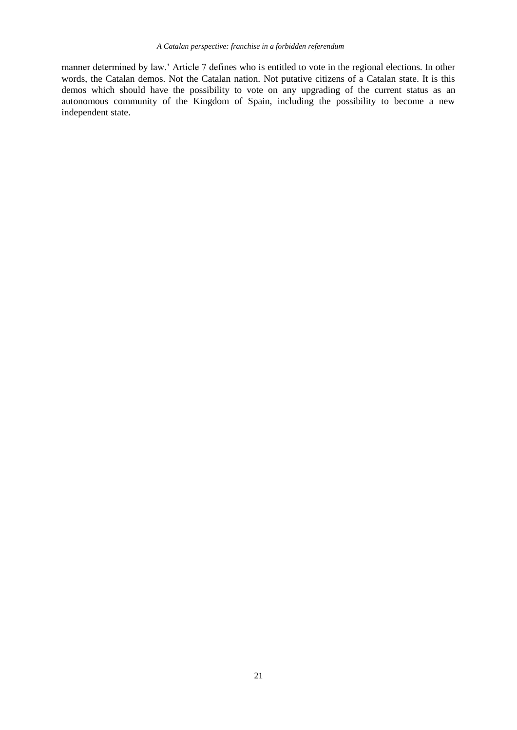manner determined by law.' Article 7 defines who is entitled to vote in the regional elections. In other words, the Catalan demos. Not the Catalan nation. Not putative citizens of a Catalan state. It is this demos which should have the possibility to vote on any upgrading of the current status as an autonomous community of the Kingdom of Spain, including the possibility to become a new independent state.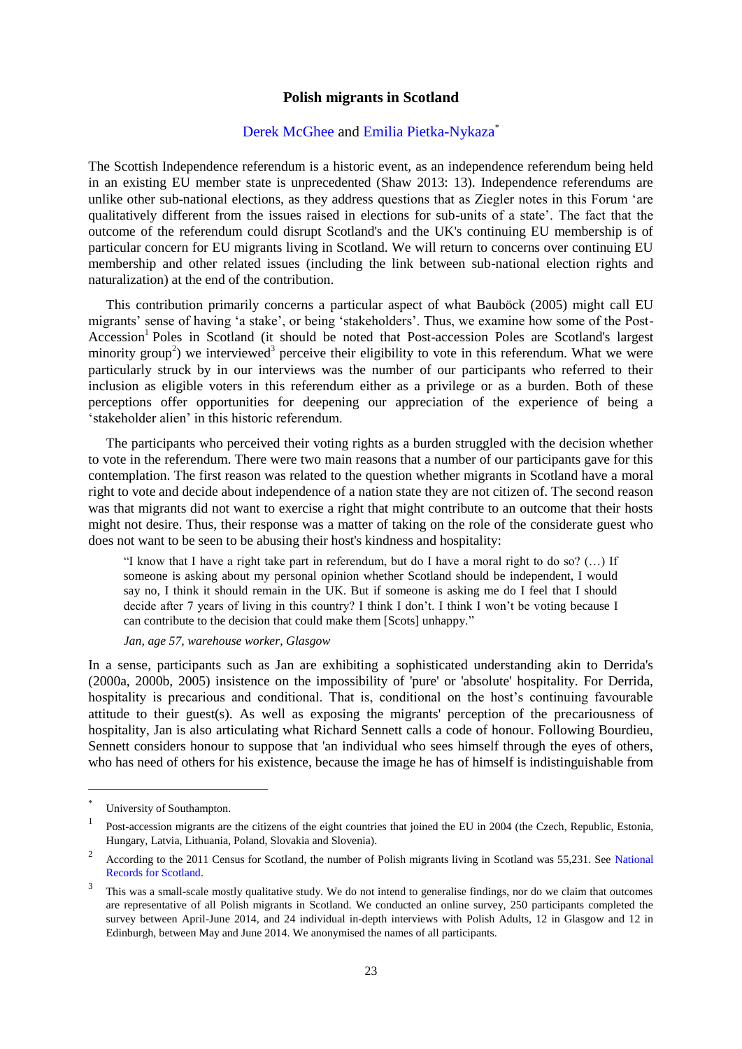# Polish migrants in Scotland

Derek McGhee and Emilia Pietka-Nykaza*

The Scottish Independence referendum is a historic event, as an independence referendum being held in an existing EU member state is unprecedented (Shaw 2013: 13). Independence referendums are unlike other sub-national elections, as they address questions that as Ziegler notes in this Forum 'are qualitatively different from the issues raised in elections for sub-units of a state'. The fact that the outcome of the referendum could disrupt Scotland's and the UK's continuing EU membership is of particular concern for EU migrants living in Scotland. We will return to concerns over continuing EU membership and other related issues (including the link between sub-national election rights and naturalization) at the end of the contribution.

This contribution primarily concerns a particular aspect of what Bauböck (2005) might call EU migrants' sense of having 'a stake', or being 'stakeholders'. Thus, we examine how some of the Post-Accession[1] Poles in Scotland (it should be noted that Post-accession Poles are Scotland's largest minority group[2]) we interviewed[3] perceive their eligibility to vote in this referendum. What we were particularly struck by in our interviews was the number of our participants who referred to their inclusion as eligible voters in this referendum either as a privilege or as a burden. Both of these perceptions offer opportunities for deepening our appreciation of the experience of being a 'stakeholder alien' in this historic referendum.

The participants who perceived their voting rights as a burden struggled with the decision whether to vote in the referendum. There were two main reasons that a number of our participants gave for this contemplation. The first reason was related to the question whether migrants in Scotland have a moral right to vote and decide about independence of a nation state they are not citizen of. The second reason was that migrants did not want to exercise a right that might contribute to an outcome that their hosts might not desire. Thus, their response was a matter of taking on the role of the considerate guest who does not want to be seen to be abusing their host's kindness and hospitality:

> "I know that I have a right take part in referendum, but do I have a moral right to do so? (…) If someone is asking about my personal opinion whether Scotland should be independent, I would say no, I think it should remain in the UK. But if someone is asking me do I feel that I should decide after 7 years of living in this country? I think I don't. I think I won't be voting because I can contribute to the decision that could make them [Scots] unhappy."
>
> *Jan, age 57, warehouse worker, Glasgow*

In a sense, participants such as Jan are exhibiting a sophisticated understanding akin to Derrida's (2000a, 2000b, 2005) insistence on the impossibility of 'pure' or 'absolute' hospitality. For Derrida, hospitality is precarious and conditional. That is, conditional on the host's continuing favourable attitude to their guest(s). As well as exposing the migrants' perception of the precariousness of hospitality, Jan is also articulating what Richard Sennett calls a code of honour. Following Bourdieu, Sennett considers honour to suppose that 'an individual who sees himself through the eyes of others, who has need of others for his existence, because the image he has of himself is indistinguishable from

---

\* University of Southampton.

[1] Post-accession migrants are the citizens of the eight countries that joined the EU in 2004 (the Czech, Republic, Estonia, Hungary, Latvia, Lithuania, Poland, Slovakia and Slovenia).

[2] According to the 2011 Census for Scotland, the number of Polish migrants living in Scotland was 55,231. See National Records for Scotland.

[3] This was a small-scale mostly qualitative study. We do not intend to generalise findings, nor do we claim that outcomes are representative of all Polish migrants in Scotland. We conducted an online survey, 250 participants completed the survey between April-June 2014, and 24 individual in-depth interviews with Polish Adults, 12 in Glasgow and 12 in Edinburgh, between May and June 2014. We anonymised the names of all participants.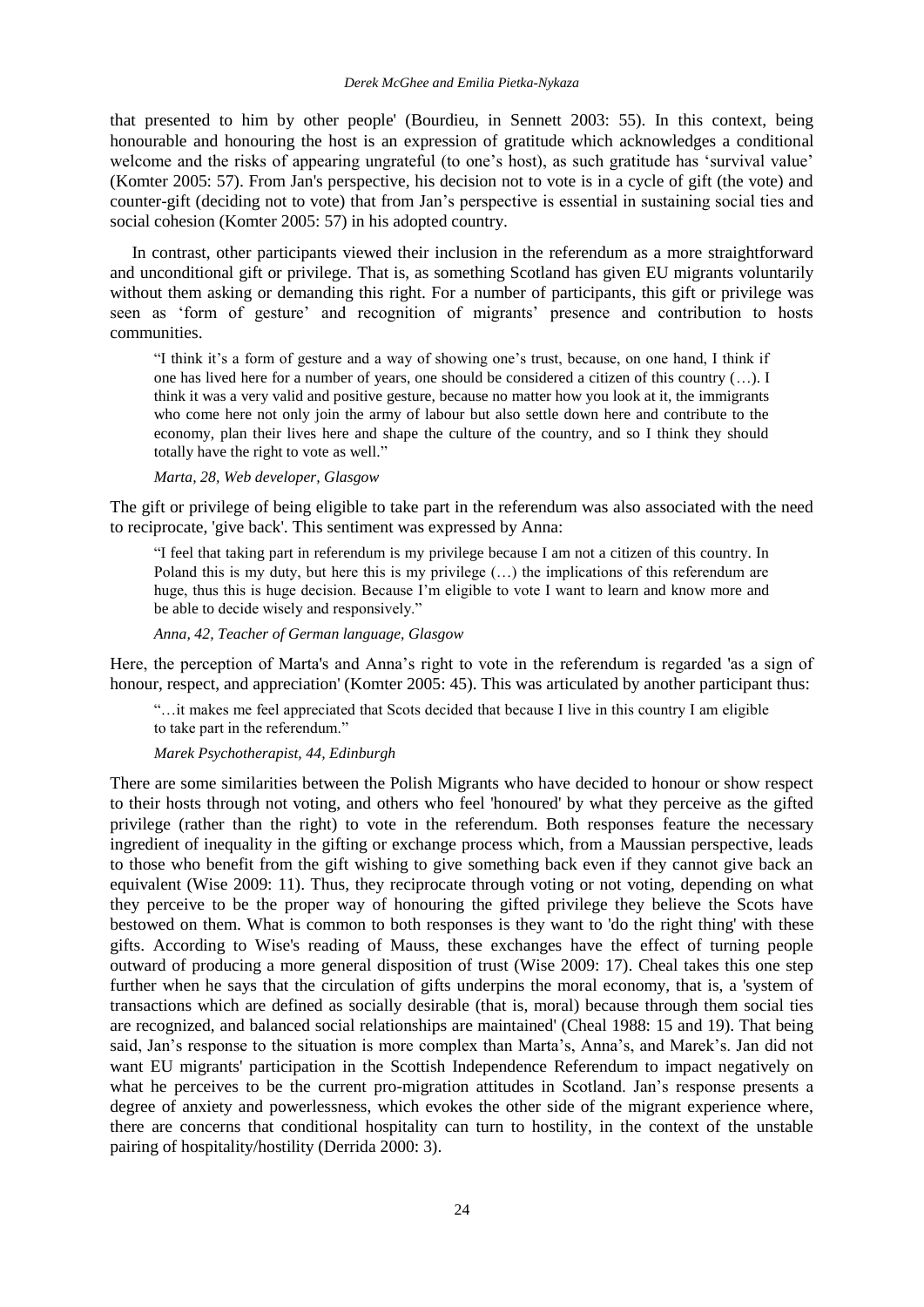that presented to him by other people' (Bourdieu, in Sennett 2003: 55). In this context, being honourable and honouring the host is an expression of gratitude which acknowledges a conditional welcome and the risks of appearing ungrateful (to one's host), as such gratitude has 'survival value' (Komter 2005: 57). From Jan's perspective, his decision not to vote is in a cycle of gift (the vote) and counter-gift (deciding not to vote) that from Jan's perspective is essential in sustaining social ties and social cohesion (Komter 2005: 57) in his adopted country.

In contrast, other participants viewed their inclusion in the referendum as a more straightforward and unconditional gift or privilege. That is, as something Scotland has given EU migrants voluntarily without them asking or demanding this right. For a number of participants, this gift or privilege was seen as 'form of gesture' and recognition of migrants' presence and contribution to hosts communities.

> "I think it's a form of gesture and a way of showing one's trust, because, on one hand, I think if one has lived here for a number of years, one should be considered a citizen of this country (…). I think it was a very valid and positive gesture, because no matter how you look at it, the immigrants who come here not only join the army of labour but also settle down here and contribute to the economy, plan their lives here and shape the culture of the country, and so I think they should totally have the right to vote as well."
>
> *Marta, 28, Web developer, Glasgow*

The gift or privilege of being eligible to take part in the referendum was also associated with the need to reciprocate, 'give back'. This sentiment was expressed by Anna:

> "I feel that taking part in referendum is my privilege because I am not a citizen of this country. In Poland this is my duty, but here this is my privilege (…) the implications of this referendum are huge, thus this is huge decision. Because I'm eligible to vote I want to learn and know more and be able to decide wisely and responsively."
>
> *Anna, 42, Teacher of German language, Glasgow*

Here, the perception of Marta's and Anna's right to vote in the referendum is regarded 'as a sign of honour, respect, and appreciation' (Komter 2005: 45). This was articulated by another participant thus:

> "…it makes me feel appreciated that Scots decided that because I live in this country I am eligible to take part in the referendum."
>
> *Marek Psychotherapist, 44, Edinburgh*

There are some similarities between the Polish Migrants who have decided to honour or show respect to their hosts through not voting, and others who feel 'honoured' by what they perceive as the gifted privilege (rather than the right) to vote in the referendum. Both responses feature the necessary ingredient of inequality in the gifting or exchange process which, from a Maussian perspective, leads to those who benefit from the gift wishing to give something back even if they cannot give back an equivalent (Wise 2009: 11). Thus, they reciprocate through voting or not voting, depending on what they perceive to be the proper way of honouring the gifted privilege they believe the Scots have bestowed on them. What is common to both responses is they want to 'do the right thing' with these gifts. According to Wise's reading of Mauss, these exchanges have the effect of turning people outward of producing a more general disposition of trust (Wise 2009: 17). Cheal takes this one step further when he says that the circulation of gifts underpins the moral economy, that is, a 'system of transactions which are defined as socially desirable (that is, moral) because through them social ties are recognized, and balanced social relationships are maintained' (Cheal 1988: 15 and 19). That being said, Jan's response to the situation is more complex than Marta's, Anna's, and Marek's. Jan did not want EU migrants' participation in the Scottish Independence Referendum to impact negatively on what he perceives to be the current pro-migration attitudes in Scotland. Jan's response presents a degree of anxiety and powerlessness, which evokes the other side of the migrant experience where, there are concerns that conditional hospitality can turn to hostility, in the context of the unstable pairing of hospitality/hostility (Derrida 2000: 3).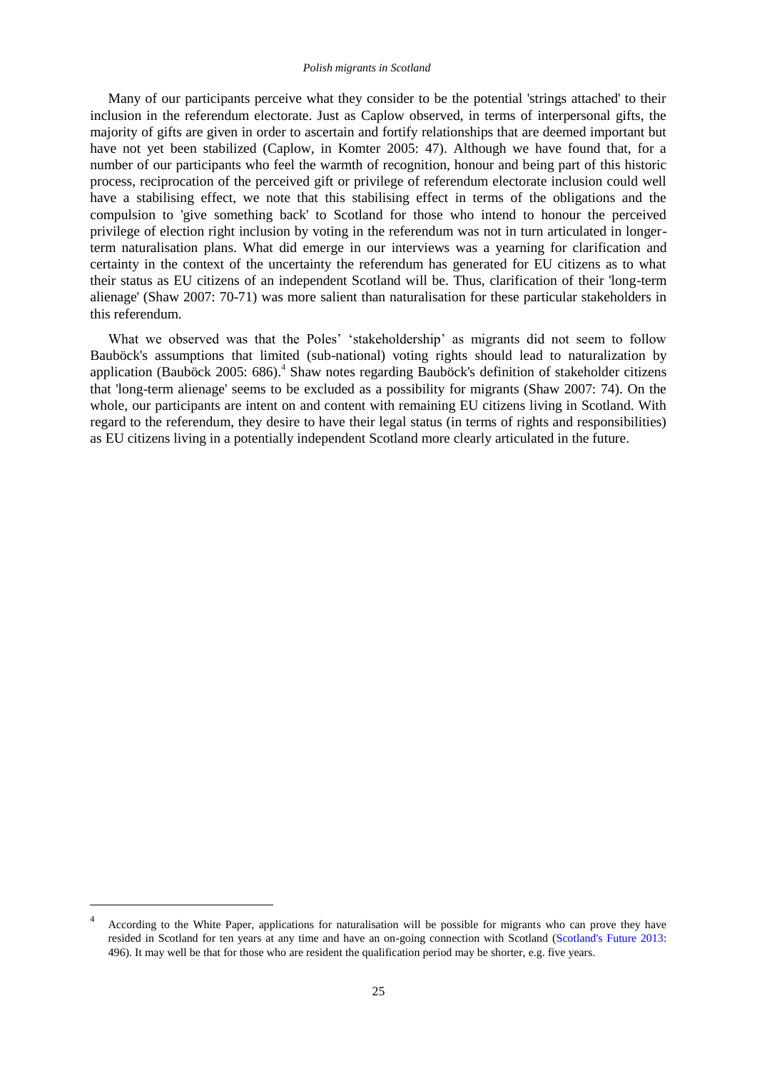Many of our participants perceive what they consider to be the potential 'strings attached' to their inclusion in the referendum electorate. Just as Caplow observed, in terms of interpersonal gifts, the majority of gifts are given in order to ascertain and fortify relationships that are deemed important but have not yet been stabilized (Caplow, in Komter 2005: 47). Although we have found that, for a number of our participants who feel the warmth of recognition, honour and being part of this historic process, reciprocation of the perceived gift or privilege of referendum electorate inclusion could well have a stabilising effect, we note that this stabilising effect in terms of the obligations and the compulsion to 'give something back' to Scotland for those who intend to honour the perceived privilege of election right inclusion by voting in the referendum was not in turn articulated in longer-term naturalisation plans. What did emerge in our interviews was a yearning for clarification and certainty in the context of the uncertainty the referendum has generated for EU citizens as to what their status as EU citizens of an independent Scotland will be. Thus, clarification of their 'long-term alienage' (Shaw 2007: 70-71) was more salient than naturalisation for these particular stakeholders in this referendum.

What we observed was that the Poles' 'stakeholdership' as migrants did not seem to follow Bauböck's assumptions that limited (sub-national) voting rights should lead to naturalization by application (Bauböck 2005: 686).[4] Shaw notes regarding Bauböck's definition of stakeholder citizens that 'long-term alienage' seems to be excluded as a possibility for migrants (Shaw 2007: 74). On the whole, our participants are intent on and content with remaining EU citizens living in Scotland. With regard to the referendum, they desire to have their legal status (in terms of rights and responsibilities) as EU citizens living in a potentially independent Scotland more clearly articulated in the future.

---

[4] According to the White Paper, applications for naturalisation will be possible for migrants who can prove they have resided in Scotland for ten years at any time and have an on-going connection with Scotland (Scotland's Future 2013: 496). It may well be that for those who are resident the qualification period may be shorter, e.g. five years.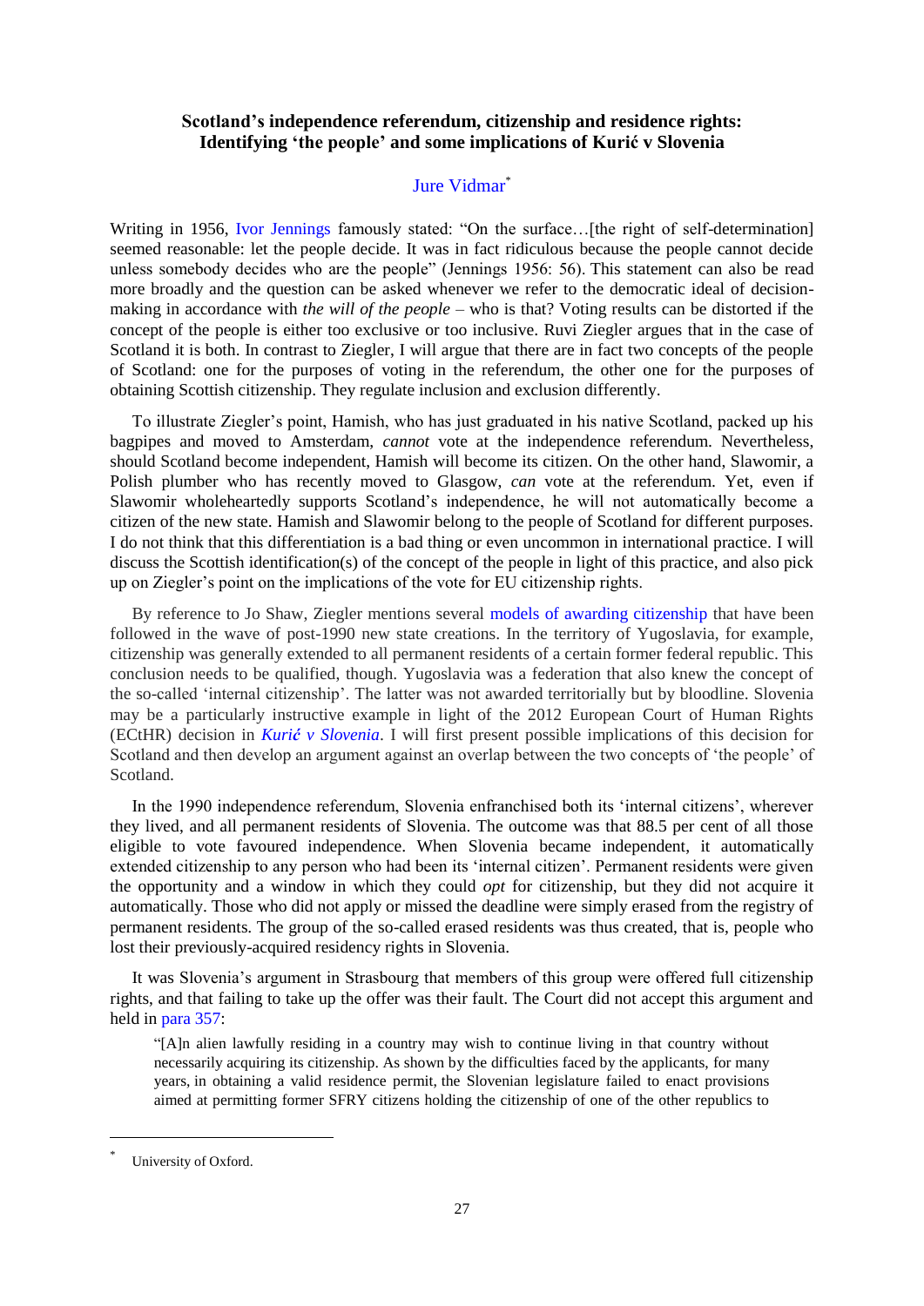**Scotland's independence referendum, citizenship and residence rights: Identifying 'the people' and some implications of Kurić v Slovenia**

Jure Vidmar[*]

Writing in 1956, Ivor Jennings famously stated: "On the surface…[the right of self-determination] seemed reasonable: let the people decide. It was in fact ridiculous because the people cannot decide unless somebody decides who are the people" (Jennings 1956: 56). This statement can also be read more broadly and the question can be asked whenever we refer to the democratic ideal of decision-making in accordance with *the will of the people* – who is that? Voting results can be distorted if the concept of the people is either too exclusive or too inclusive. Ruvi Ziegler argues that in the case of Scotland it is both. In contrast to Ziegler, I will argue that there are in fact two concepts of the people of Scotland: one for the purposes of voting in the referendum, the other one for the purposes of obtaining Scottish citizenship. They regulate inclusion and exclusion differently.

To illustrate Ziegler's point, Hamish, who has just graduated in his native Scotland, packed up his bagpipes and moved to Amsterdam, *cannot* vote at the independence referendum. Nevertheless, should Scotland become independent, Hamish will become its citizen. On the other hand, Slawomir, a Polish plumber who has recently moved to Glasgow, *can* vote at the referendum. Yet, even if Slawomir wholeheartedly supports Scotland's independence, he will not automatically become a citizen of the new state. Hamish and Slawomir belong to the people of Scotland for different purposes. I do not think that this differentiation is a bad thing or even uncommon in international practice. I will discuss the Scottish identification(s) of the concept of the people in light of this practice, and also pick up on Ziegler's point on the implications of the vote for EU citizenship rights.

By reference to Jo Shaw, Ziegler mentions several models of awarding citizenship that have been followed in the wave of post-1990 new state creations. In the territory of Yugoslavia, for example, citizenship was generally extended to all permanent residents of a certain former federal republic. This conclusion needs to be qualified, though. Yugoslavia was a federation that also knew the concept of the so-called 'internal citizenship'. The latter was not awarded territorially but by bloodline. Slovenia may be a particularly instructive example in light of the 2012 European Court of Human Rights (ECtHR) decision in *Kurić v Slovenia*. I will first present possible implications of this decision for Scotland and then develop an argument against an overlap between the two concepts of 'the people' of Scotland.

In the 1990 independence referendum, Slovenia enfranchised both its 'internal citizens', wherever they lived, and all permanent residents of Slovenia. The outcome was that 88.5 per cent of all those eligible to vote favoured independence. When Slovenia became independent, it automatically extended citizenship to any person who had been its 'internal citizen'. Permanent residents were given the opportunity and a window in which they could *opt* for citizenship, but they did not acquire it automatically. Those who did not apply or missed the deadline were simply erased from the registry of permanent residents. The group of the so-called erased residents was thus created, that is, people who lost their previously-acquired residency rights in Slovenia.

It was Slovenia's argument in Strasbourg that members of this group were offered full citizenship rights, and that failing to take up the offer was their fault. The Court did not accept this argument and held in para 357:

> "[A]n alien lawfully residing in a country may wish to continue living in that country without necessarily acquiring its citizenship. As shown by the difficulties faced by the applicants, for many years, in obtaining a valid residence permit, the Slovenian legislature failed to enact provisions aimed at permitting former SFRY citizens holding the citizenship of one of the other republics to

[*] University of Oxford.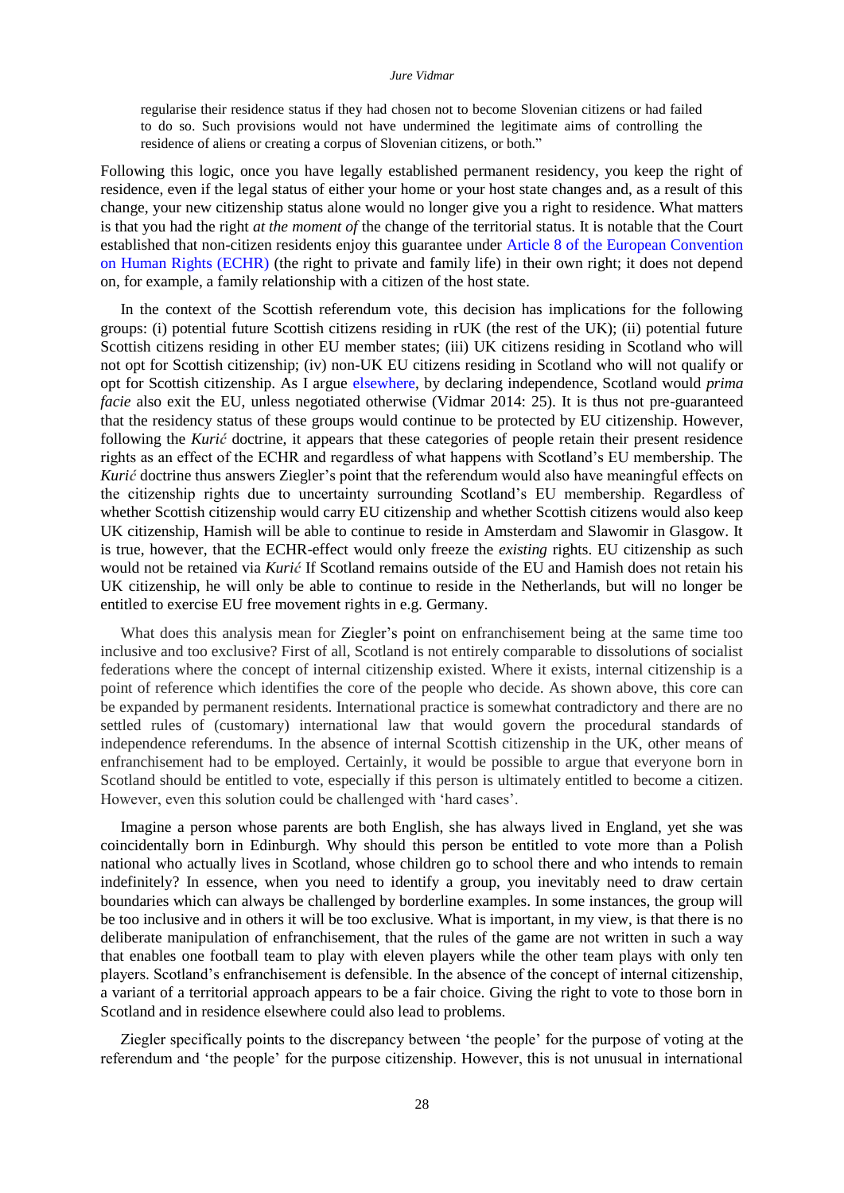> regularise their residence status if they had chosen not to become Slovenian citizens or had failed to do so. Such provisions would not have undermined the legitimate aims of controlling the residence of aliens or creating a corpus of Slovenian citizens, or both."

Following this logic, once you have legally established permanent residency, you keep the right of residence, even if the legal status of either your home or your host state changes and, as a result of this change, your new citizenship status alone would no longer give you a right to residence. What matters is that you had the right *at the moment of* the change of the territorial status. It is notable that the Court established that non-citizen residents enjoy this guarantee under Article 8 of the European Convention on Human Rights (ECHR) (the right to private and family life) in their own right; it does not depend on, for example, a family relationship with a citizen of the host state.

In the context of the Scottish referendum vote, this decision has implications for the following groups: (i) potential future Scottish citizens residing in rUK (the rest of the UK); (ii) potential future Scottish citizens residing in other EU member states; (iii) UK citizens residing in Scotland who will not opt for Scottish citizenship; (iv) non-UK EU citizens residing in Scotland who will not qualify or opt for Scottish citizenship. As I argue elsewhere, by declaring independence, Scotland would *prima facie* also exit the EU, unless negotiated otherwise (Vidmar 2014: 25). It is thus not pre-guaranteed that the residency status of these groups would continue to be protected by EU citizenship. However, following the *Kurić* doctrine, it appears that these categories of people retain their present residence rights as an effect of the ECHR and regardless of what happens with Scotland's EU membership. The *Kurić* doctrine thus answers Ziegler's point that the referendum would also have meaningful effects on the citizenship rights due to uncertainty surrounding Scotland's EU membership. Regardless of whether Scottish citizenship would carry EU citizenship and whether Scottish citizens would also keep UK citizenship, Hamish will be able to continue to reside in Amsterdam and Slawomir in Glasgow. It is true, however, that the ECHR-effect would only freeze the *existing* rights. EU citizenship as such would not be retained via *Kurić* If Scotland remains outside of the EU and Hamish does not retain his UK citizenship, he will only be able to continue to reside in the Netherlands, but will no longer be entitled to exercise EU free movement rights in e.g. Germany.

What does this analysis mean for Ziegler's point on enfranchisement being at the same time too inclusive and too exclusive? First of all, Scotland is not entirely comparable to dissolutions of socialist federations where the concept of internal citizenship existed. Where it exists, internal citizenship is a point of reference which identifies the core of the people who decide. As shown above, this core can be expanded by permanent residents. International practice is somewhat contradictory and there are no settled rules of (customary) international law that would govern the procedural standards of independence referendums. In the absence of internal Scottish citizenship in the UK, other means of enfranchisement had to be employed. Certainly, it would be possible to argue that everyone born in Scotland should be entitled to vote, especially if this person is ultimately entitled to become a citizen. However, even this solution could be challenged with 'hard cases'.

Imagine a person whose parents are both English, she has always lived in England, yet she was coincidentally born in Edinburgh. Why should this person be entitled to vote more than a Polish national who actually lives in Scotland, whose children go to school there and who intends to remain indefinitely? In essence, when you need to identify a group, you inevitably need to draw certain boundaries which can always be challenged by borderline examples. In some instances, the group will be too inclusive and in others it will be too exclusive. What is important, in my view, is that there is no deliberate manipulation of enfranchisement, that the rules of the game are not written in such a way that enables one football team to play with eleven players while the other team plays with only ten players. Scotland's enfranchisement is defensible. In the absence of the concept of internal citizenship, a variant of a territorial approach appears to be a fair choice. Giving the right to vote to those born in Scotland and in residence elsewhere could also lead to problems.

Ziegler specifically points to the discrepancy between 'the people' for the purpose of voting at the referendum and 'the people' for the purpose citizenship. However, this is not unusual in international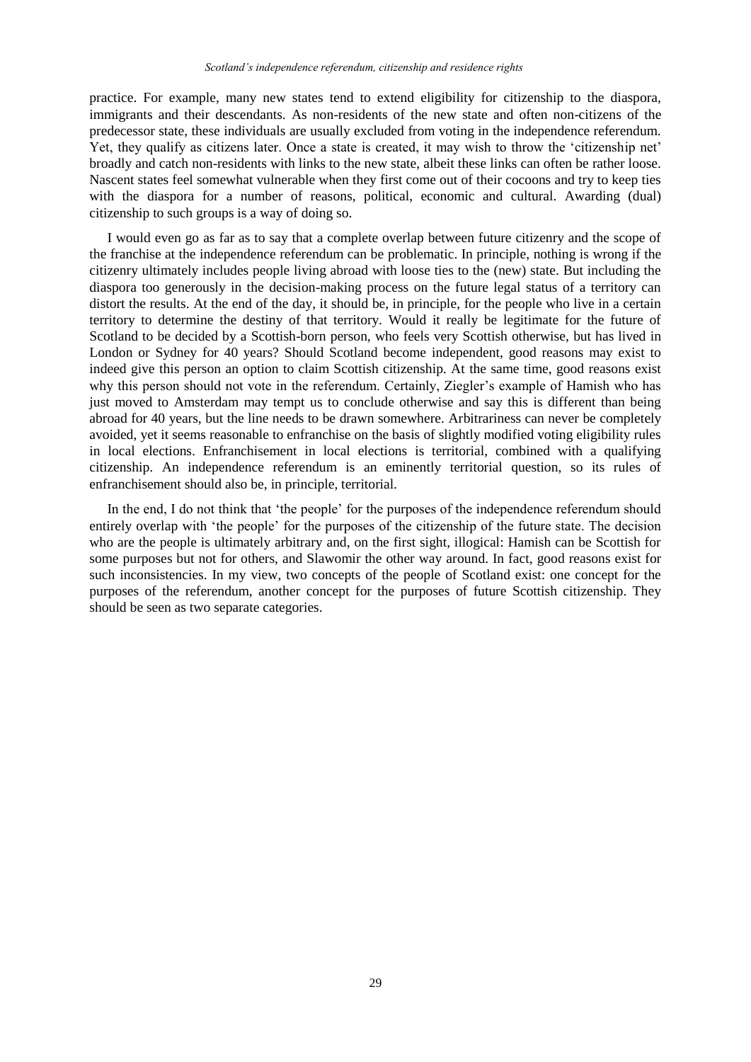practice. For example, many new states tend to extend eligibility for citizenship to the diaspora, immigrants and their descendants. As non-residents of the new state and often non-citizens of the predecessor state, these individuals are usually excluded from voting in the independence referendum. Yet, they qualify as citizens later. Once a state is created, it may wish to throw the 'citizenship net' broadly and catch non-residents with links to the new state, albeit these links can often be rather loose. Nascent states feel somewhat vulnerable when they first come out of their cocoons and try to keep ties with the diaspora for a number of reasons, political, economic and cultural. Awarding (dual) citizenship to such groups is a way of doing so.

I would even go as far as to say that a complete overlap between future citizenry and the scope of the franchise at the independence referendum can be problematic. In principle, nothing is wrong if the citizenry ultimately includes people living abroad with loose ties to the (new) state. But including the diaspora too generously in the decision-making process on the future legal status of a territory can distort the results. At the end of the day, it should be, in principle, for the people who live in a certain territory to determine the destiny of that territory. Would it really be legitimate for the future of Scotland to be decided by a Scottish-born person, who feels very Scottish otherwise, but has lived in London or Sydney for 40 years? Should Scotland become independent, good reasons may exist to indeed give this person an option to claim Scottish citizenship. At the same time, good reasons exist why this person should not vote in the referendum. Certainly, Ziegler's example of Hamish who has just moved to Amsterdam may tempt us to conclude otherwise and say this is different than being abroad for 40 years, but the line needs to be drawn somewhere. Arbitrariness can never be completely avoided, yet it seems reasonable to enfranchise on the basis of slightly modified voting eligibility rules in local elections. Enfranchisement in local elections is territorial, combined with a qualifying citizenship. An independence referendum is an eminently territorial question, so its rules of enfranchisement should also be, in principle, territorial.

In the end, I do not think that 'the people' for the purposes of the independence referendum should entirely overlap with 'the people' for the purposes of the citizenship of the future state. The decision who are the people is ultimately arbitrary and, on the first sight, illogical: Hamish can be Scottish for some purposes but not for others, and Slawomir the other way around. In fact, good reasons exist for such inconsistencies. In my view, two concepts of the people of Scotland exist: one concept for the purposes of the referendum, another concept for the purposes of future Scottish citizenship. They should be seen as two separate categories.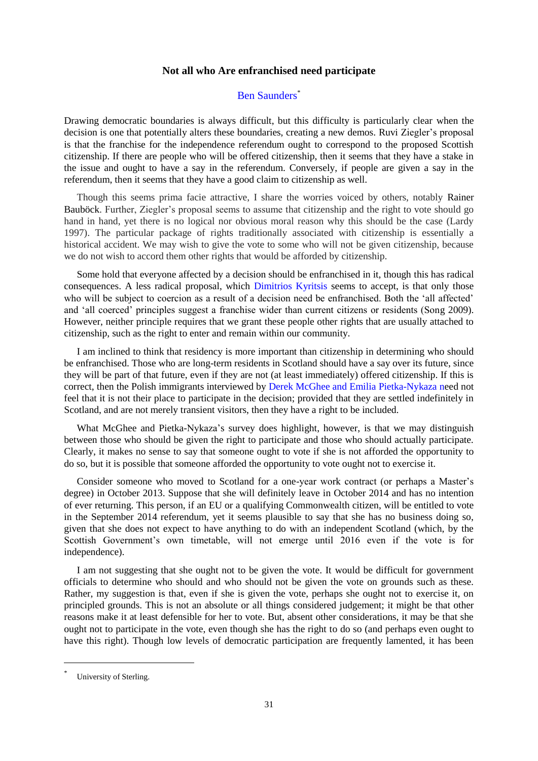## Not all who Are enfranchised need participate

Ben Saunders[*]

Drawing democratic boundaries is always difficult, but this difficulty is particularly clear when the decision is one that potentially alters these boundaries, creating a new demos. Ruvi Ziegler's proposal is that the franchise for the independence referendum ought to correspond to the proposed Scottish citizenship. If there are people who will be offered citizenship, then it seems that they have a stake in the issue and ought to have a say in the referendum. Conversely, if people are given a say in the referendum, then it seems that they have a good claim to citizenship as well.

Though this seems prima facie attractive, I share the worries voiced by others, notably Rainer Bauböck. Further, Ziegler's proposal seems to assume that citizenship and the right to vote should go hand in hand, yet there is no logical nor obvious moral reason why this should be the case (Lardy 1997). The particular package of rights traditionally associated with citizenship is essentially a historical accident. We may wish to give the vote to some who will not be given citizenship, because we do not wish to accord them other rights that would be afforded by citizenship.

Some hold that everyone affected by a decision should be enfranchised in it, though this has radical consequences. A less radical proposal, which Dimitrios Kyritsis seems to accept, is that only those who will be subject to coercion as a result of a decision need be enfranchised. Both the 'all affected' and 'all coerced' principles suggest a franchise wider than current citizens or residents (Song 2009). However, neither principle requires that we grant these people other rights that are usually attached to citizenship, such as the right to enter and remain within our community.

I am inclined to think that residency is more important than citizenship in determining who should be enfranchised. Those who are long-term residents in Scotland should have a say over its future, since they will be part of that future, even if they are not (at least immediately) offered citizenship. If this is correct, then the Polish immigrants interviewed by Derek McGhee and Emilia Pietka-Nykaza need not feel that it is not their place to participate in the decision; provided that they are settled indefinitely in Scotland, and are not merely transient visitors, then they have a right to be included.

What McGhee and Pietka-Nykaza's survey does highlight, however, is that we may distinguish between those who should be given the right to participate and those who should actually participate. Clearly, it makes no sense to say that someone ought to vote if she is not afforded the opportunity to do so, but it is possible that someone afforded the opportunity to vote ought not to exercise it.

Consider someone who moved to Scotland for a one-year work contract (or perhaps a Master's degree) in October 2013. Suppose that she will definitely leave in October 2014 and has no intention of ever returning. This person, if an EU or a qualifying Commonwealth citizen, will be entitled to vote in the September 2014 referendum, yet it seems plausible to say that she has no business doing so, given that she does not expect to have anything to do with an independent Scotland (which, by the Scottish Government's own timetable, will not emerge until 2016 even if the vote is for independence).

I am not suggesting that she ought not to be given the vote. It would be difficult for government officials to determine who should and who should not be given the vote on grounds such as these. Rather, my suggestion is that, even if she is given the vote, perhaps she ought not to exercise it, on principled grounds. This is not an absolute or all things considered judgement; it might be that other reasons make it at least defensible for her to vote. But, absent other considerations, it may be that she ought not to participate in the vote, even though she has the right to do so (and perhaps even ought to have this right). Though low levels of democratic participation are frequently lamented, it has been

[*] University of Sterling.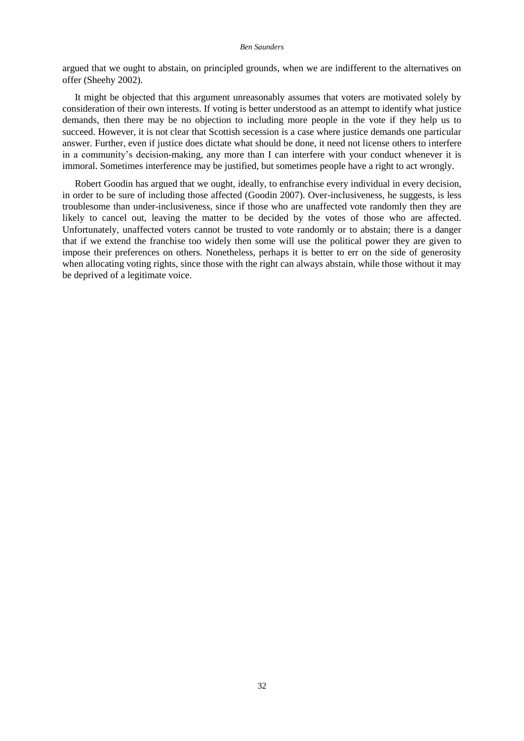argued that we ought to abstain, on principled grounds, when we are indifferent to the alternatives on offer (Sheehy 2002).

It might be objected that this argument unreasonably assumes that voters are motivated solely by consideration of their own interests. If voting is better understood as an attempt to identify what justice demands, then there may be no objection to including more people in the vote if they help us to succeed. However, it is not clear that Scottish secession is a case where justice demands one particular answer. Further, even if justice does dictate what should be done, it need not license others to interfere in a community's decision-making, any more than I can interfere with your conduct whenever it is immoral. Sometimes interference may be justified, but sometimes people have a right to act wrongly.

Robert Goodin has argued that we ought, ideally, to enfranchise every individual in every decision, in order to be sure of including those affected (Goodin 2007). Over-inclusiveness, he suggests, is less troublesome than under-inclusiveness, since if those who are unaffected vote randomly then they are likely to cancel out, leaving the matter to be decided by the votes of those who are affected. Unfortunately, unaffected voters cannot be trusted to vote randomly or to abstain; there is a danger that if we extend the franchise too widely then some will use the political power they are given to impose their preferences on others. Nonetheless, perhaps it is better to err on the side of generosity when allocating voting rights, since those with the right can always abstain, while those without it may be deprived of a legitimate voice.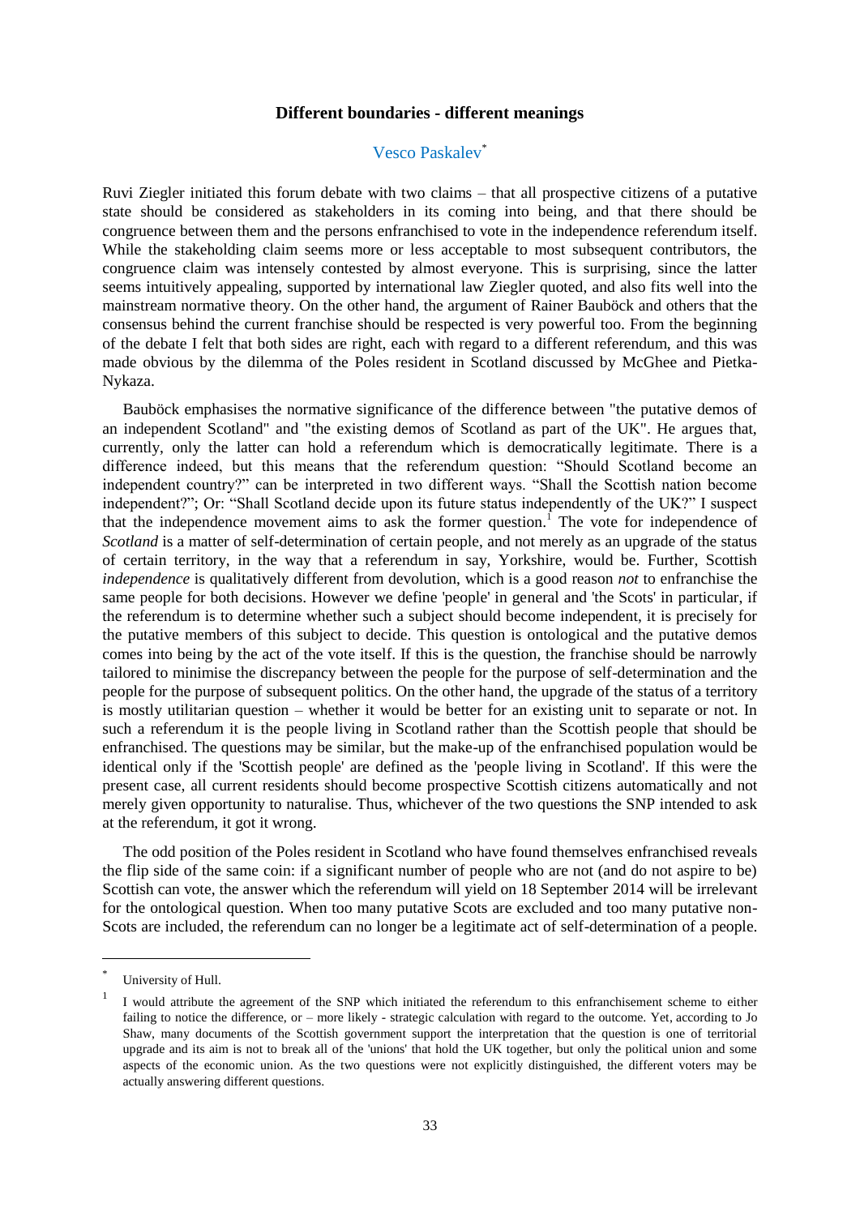## Different boundaries - different meanings

Vesco Paskalev[*]

Ruvi Ziegler initiated this forum debate with two claims – that all prospective citizens of a putative state should be considered as stakeholders in its coming into being, and that there should be congruence between them and the persons enfranchised to vote in the independence referendum itself. While the stakeholding claim seems more or less acceptable to most subsequent contributors, the congruence claim was intensely contested by almost everyone. This is surprising, since the latter seems intuitively appealing, supported by international law Ziegler quoted, and also fits well into the mainstream normative theory. On the other hand, the argument of Rainer Bauböck and others that the consensus behind the current franchise should be respected is very powerful too. From the beginning of the debate I felt that both sides are right, each with regard to a different referendum, and this was made obvious by the dilemma of the Poles resident in Scotland discussed by McGhee and Pietka-Nykaza.

Bauböck emphasises the normative significance of the difference between "the putative demos of an independent Scotland" and "the existing demos of Scotland as part of the UK". He argues that, currently, only the latter can hold a referendum which is democratically legitimate. There is a difference indeed, but this means that the referendum question: "Should Scotland become an independent country?" can be interpreted in two different ways. "Shall the Scottish nation become independent?"; Or: "Shall Scotland decide upon its future status independently of the UK?" I suspect that the independence movement aims to ask the former question.[1] The vote for independence of *Scotland* is a matter of self-determination of certain people, and not merely as an upgrade of the status of certain territory, in the way that a referendum in say, Yorkshire, would be. Further, Scottish *independence* is qualitatively different from devolution, which is a good reason *not* to enfranchise the same people for both decisions. However we define 'people' in general and 'the Scots' in particular, if the referendum is to determine whether such a subject should become independent, it is precisely for the putative members of this subject to decide. This question is ontological and the putative demos comes into being by the act of the vote itself. If this is the question, the franchise should be narrowly tailored to minimise the discrepancy between the people for the purpose of self-determination and the people for the purpose of subsequent politics. On the other hand, the upgrade of the status of a territory is mostly utilitarian question – whether it would be better for an existing unit to separate or not. In such a referendum it is the people living in Scotland rather than the Scottish people that should be enfranchised. The questions may be similar, but the make-up of the enfranchised population would be identical only if the 'Scottish people' are defined as the 'people living in Scotland'. If this were the present case, all current residents should become prospective Scottish citizens automatically and not merely given opportunity to naturalise. Thus, whichever of the two questions the SNP intended to ask at the referendum, it got it wrong.

The odd position of the Poles resident in Scotland who have found themselves enfranchised reveals the flip side of the same coin: if a significant number of people who are not (and do not aspire to be) Scottish can vote, the answer which the referendum will yield on 18 September 2014 will be irrelevant for the ontological question. When too many putative Scots are excluded and too many putative non-Scots are included, the referendum can no longer be a legitimate act of self-determination of a people.

---

[*] University of Hull.

[1] I would attribute the agreement of the SNP which initiated the referendum to this enfranchisement scheme to either failing to notice the difference, or – more likely - strategic calculation with regard to the outcome. Yet, according to Jo Shaw, many documents of the Scottish government support the interpretation that the question is one of territorial upgrade and its aim is not to break all of the 'unions' that hold the UK together, but only the political union and some aspects of the economic union. As the two questions were not explicitly distinguished, the different voters may be actually answering different questions.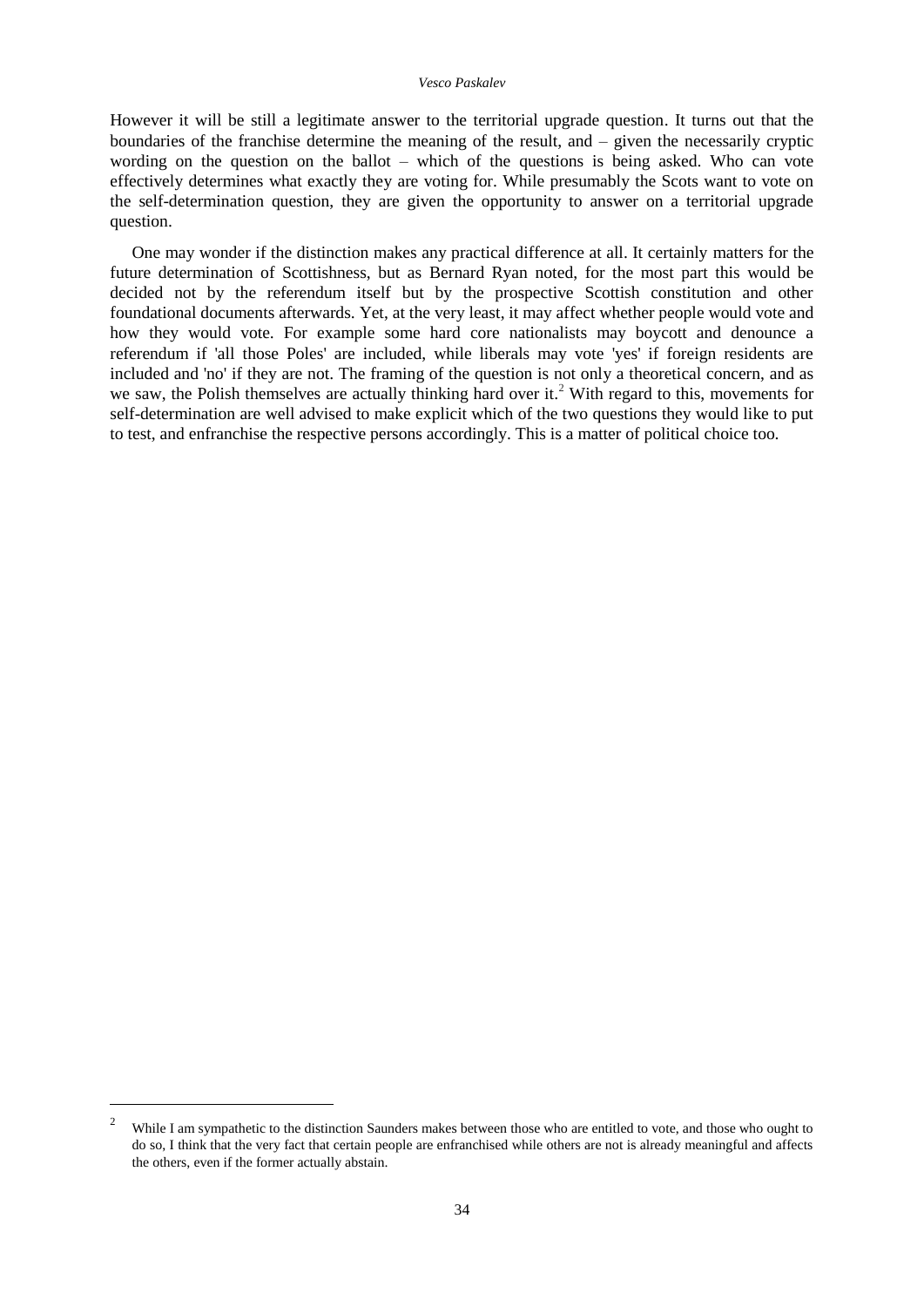However it will be still a legitimate answer to the territorial upgrade question. It turns out that the boundaries of the franchise determine the meaning of the result, and – given the necessarily cryptic wording on the question on the ballot – which of the questions is being asked. Who can vote effectively determines what exactly they are voting for. While presumably the Scots want to vote on the self-determination question, they are given the opportunity to answer on a territorial upgrade question.

One may wonder if the distinction makes any practical difference at all. It certainly matters for the future determination of Scottishness, but as Bernard Ryan noted, for the most part this would be decided not by the referendum itself but by the prospective Scottish constitution and other foundational documents afterwards. Yet, at the very least, it may affect whether people would vote and how they would vote. For example some hard core nationalists may boycott and denounce a referendum if 'all those Poles' are included, while liberals may vote 'yes' if foreign residents are included and 'no' if they are not. The framing of the question is not only a theoretical concern, and as we saw, the Polish themselves are actually thinking hard over it.[2] With regard to this, movements for self-determination are well advised to make explicit which of the two questions they would like to put to test, and enfranchise the respective persons accordingly. This is a matter of political choice too.

[2] While I am sympathetic to the distinction Saunders makes between those who are entitled to vote, and those who ought to do so, I think that the very fact that certain people are enfranchised while others are not is already meaningful and affects the others, even if the former actually abstain.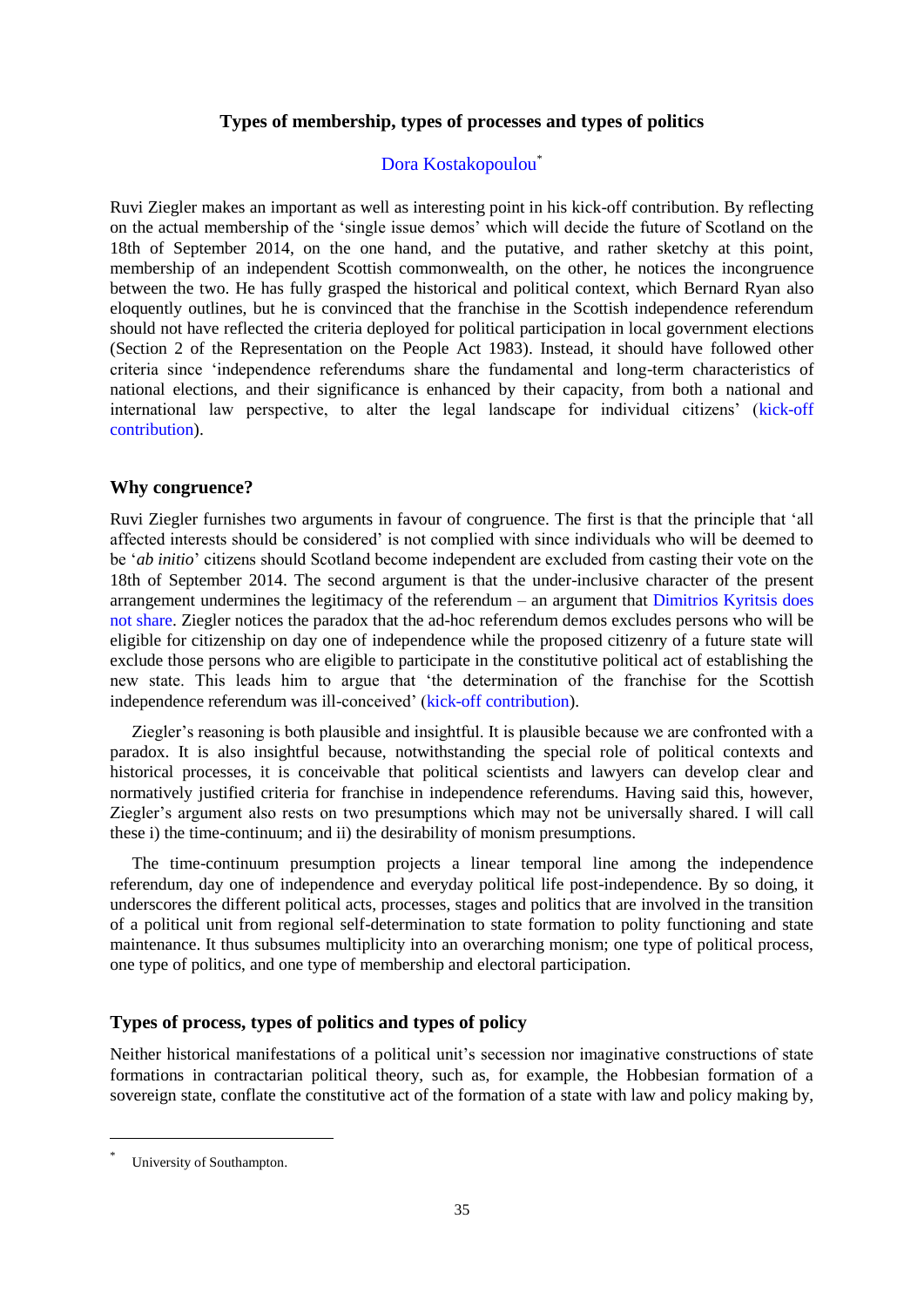## Types of membership, types of processes and types of politics

Dora Kostakopoulou[*]

Ruvi Ziegler makes an important as well as interesting point in his kick-off contribution. By reflecting on the actual membership of the 'single issue demos' which will decide the future of Scotland on the 18th of September 2014, on the one hand, and the putative, and rather sketchy at this point, membership of an independent Scottish commonwealth, on the other, he notices the incongruence between the two. He has fully grasped the historical and political context, which Bernard Ryan also eloquently outlines, but he is convinced that the franchise in the Scottish independence referendum should not have reflected the criteria deployed for political participation in local government elections (Section 2 of the Representation on the People Act 1983). Instead, it should have followed other criteria since 'independence referendums share the fundamental and long-term characteristics of national elections, and their significance is enhanced by their capacity, from both a national and international law perspective, to alter the legal landscape for individual citizens' (kick-off contribution).

### Why congruence?

Ruvi Ziegler furnishes two arguments in favour of congruence. The first is that the principle that 'all affected interests should be considered' is not complied with since individuals who will be deemed to be '*ab initio*' citizens should Scotland become independent are excluded from casting their vote on the 18th of September 2014. The second argument is that the under-inclusive character of the present arrangement undermines the legitimacy of the referendum – an argument that Dimitrios Kyritsis does not share. Ziegler notices the paradox that the ad-hoc referendum demos excludes persons who will be eligible for citizenship on day one of independence while the proposed citizenry of a future state will exclude those persons who are eligible to participate in the constitutive political act of establishing the new state. This leads him to argue that 'the determination of the franchise for the Scottish independence referendum was ill-conceived' (kick-off contribution).

Ziegler's reasoning is both plausible and insightful. It is plausible because we are confronted with a paradox. It is also insightful because, notwithstanding the special role of political contexts and historical processes, it is conceivable that political scientists and lawyers can develop clear and normatively justified criteria for franchise in independence referendums. Having said this, however, Ziegler's argument also rests on two presumptions which may not be universally shared. I will call these i) the time-continuum; and ii) the desirability of monism presumptions.

The time-continuum presumption projects a linear temporal line among the independence referendum, day one of independence and everyday political life post-independence. By so doing, it underscores the different political acts, processes, stages and politics that are involved in the transition of a political unit from regional self-determination to state formation to polity functioning and state maintenance. It thus subsumes multiplicity into an overarching monism; one type of political process, one type of politics, and one type of membership and electoral participation.

### Types of process, types of politics and types of policy

Neither historical manifestations of a political unit's secession nor imaginative constructions of state formations in contractarian political theory, such as, for example, the Hobbesian formation of a sovereign state, conflate the constitutive act of the formation of a state with law and policy making by,

[*] University of Southampton.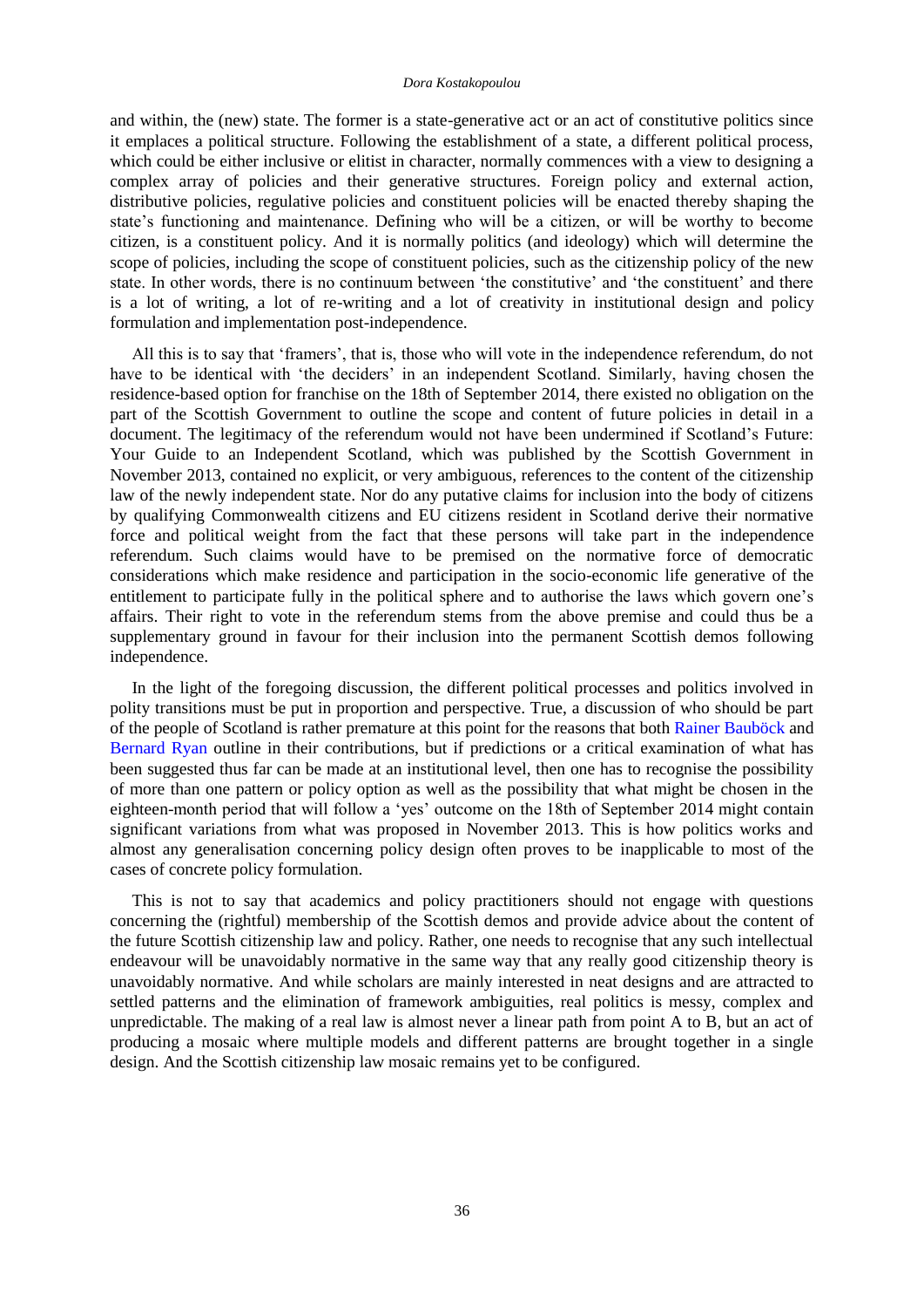and within, the (new) state. The former is a state-generative act or an act of constitutive politics since it emplaces a political structure. Following the establishment of a state, a different political process, which could be either inclusive or elitist in character, normally commences with a view to designing a complex array of policies and their generative structures. Foreign policy and external action, distributive policies, regulative policies and constituent policies will be enacted thereby shaping the state's functioning and maintenance. Defining who will be a citizen, or will be worthy to become citizen, is a constituent policy. And it is normally politics (and ideology) which will determine the scope of policies, including the scope of constituent policies, such as the citizenship policy of the new state. In other words, there is no continuum between 'the constitutive' and 'the constituent' and there is a lot of writing, a lot of re-writing and a lot of creativity in institutional design and policy formulation and implementation post-independence.

All this is to say that 'framers', that is, those who will vote in the independence referendum, do not have to be identical with 'the deciders' in an independent Scotland. Similarly, having chosen the residence-based option for franchise on the 18th of September 2014, there existed no obligation on the part of the Scottish Government to outline the scope and content of future policies in detail in a document. The legitimacy of the referendum would not have been undermined if Scotland's Future: Your Guide to an Independent Scotland, which was published by the Scottish Government in November 2013, contained no explicit, or very ambiguous, references to the content of the citizenship law of the newly independent state. Nor do any putative claims for inclusion into the body of citizens by qualifying Commonwealth citizens and EU citizens resident in Scotland derive their normative force and political weight from the fact that these persons will take part in the independence referendum. Such claims would have to be premised on the normative force of democratic considerations which make residence and participation in the socio-economic life generative of the entitlement to participate fully in the political sphere and to authorise the laws which govern one's affairs. Their right to vote in the referendum stems from the above premise and could thus be a supplementary ground in favour for their inclusion into the permanent Scottish demos following independence.

In the light of the foregoing discussion, the different political processes and politics involved in polity transitions must be put in proportion and perspective. True, a discussion of who should be part of the people of Scotland is rather premature at this point for the reasons that both Rainer Bauböck and Bernard Ryan outline in their contributions, but if predictions or a critical examination of what has been suggested thus far can be made at an institutional level, then one has to recognise the possibility of more than one pattern or policy option as well as the possibility that what might be chosen in the eighteen-month period that will follow a 'yes' outcome on the 18th of September 2014 might contain significant variations from what was proposed in November 2013. This is how politics works and almost any generalisation concerning policy design often proves to be inapplicable to most of the cases of concrete policy formulation.

This is not to say that academics and policy practitioners should not engage with questions concerning the (rightful) membership of the Scottish demos and provide advice about the content of the future Scottish citizenship law and policy. Rather, one needs to recognise that any such intellectual endeavour will be unavoidably normative in the same way that any really good citizenship theory is unavoidably normative. And while scholars are mainly interested in neat designs and are attracted to settled patterns and the elimination of framework ambiguities, real politics is messy, complex and unpredictable. The making of a real law is almost never a linear path from point A to B, but an act of producing a mosaic where multiple models and different patterns are brought together in a single design. And the Scottish citizenship law mosaic remains yet to be configured.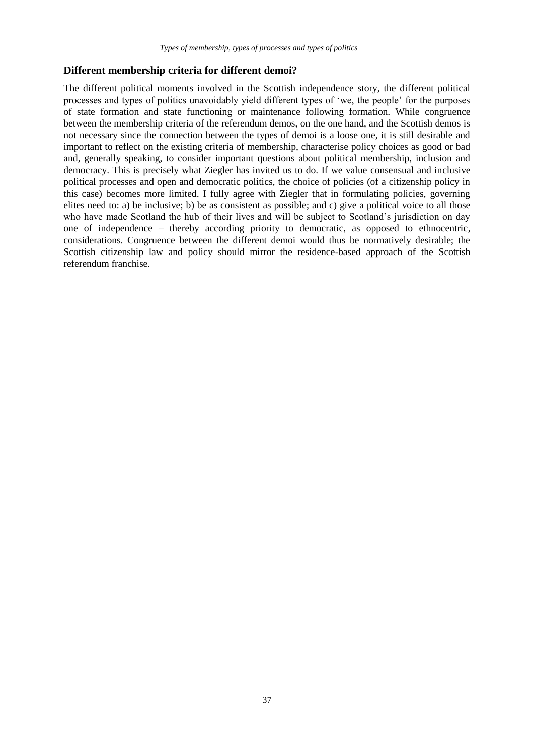## Different membership criteria for different demoi?

The different political moments involved in the Scottish independence story, the different political processes and types of politics unavoidably yield different types of 'we, the people' for the purposes of state formation and state functioning or maintenance following formation. While congruence between the membership criteria of the referendum demos, on the one hand, and the Scottish demos is not necessary since the connection between the types of demoi is a loose one, it is still desirable and important to reflect on the existing criteria of membership, characterise policy choices as good or bad and, generally speaking, to consider important questions about political membership, inclusion and democracy. This is precisely what Ziegler has invited us to do. If we value consensual and inclusive political processes and open and democratic politics, the choice of policies (of a citizenship policy in this case) becomes more limited. I fully agree with Ziegler that in formulating policies, governing elites need to: a) be inclusive; b) be as consistent as possible; and c) give a political voice to all those who have made Scotland the hub of their lives and will be subject to Scotland's jurisdiction on day one of independence – thereby according priority to democratic, as opposed to ethnocentric, considerations. Congruence between the different demoi would thus be normatively desirable; the Scottish citizenship law and policy should mirror the residence-based approach of the Scottish referendum franchise.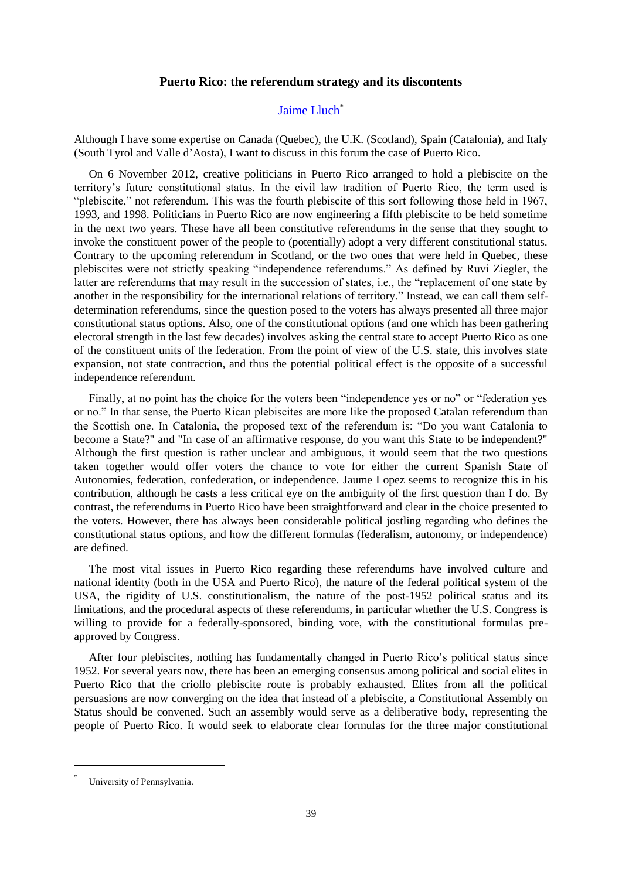**Puerto Rico: the referendum strategy and its discontents**

Jaime Lluch[*]

Although I have some expertise on Canada (Quebec), the U.K. (Scotland), Spain (Catalonia), and Italy (South Tyrol and Valle d'Aosta), I want to discuss in this forum the case of Puerto Rico.

On 6 November 2012, creative politicians in Puerto Rico arranged to hold a plebiscite on the territory's future constitutional status. In the civil law tradition of Puerto Rico, the term used is "plebiscite," not referendum. This was the fourth plebiscite of this sort following those held in 1967, 1993, and 1998. Politicians in Puerto Rico are now engineering a fifth plebiscite to be held sometime in the next two years. These have all been constitutive referendums in the sense that they sought to invoke the constituent power of the people to (potentially) adopt a very different constitutional status. Contrary to the upcoming referendum in Scotland, or the two ones that were held in Quebec, these plebiscites were not strictly speaking "independence referendums." As defined by Ruvi Ziegler, the latter are referendums that may result in the succession of states, i.e., the "replacement of one state by another in the responsibility for the international relations of territory." Instead, we can call them self-determination referendums, since the question posed to the voters has always presented all three major constitutional status options. Also, one of the constitutional options (and one which has been gathering electoral strength in the last few decades) involves asking the central state to accept Puerto Rico as one of the constituent units of the federation. From the point of view of the U.S. state, this involves state expansion, not state contraction, and thus the potential political effect is the opposite of a successful independence referendum.

Finally, at no point has the choice for the voters been "independence yes or no" or "federation yes or no." In that sense, the Puerto Rican plebiscites are more like the proposed Catalan referendum than the Scottish one. In Catalonia, the proposed text of the referendum is: "Do you want Catalonia to become a State?" and "In case of an affirmative response, do you want this State to be independent?" Although the first question is rather unclear and ambiguous, it would seem that the two questions taken together would offer voters the chance to vote for either the current Spanish State of Autonomies, federation, confederation, or independence. Jaume Lopez seems to recognize this in his contribution, although he casts a less critical eye on the ambiguity of the first question than I do. By contrast, the referendums in Puerto Rico have been straightforward and clear in the choice presented to the voters. However, there has always been considerable political jostling regarding who defines the constitutional status options, and how the different formulas (federalism, autonomy, or independence) are defined.

The most vital issues in Puerto Rico regarding these referendums have involved culture and national identity (both in the USA and Puerto Rico), the nature of the federal political system of the USA, the rigidity of U.S. constitutionalism, the nature of the post-1952 political status and its limitations, and the procedural aspects of these referendums, in particular whether the U.S. Congress is willing to provide for a federally-sponsored, binding vote, with the constitutional formulas pre-approved by Congress.

After four plebiscites, nothing has fundamentally changed in Puerto Rico's political status since 1952. For several years now, there has been an emerging consensus among political and social elites in Puerto Rico that the criollo plebiscite route is probably exhausted. Elites from all the political persuasions are now converging on the idea that instead of a plebiscite, a Constitutional Assembly on Status should be convened. Such an assembly would serve as a deliberative body, representing the people of Puerto Rico. It would seek to elaborate clear formulas for the three major constitutional

[*] University of Pennsylvania.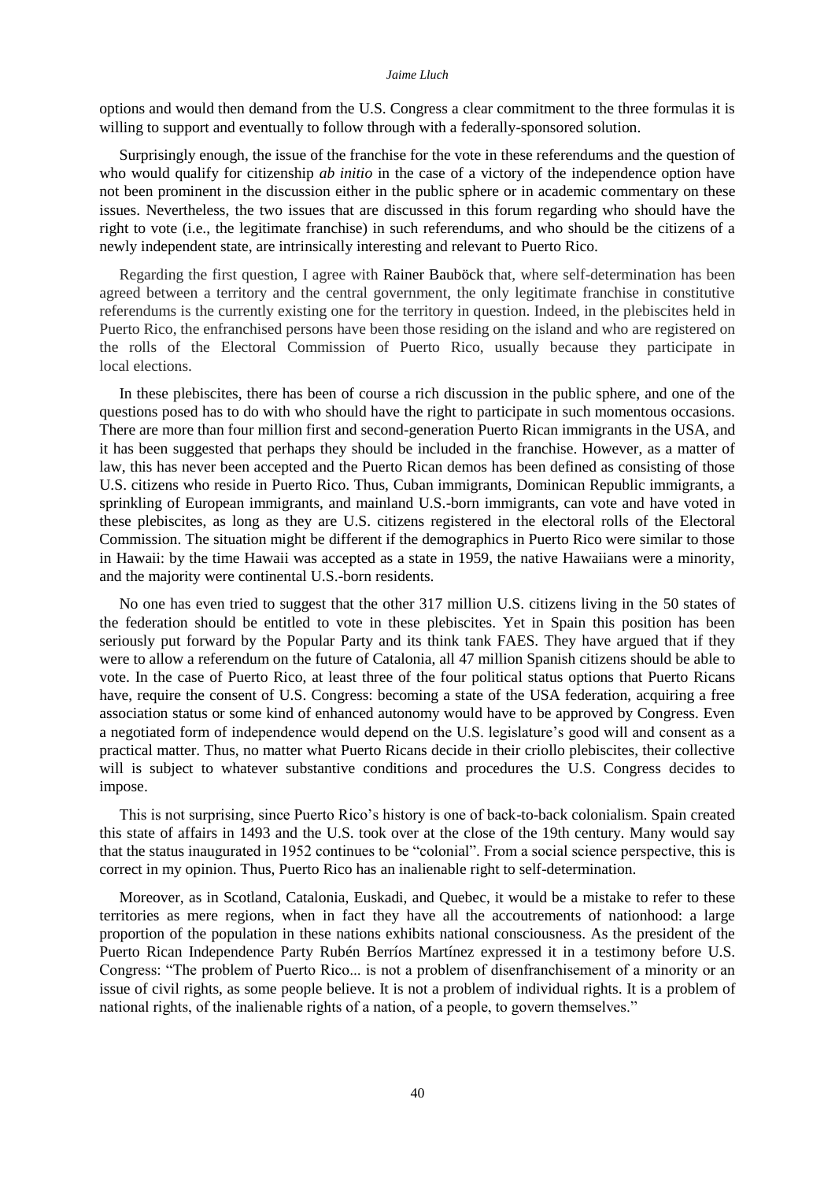options and would then demand from the U.S. Congress a clear commitment to the three formulas it is willing to support and eventually to follow through with a federally-sponsored solution.

Surprisingly enough, the issue of the franchise for the vote in these referendums and the question of who would qualify for citizenship *ab initio* in the case of a victory of the independence option have not been prominent in the discussion either in the public sphere or in academic commentary on these issues. Nevertheless, the two issues that are discussed in this forum regarding who should have the right to vote (i.e., the legitimate franchise) in such referendums, and who should be the citizens of a newly independent state, are intrinsically interesting and relevant to Puerto Rico.

Regarding the first question, I agree with Rainer Bauböck that, where self-determination has been agreed between a territory and the central government, the only legitimate franchise in constitutive referendums is the currently existing one for the territory in question. Indeed, in the plebiscites held in Puerto Rico, the enfranchised persons have been those residing on the island and who are registered on the rolls of the Electoral Commission of Puerto Rico, usually because they participate in local elections.

In these plebiscites, there has been of course a rich discussion in the public sphere, and one of the questions posed has to do with who should have the right to participate in such momentous occasions. There are more than four million first and second-generation Puerto Rican immigrants in the USA, and it has been suggested that perhaps they should be included in the franchise. However, as a matter of law, this has never been accepted and the Puerto Rican demos has been defined as consisting of those U.S. citizens who reside in Puerto Rico. Thus, Cuban immigrants, Dominican Republic immigrants, a sprinkling of European immigrants, and mainland U.S.-born immigrants, can vote and have voted in these plebiscites, as long as they are U.S. citizens registered in the electoral rolls of the Electoral Commission. The situation might be different if the demographics in Puerto Rico were similar to those in Hawaii: by the time Hawaii was accepted as a state in 1959, the native Hawaiians were a minority, and the majority were continental U.S.-born residents.

No one has even tried to suggest that the other 317 million U.S. citizens living in the 50 states of the federation should be entitled to vote in these plebiscites. Yet in Spain this position has been seriously put forward by the Popular Party and its think tank FAES. They have argued that if they were to allow a referendum on the future of Catalonia, all 47 million Spanish citizens should be able to vote. In the case of Puerto Rico, at least three of the four political status options that Puerto Ricans have, require the consent of U.S. Congress: becoming a state of the USA federation, acquiring a free association status or some kind of enhanced autonomy would have to be approved by Congress. Even a negotiated form of independence would depend on the U.S. legislature's good will and consent as a practical matter. Thus, no matter what Puerto Ricans decide in their criollo plebiscites, their collective will is subject to whatever substantive conditions and procedures the U.S. Congress decides to impose.

This is not surprising, since Puerto Rico's history is one of back-to-back colonialism. Spain created this state of affairs in 1493 and the U.S. took over at the close of the 19th century. Many would say that the status inaugurated in 1952 continues to be "colonial". From a social science perspective, this is correct in my opinion. Thus, Puerto Rico has an inalienable right to self-determination.

Moreover, as in Scotland, Catalonia, Euskadi, and Quebec, it would be a mistake to refer to these territories as mere regions, when in fact they have all the accoutrements of nationhood: a large proportion of the population in these nations exhibits national consciousness. As the president of the Puerto Rican Independence Party Rubén Berríos Martínez expressed it in a testimony before U.S. Congress: "The problem of Puerto Rico... is not a problem of disenfranchisement of a minority or an issue of civil rights, as some people believe. It is not a problem of individual rights. It is a problem of national rights, of the inalienable rights of a nation, of a people, to govern themselves."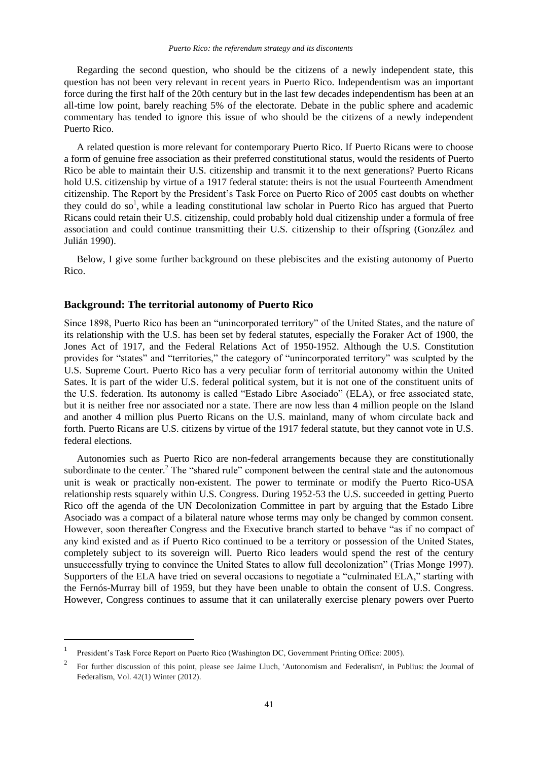Regarding the second question, who should be the citizens of a newly independent state, this question has not been very relevant in recent years in Puerto Rico. Independentism was an important force during the first half of the 20th century but in the last few decades independentism has been at an all-time low point, barely reaching 5% of the electorate. Debate in the public sphere and academic commentary has tended to ignore this issue of who should be the citizens of a newly independent Puerto Rico.

A related question is more relevant for contemporary Puerto Rico. If Puerto Ricans were to choose a form of genuine free association as their preferred constitutional status, would the residents of Puerto Rico be able to maintain their U.S. citizenship and transmit it to the next generations? Puerto Ricans hold U.S. citizenship by virtue of a 1917 federal statute: theirs is not the usual Fourteenth Amendment citizenship. The Report by the President's Task Force on Puerto Rico of 2005 cast doubts on whether they could do so[1], while a leading constitutional law scholar in Puerto Rico has argued that Puerto Ricans could retain their U.S. citizenship, could probably hold dual citizenship under a formula of free association and could continue transmitting their U.S. citizenship to their offspring (González and Julián 1990).

Below, I give some further background on these plebiscites and the existing autonomy of Puerto Rico.

## Background: The territorial autonomy of Puerto Rico

Since 1898, Puerto Rico has been an "unincorporated territory" of the United States, and the nature of its relationship with the U.S. has been set by federal statutes, especially the Foraker Act of 1900, the Jones Act of 1917, and the Federal Relations Act of 1950-1952. Although the U.S. Constitution provides for "states" and "territories," the category of "unincorporated territory" was sculpted by the U.S. Supreme Court. Puerto Rico has a very peculiar form of territorial autonomy within the United Sates. It is part of the wider U.S. federal political system, but it is not one of the constituent units of the U.S. federation. Its autonomy is called "Estado Libre Asociado" (ELA), or free associated state, but it is neither free nor associated nor a state. There are now less than 4 million people on the Island and another 4 million plus Puerto Ricans on the U.S. mainland, many of whom circulate back and forth. Puerto Ricans are U.S. citizens by virtue of the 1917 federal statute, but they cannot vote in U.S. federal elections.

Autonomies such as Puerto Rico are non-federal arrangements because they are constitutionally subordinate to the center.[2] The "shared rule" component between the central state and the autonomous unit is weak or practically non-existent. The power to terminate or modify the Puerto Rico-USA relationship rests squarely within U.S. Congress. During 1952-53 the U.S. succeeded in getting Puerto Rico off the agenda of the UN Decolonization Committee in part by arguing that the Estado Libre Asociado was a compact of a bilateral nature whose terms may only be changed by common consent. However, soon thereafter Congress and the Executive branch started to behave "as if no compact of any kind existed and as if Puerto Rico continued to be a territory or possession of the United States, completely subject to its sovereign will. Puerto Rico leaders would spend the rest of the century unsuccessfully trying to convince the United States to allow full decolonization" (Trías Monge 1997). Supporters of the ELA have tried on several occasions to negotiate a "culminated ELA," starting with the Fernós-Murray bill of 1959, but they have been unable to obtain the consent of U.S. Congress. However, Congress continues to assume that it can unilaterally exercise plenary powers over Puerto

---

[1] President's Task Force Report on Puerto Rico (Washington DC, Government Printing Office: 2005).

[2] For further discussion of this point, please see Jaime Lluch, 'Autonomism and Federalism', in Publius: the Journal of Federalism, Vol. 42(1) Winter (2012).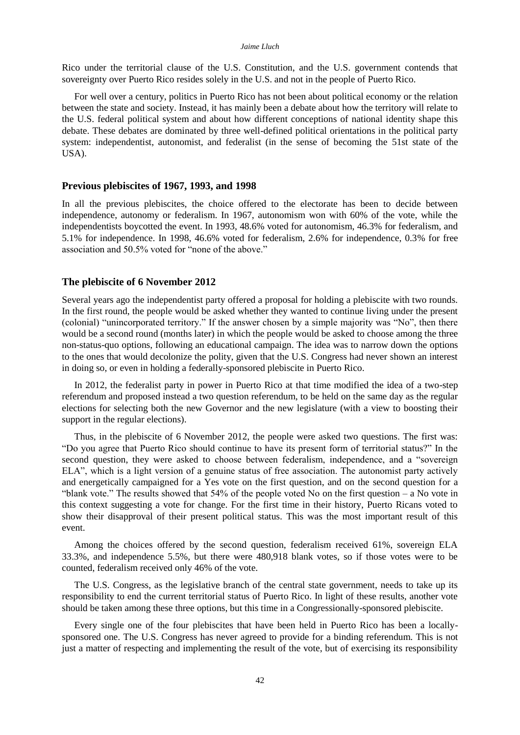Rico under the territorial clause of the U.S. Constitution, and the U.S. government contends that sovereignty over Puerto Rico resides solely in the U.S. and not in the people of Puerto Rico.

For well over a century, politics in Puerto Rico has not been about political economy or the relation between the state and society. Instead, it has mainly been a debate about how the territory will relate to the U.S. federal political system and about how different conceptions of national identity shape this debate. These debates are dominated by three well-defined political orientations in the political party system: independentist, autonomist, and federalist (in the sense of becoming the 51st state of the USA).

## Previous plebiscites of 1967, 1993, and 1998

In all the previous plebiscites, the choice offered to the electorate has been to decide between independence, autonomy or federalism. In 1967, autonomism won with 60% of the vote, while the independentists boycotted the event. In 1993, 48.6% voted for autonomism, 46.3% for federalism, and 5.1% for independence. In 1998, 46.6% voted for federalism, 2.6% for independence, 0.3% for free association and 50.5% voted for "none of the above."

## The plebiscite of 6 November 2012

Several years ago the independentist party offered a proposal for holding a plebiscite with two rounds. In the first round, the people would be asked whether they wanted to continue living under the present (colonial) "unincorporated territory." If the answer chosen by a simple majority was "No", then there would be a second round (months later) in which the people would be asked to choose among the three non-status-quo options, following an educational campaign. The idea was to narrow down the options to the ones that would decolonize the polity, given that the U.S. Congress had never shown an interest in doing so, or even in holding a federally-sponsored plebiscite in Puerto Rico.

In 2012, the federalist party in power in Puerto Rico at that time modified the idea of a two-step referendum and proposed instead a two question referendum, to be held on the same day as the regular elections for selecting both the new Governor and the new legislature (with a view to boosting their support in the regular elections).

Thus, in the plebiscite of 6 November 2012, the people were asked two questions. The first was: "Do you agree that Puerto Rico should continue to have its present form of territorial status?" In the second question, they were asked to choose between federalism, independence, and a "sovereign ELA", which is a light version of a genuine status of free association. The autonomist party actively and energetically campaigned for a Yes vote on the first question, and on the second question for a "blank vote." The results showed that 54% of the people voted No on the first question – a No vote in this context suggesting a vote for change. For the first time in their history, Puerto Ricans voted to show their disapproval of their present political status. This was the most important result of this event.

Among the choices offered by the second question, federalism received 61%, sovereign ELA 33.3%, and independence 5.5%, but there were 480,918 blank votes, so if those votes were to be counted, federalism received only 46% of the vote.

The U.S. Congress, as the legislative branch of the central state government, needs to take up its responsibility to end the current territorial status of Puerto Rico. In light of these results, another vote should be taken among these three options, but this time in a Congressionally-sponsored plebiscite.

Every single one of the four plebiscites that have been held in Puerto Rico has been a locally-sponsored one. The U.S. Congress has never agreed to provide for a binding referendum. This is not just a matter of respecting and implementing the result of the vote, but of exercising its responsibility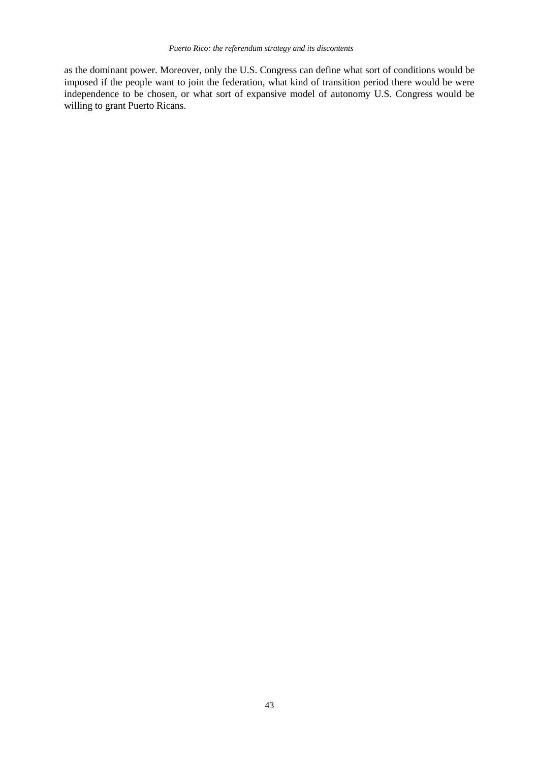as the dominant power. Moreover, only the U.S. Congress can define what sort of conditions would be imposed if the people want to join the federation, what kind of transition period there would be were independence to be chosen, or what sort of expansive model of autonomy U.S. Congress would be willing to grant Puerto Ricans.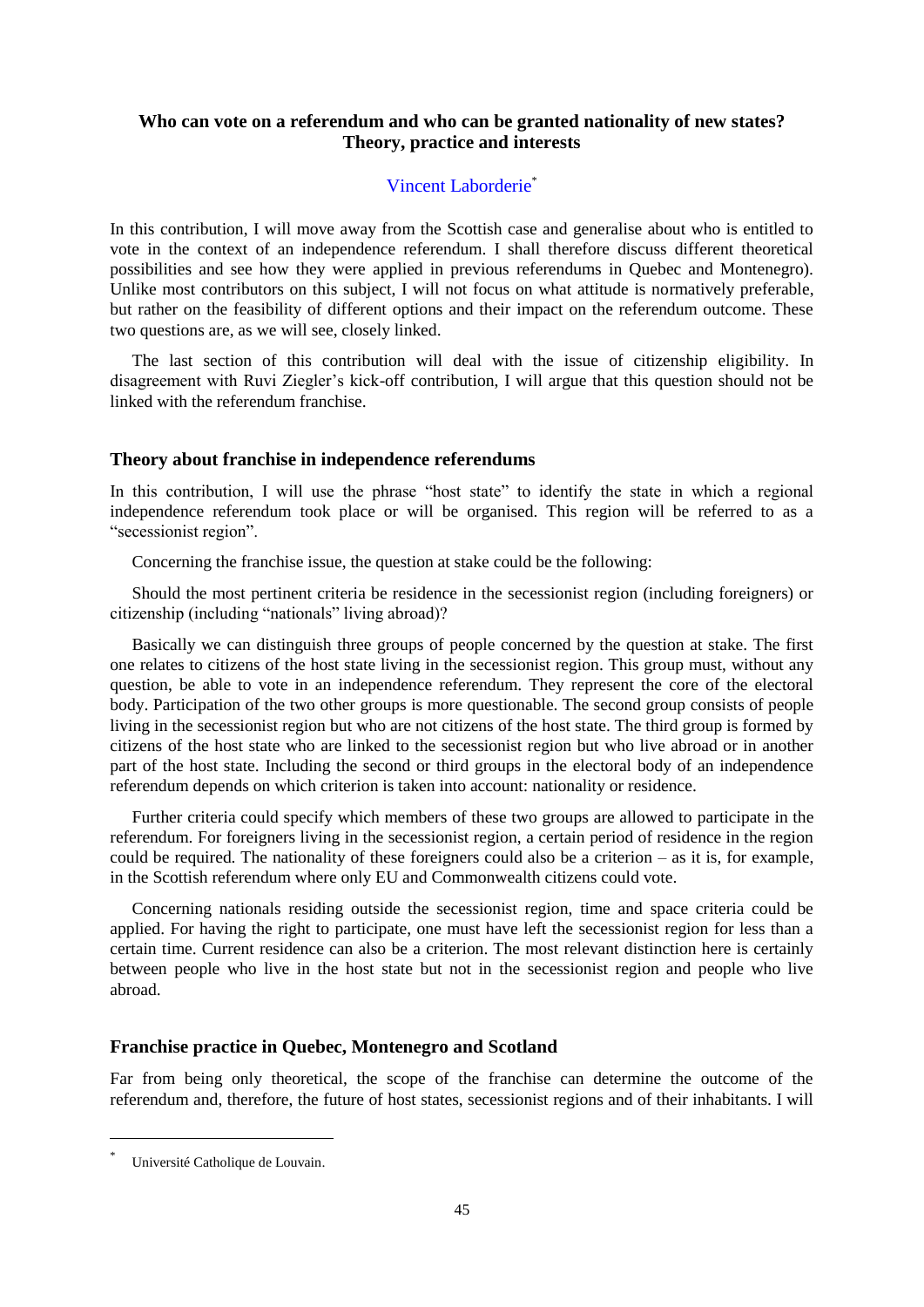**Who can vote on a referendum and who can be granted nationality of new states? Theory, practice and interests**

Vincent Laborderie[*]

In this contribution, I will move away from the Scottish case and generalise about who is entitled to vote in the context of an independence referendum. I shall therefore discuss different theoretical possibilities and see how they were applied in previous referendums in Quebec and Montenegro). Unlike most contributors on this subject, I will not focus on what attitude is normatively preferable, but rather on the feasibility of different options and their impact on the referendum outcome. These two questions are, as we will see, closely linked.

The last section of this contribution will deal with the issue of citizenship eligibility. In disagreement with Ruvi Ziegler's kick-off contribution, I will argue that this question should not be linked with the referendum franchise.

## Theory about franchise in independence referendums

In this contribution, I will use the phrase "host state" to identify the state in which a regional independence referendum took place or will be organised. This region will be referred to as a "secessionist region".

Concerning the franchise issue, the question at stake could be the following:

Should the most pertinent criteria be residence in the secessionist region (including foreigners) or citizenship (including "nationals" living abroad)?

Basically we can distinguish three groups of people concerned by the question at stake. The first one relates to citizens of the host state living in the secessionist region. This group must, without any question, be able to vote in an independence referendum. They represent the core of the electoral body. Participation of the two other groups is more questionable. The second group consists of people living in the secessionist region but who are not citizens of the host state. The third group is formed by citizens of the host state who are linked to the secessionist region but who live abroad or in another part of the host state. Including the second or third groups in the electoral body of an independence referendum depends on which criterion is taken into account: nationality or residence.

Further criteria could specify which members of these two groups are allowed to participate in the referendum. For foreigners living in the secessionist region, a certain period of residence in the region could be required. The nationality of these foreigners could also be a criterion – as it is, for example, in the Scottish referendum where only EU and Commonwealth citizens could vote.

Concerning nationals residing outside the secessionist region, time and space criteria could be applied. For having the right to participate, one must have left the secessionist region for less than a certain time. Current residence can also be a criterion. The most relevant distinction here is certainly between people who live in the host state but not in the secessionist region and people who live abroad.

## Franchise practice in Quebec, Montenegro and Scotland

Far from being only theoretical, the scope of the franchise can determine the outcome of the referendum and, therefore, the future of host states, secessionist regions and of their inhabitants. I will

[*] Université Catholique de Louvain.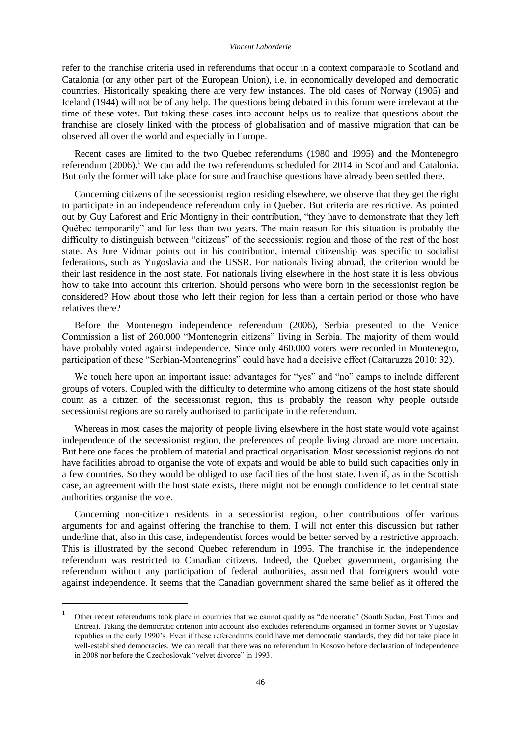refer to the franchise criteria used in referendums that occur in a context comparable to Scotland and Catalonia (or any other part of the European Union), i.e. in economically developed and democratic countries. Historically speaking there are very few instances. The old cases of Norway (1905) and Iceland (1944) will not be of any help. The questions being debated in this forum were irrelevant at the time of these votes. But taking these cases into account helps us to realize that questions about the franchise are closely linked with the process of globalisation and of massive migration that can be observed all over the world and especially in Europe.

Recent cases are limited to the two Quebec referendums (1980 and 1995) and the Montenegro referendum (2006).[1] We can add the two referendums scheduled for 2014 in Scotland and Catalonia. But only the former will take place for sure and franchise questions have already been settled there.

Concerning citizens of the secessionist region residing elsewhere, we observe that they get the right to participate in an independence referendum only in Quebec. But criteria are restrictive. As pointed out by Guy Laforest and Eric Montigny in their contribution, "they have to demonstrate that they left Québec temporarily" and for less than two years. The main reason for this situation is probably the difficulty to distinguish between "citizens" of the secessionist region and those of the rest of the host state. As Jure Vidmar points out in his contribution, internal citizenship was specific to socialist federations, such as Yugoslavia and the USSR. For nationals living abroad, the criterion would be their last residence in the host state. For nationals living elsewhere in the host state it is less obvious how to take into account this criterion. Should persons who were born in the secessionist region be considered? How about those who left their region for less than a certain period or those who have relatives there?

Before the Montenegro independence referendum (2006), Serbia presented to the Venice Commission a list of 260.000 "Montenegrin citizens" living in Serbia. The majority of them would have probably voted against independence. Since only 460.000 voters were recorded in Montenegro, participation of these "Serbian-Montenegrins" could have had a decisive effect (Cattaruzza 2010: 32).

We touch here upon an important issue: advantages for "yes" and "no" camps to include different groups of voters. Coupled with the difficulty to determine who among citizens of the host state should count as a citizen of the secessionist region, this is probably the reason why people outside secessionist regions are so rarely authorised to participate in the referendum.

Whereas in most cases the majority of people living elsewhere in the host state would vote against independence of the secessionist region, the preferences of people living abroad are more uncertain. But here one faces the problem of material and practical organisation. Most secessionist regions do not have facilities abroad to organise the vote of expats and would be able to build such capacities only in a few countries. So they would be obliged to use facilities of the host state. Even if, as in the Scottish case, an agreement with the host state exists, there might not be enough confidence to let central state authorities organise the vote.

Concerning non-citizen residents in a secessionist region, other contributions offer various arguments for and against offering the franchise to them. I will not enter this discussion but rather underline that, also in this case, independentist forces would be better served by a restrictive approach. This is illustrated by the second Quebec referendum in 1995. The franchise in the independence referendum was restricted to Canadian citizens. Indeed, the Quebec government, organising the referendum without any participation of federal authorities, assumed that foreigners would vote against independence. It seems that the Canadian government shared the same belief as it offered the

[1] Other recent referendums took place in countries that we cannot qualify as "democratic" (South Sudan, East Timor and Eritrea). Taking the democratic criterion into account also excludes referendums organised in former Soviet or Yugoslav republics in the early 1990's. Even if these referendums could have met democratic standards, they did not take place in well-established democracies. We can recall that there was no referendum in Kosovo before declaration of independence in 2008 nor before the Czechoslovak "velvet divorce" in 1993.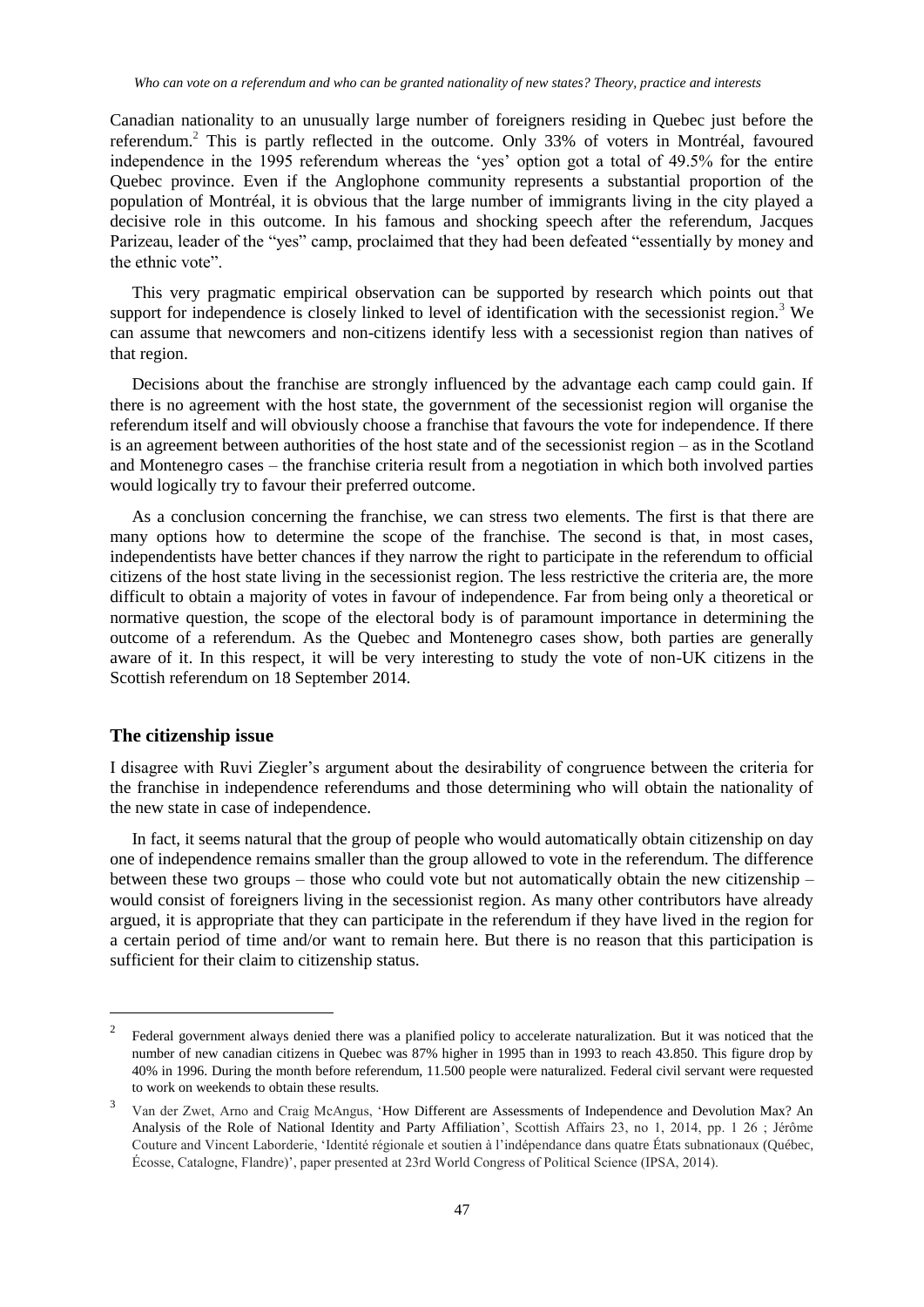Canadian nationality to an unusually large number of foreigners residing in Quebec just before the referendum.[2] This is partly reflected in the outcome. Only 33% of voters in Montréal, favoured independence in the 1995 referendum whereas the 'yes' option got a total of 49.5% for the entire Quebec province. Even if the Anglophone community represents a substantial proportion of the population of Montréal, it is obvious that the large number of immigrants living in the city played a decisive role in this outcome. In his famous and shocking speech after the referendum, Jacques Parizeau, leader of the "yes" camp, proclaimed that they had been defeated "essentially by money and the ethnic vote".

This very pragmatic empirical observation can be supported by research which points out that support for independence is closely linked to level of identification with the secessionist region.[3] We can assume that newcomers and non-citizens identify less with a secessionist region than natives of that region.

Decisions about the franchise are strongly influenced by the advantage each camp could gain. If there is no agreement with the host state, the government of the secessionist region will organise the referendum itself and will obviously choose a franchise that favours the vote for independence. If there is an agreement between authorities of the host state and of the secessionist region – as in the Scotland and Montenegro cases – the franchise criteria result from a negotiation in which both involved parties would logically try to favour their preferred outcome.

As a conclusion concerning the franchise, we can stress two elements. The first is that there are many options how to determine the scope of the franchise. The second is that, in most cases, independentists have better chances if they narrow the right to participate in the referendum to official citizens of the host state living in the secessionist region. The less restrictive the criteria are, the more difficult to obtain a majority of votes in favour of independence. Far from being only a theoretical or normative question, the scope of the electoral body is of paramount importance in determining the outcome of a referendum. As the Quebec and Montenegro cases show, both parties are generally aware of it. In this respect, it will be very interesting to study the vote of non-UK citizens in the Scottish referendum on 18 September 2014.

## The citizenship issue

I disagree with Ruvi Ziegler's argument about the desirability of congruence between the criteria for the franchise in independence referendums and those determining who will obtain the nationality of the new state in case of independence.

In fact, it seems natural that the group of people who would automatically obtain citizenship on day one of independence remains smaller than the group allowed to vote in the referendum. The difference between these two groups – those who could vote but not automatically obtain the new citizenship – would consist of foreigners living in the secessionist region. As many other contributors have already argued, it is appropriate that they can participate in the referendum if they have lived in the region for a certain period of time and/or want to remain here. But there is no reason that this participation is sufficient for their claim to citizenship status.

---

[2] Federal government always denied there was a planified policy to accelerate naturalization. But it was noticed that the number of new canadian citizens in Quebec was 87% higher in 1995 than in 1993 to reach 43.850. This figure drop by 40% in 1996. During the month before referendum, 11.500 people were naturalized. Federal civil servant were requested to work on weekends to obtain these results.

[3] Van der Zwet, Arno and Craig McAngus, 'How Different are Assessments of Independence and Devolution Max? An Analysis of the Role of National Identity and Party Affiliation', Scottish Affairs 23, no 1, 2014, pp. 1 26 ; Jérôme Couture and Vincent Laborderie, 'Identité régionale et soutien à l'indépendance dans quatre États subnationaux (Québec, Écosse, Catalogne, Flandre)', paper presented at 23rd World Congress of Political Science (IPSA, 2014).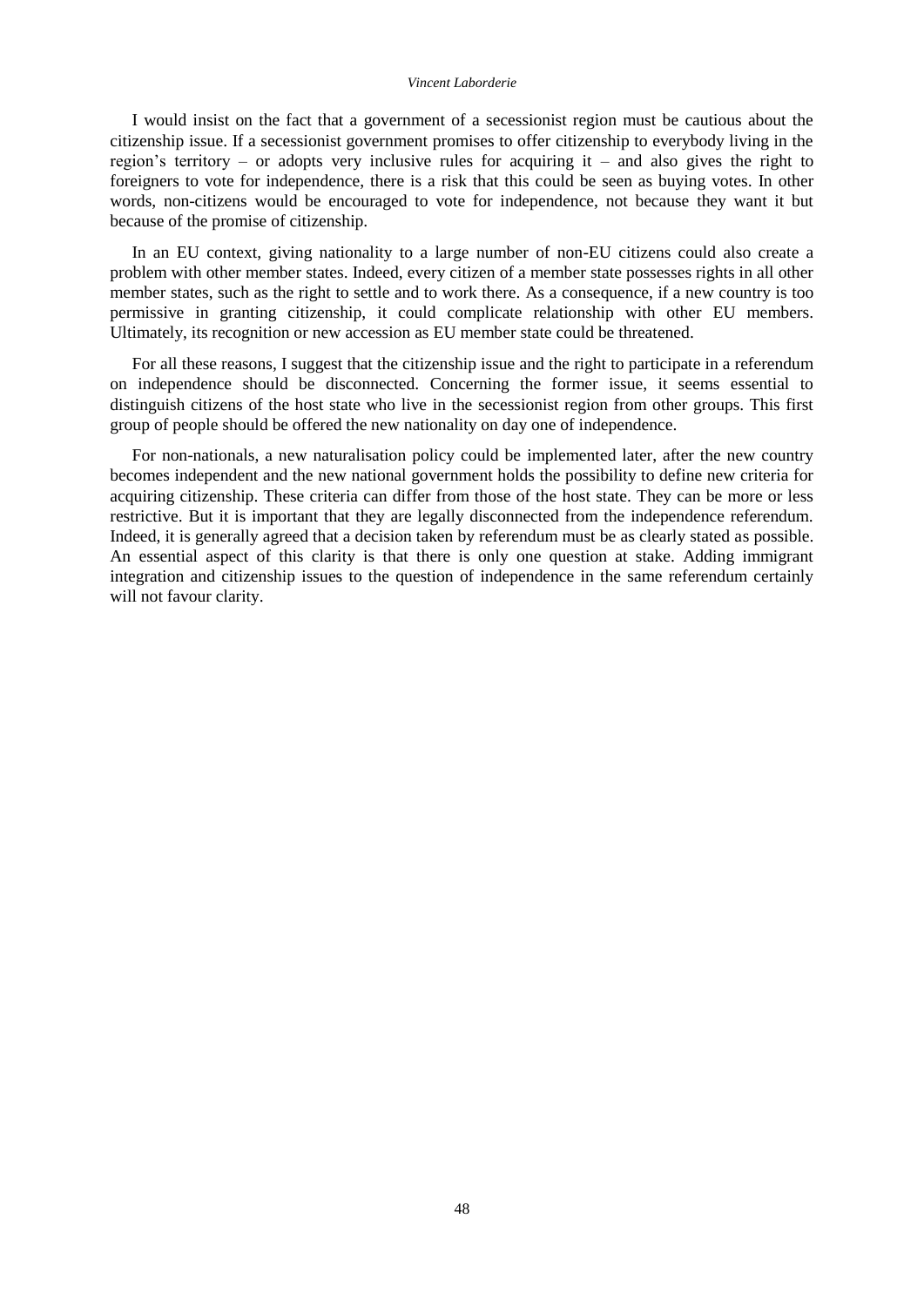I would insist on the fact that a government of a secessionist region must be cautious about the citizenship issue. If a secessionist government promises to offer citizenship to everybody living in the region's territory – or adopts very inclusive rules for acquiring it – and also gives the right to foreigners to vote for independence, there is a risk that this could be seen as buying votes. In other words, non-citizens would be encouraged to vote for independence, not because they want it but because of the promise of citizenship.

In an EU context, giving nationality to a large number of non-EU citizens could also create a problem with other member states. Indeed, every citizen of a member state possesses rights in all other member states, such as the right to settle and to work there. As a consequence, if a new country is too permissive in granting citizenship, it could complicate relationship with other EU members. Ultimately, its recognition or new accession as EU member state could be threatened.

For all these reasons, I suggest that the citizenship issue and the right to participate in a referendum on independence should be disconnected. Concerning the former issue, it seems essential to distinguish citizens of the host state who live in the secessionist region from other groups. This first group of people should be offered the new nationality on day one of independence.

For non-nationals, a new naturalisation policy could be implemented later, after the new country becomes independent and the new national government holds the possibility to define new criteria for acquiring citizenship. These criteria can differ from those of the host state. They can be more or less restrictive. But it is important that they are legally disconnected from the independence referendum. Indeed, it is generally agreed that a decision taken by referendum must be as clearly stated as possible. An essential aspect of this clarity is that there is only one question at stake. Adding immigrant integration and citizenship issues to the question of independence in the same referendum certainly will not favour clarity.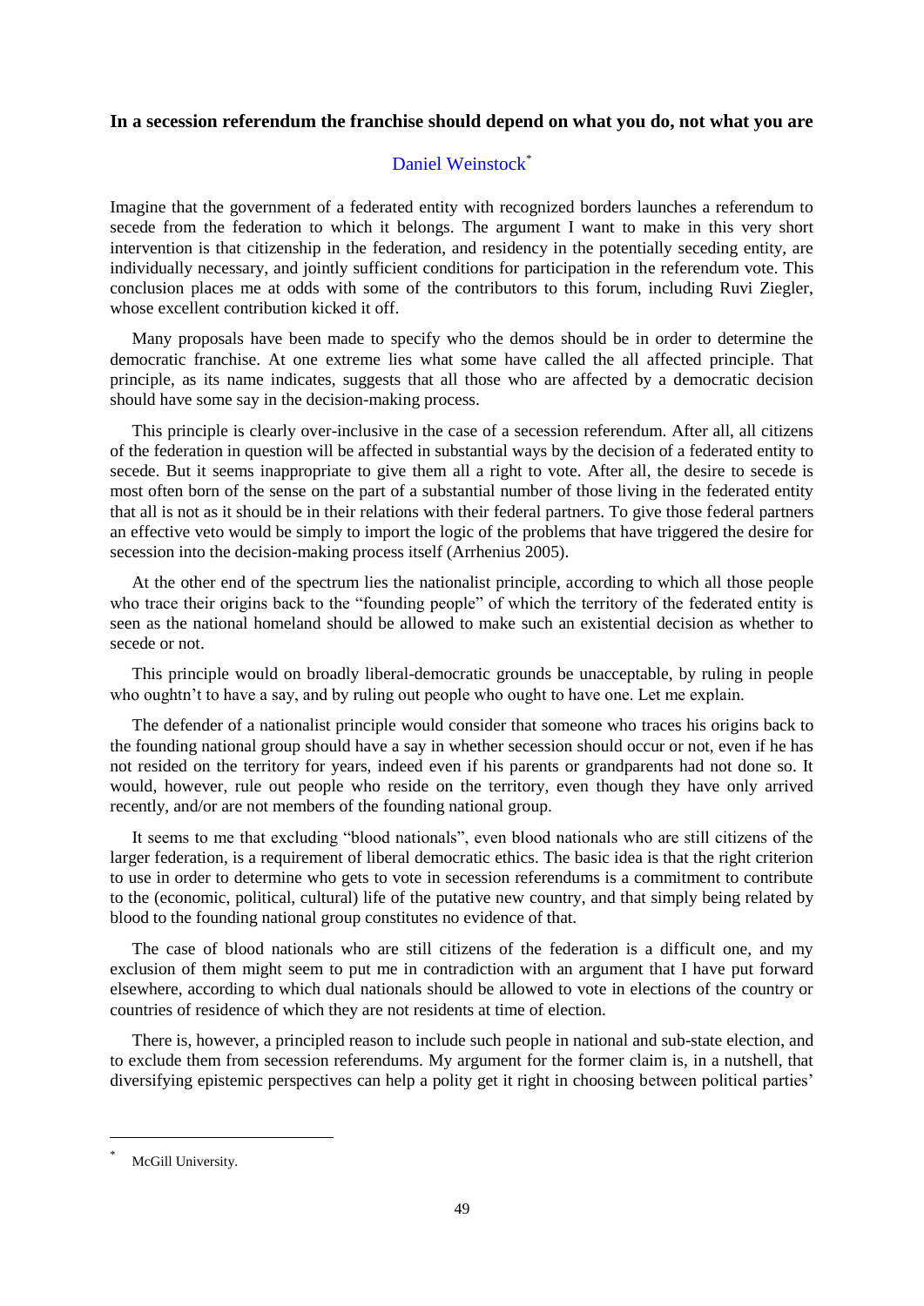**In a secession referendum the franchise should depend on what you do, not what you are**

Daniel Weinstock*

Imagine that the government of a federated entity with recognized borders launches a referendum to secede from the federation to which it belongs. The argument I want to make in this very short intervention is that citizenship in the federation, and residency in the potentially seceding entity, are individually necessary, and jointly sufficient conditions for participation in the referendum vote. This conclusion places me at odds with some of the contributors to this forum, including Ruvi Ziegler, whose excellent contribution kicked it off.

Many proposals have been made to specify who the demos should be in order to determine the democratic franchise. At one extreme lies what some have called the all affected principle. That principle, as its name indicates, suggests that all those who are affected by a democratic decision should have some say in the decision-making process.

This principle is clearly over-inclusive in the case of a secession referendum. After all, all citizens of the federation in question will be affected in substantial ways by the decision of a federated entity to secede. But it seems inappropriate to give them all a right to vote. After all, the desire to secede is most often born of the sense on the part of a substantial number of those living in the federated entity that all is not as it should be in their relations with their federal partners. To give those federal partners an effective veto would be simply to import the logic of the problems that have triggered the desire for secession into the decision-making process itself (Arrhenius 2005).

At the other end of the spectrum lies the nationalist principle, according to which all those people who trace their origins back to the "founding people" of which the territory of the federated entity is seen as the national homeland should be allowed to make such an existential decision as whether to secede or not.

This principle would on broadly liberal-democratic grounds be unacceptable, by ruling in people who oughtn't to have a say, and by ruling out people who ought to have one. Let me explain.

The defender of a nationalist principle would consider that someone who traces his origins back to the founding national group should have a say in whether secession should occur or not, even if he has not resided on the territory for years, indeed even if his parents or grandparents had not done so. It would, however, rule out people who reside on the territory, even though they have only arrived recently, and/or are not members of the founding national group.

It seems to me that excluding "blood nationals", even blood nationals who are still citizens of the larger federation, is a requirement of liberal democratic ethics. The basic idea is that the right criterion to use in order to determine who gets to vote in secession referendums is a commitment to contribute to the (economic, political, cultural) life of the putative new country, and that simply being related by blood to the founding national group constitutes no evidence of that.

The case of blood nationals who are still citizens of the federation is a difficult one, and my exclusion of them might seem to put me in contradiction with an argument that I have put forward elsewhere, according to which dual nationals should be allowed to vote in elections of the country or countries of residence of which they are not residents at time of election.

There is, however, a principled reason to include such people in national and sub-state election, and to exclude them from secession referendums. My argument for the former claim is, in a nutshell, that diversifying epistemic perspectives can help a polity get it right in choosing between political parties'

* McGill University.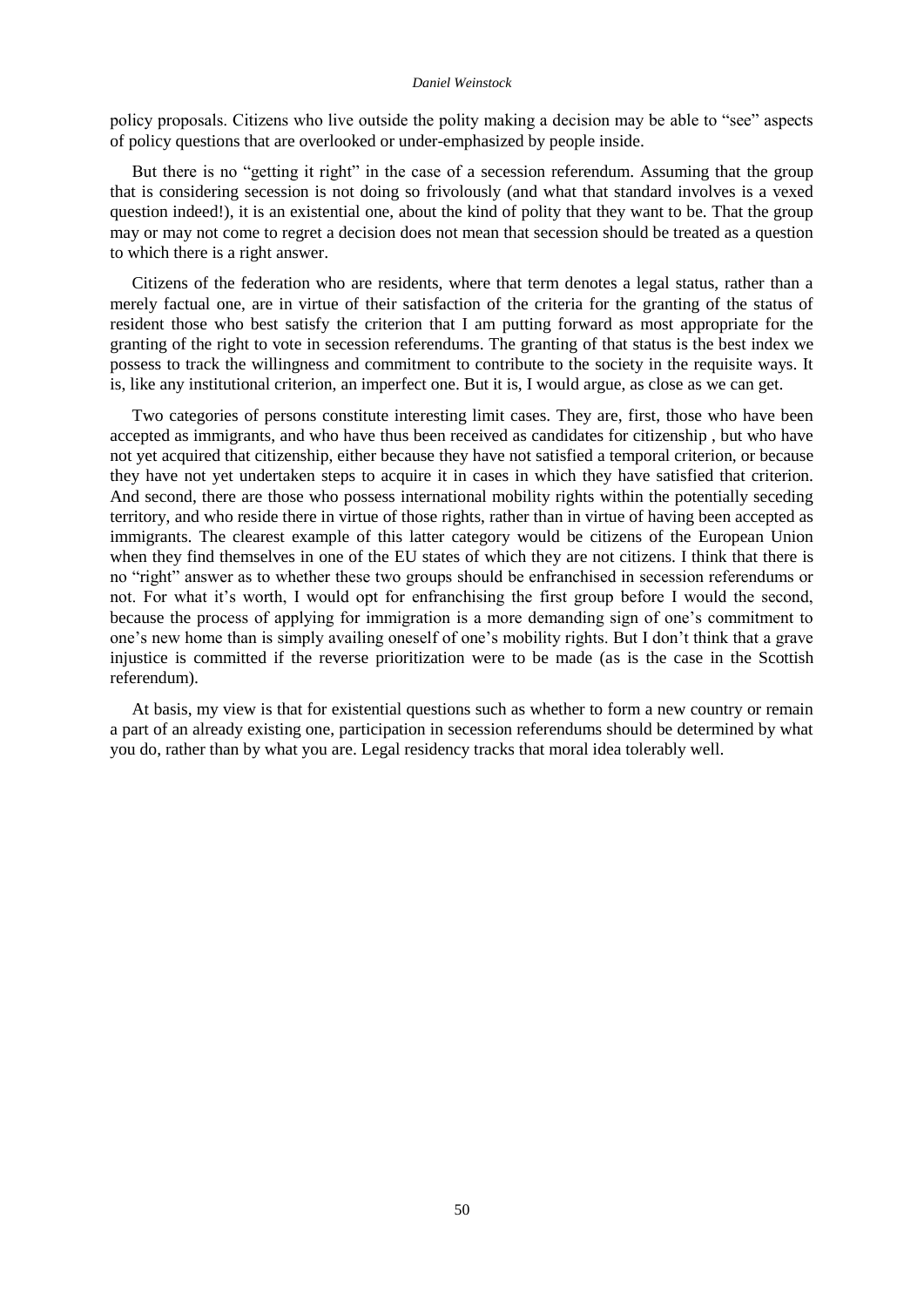policy proposals. Citizens who live outside the polity making a decision may be able to "see" aspects of policy questions that are overlooked or under-emphasized by people inside.

But there is no "getting it right" in the case of a secession referendum. Assuming that the group that is considering secession is not doing so frivolously (and what that standard involves is a vexed question indeed!), it is an existential one, about the kind of polity that they want to be. That the group may or may not come to regret a decision does not mean that secession should be treated as a question to which there is a right answer.

Citizens of the federation who are residents, where that term denotes a legal status, rather than a merely factual one, are in virtue of their satisfaction of the criteria for the granting of the status of resident those who best satisfy the criterion that I am putting forward as most appropriate for the granting of the right to vote in secession referendums. The granting of that status is the best index we possess to track the willingness and commitment to contribute to the society in the requisite ways. It is, like any institutional criterion, an imperfect one. But it is, I would argue, as close as we can get.

Two categories of persons constitute interesting limit cases. They are, first, those who have been accepted as immigrants, and who have thus been received as candidates for citizenship , but who have not yet acquired that citizenship, either because they have not satisfied a temporal criterion, or because they have not yet undertaken steps to acquire it in cases in which they have satisfied that criterion. And second, there are those who possess international mobility rights within the potentially seceding territory, and who reside there in virtue of those rights, rather than in virtue of having been accepted as immigrants. The clearest example of this latter category would be citizens of the European Union when they find themselves in one of the EU states of which they are not citizens. I think that there is no "right" answer as to whether these two groups should be enfranchised in secession referendums or not. For what it's worth, I would opt for enfranchising the first group before I would the second, because the process of applying for immigration is a more demanding sign of one's commitment to one's new home than is simply availing oneself of one's mobility rights. But I don't think that a grave injustice is committed if the reverse prioritization were to be made (as is the case in the Scottish referendum).

At basis, my view is that for existential questions such as whether to form a new country or remain a part of an already existing one, participation in secession referendums should be determined by what you do, rather than by what you are. Legal residency tracks that moral idea tolerably well.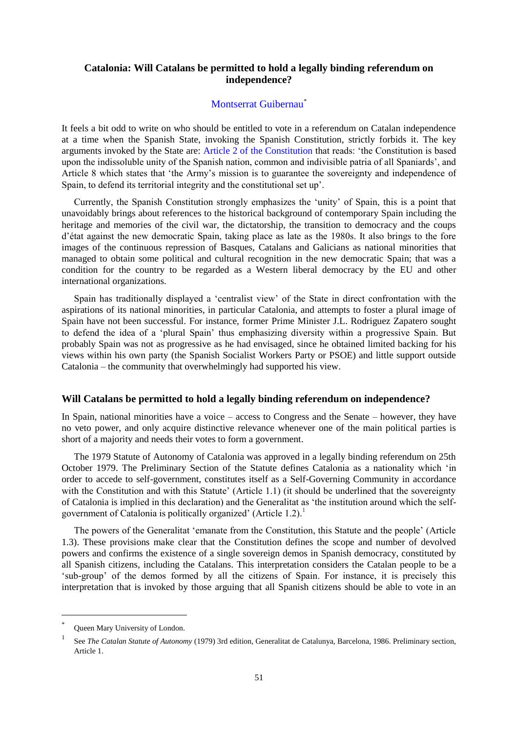## Catalonia: Will Catalans be permitted to hold a legally binding referendum on independence?

Montserrat Guibernau[*]

It feels a bit odd to write on who should be entitled to vote in a referendum on Catalan independence at a time when the Spanish State, invoking the Spanish Constitution, strictly forbids it. The key arguments invoked by the State are: Article 2 of the Constitution that reads: 'the Constitution is based upon the indissoluble unity of the Spanish nation, common and indivisible patria of all Spaniards', and Article 8 which states that 'the Army's mission is to guarantee the sovereignty and independence of Spain, to defend its territorial integrity and the constitutional set up'.

Currently, the Spanish Constitution strongly emphasizes the 'unity' of Spain, this is a point that unavoidably brings about references to the historical background of contemporary Spain including the heritage and memories of the civil war, the dictatorship, the transition to democracy and the coups d'état against the new democratic Spain, taking place as late as the 1980s. It also brings to the fore images of the continuous repression of Basques, Catalans and Galicians as national minorities that managed to obtain some political and cultural recognition in the new democratic Spain; that was a condition for the country to be regarded as a Western liberal democracy by the EU and other international organizations.

Spain has traditionally displayed a 'centralist view' of the State in direct confrontation with the aspirations of its national minorities, in particular Catalonia, and attempts to foster a plural image of Spain have not been successful. For instance, former Prime Minister J.L. Rodriguez Zapatero sought to defend the idea of a 'plural Spain' thus emphasizing diversity within a progressive Spain. But probably Spain was not as progressive as he had envisaged, since he obtained limited backing for his views within his own party (the Spanish Socialist Workers Party or PSOE) and little support outside Catalonia – the community that overwhelmingly had supported his view.

### Will Catalans be permitted to hold a legally binding referendum on independence?

In Spain, national minorities have a voice – access to Congress and the Senate – however, they have no veto power, and only acquire distinctive relevance whenever one of the main political parties is short of a majority and needs their votes to form a government.

The 1979 Statute of Autonomy of Catalonia was approved in a legally binding referendum on 25th October 1979. The Preliminary Section of the Statute defines Catalonia as a nationality which 'in order to accede to self-government, constitutes itself as a Self-Governing Community in accordance with the Constitution and with this Statute' (Article 1.1) (it should be underlined that the sovereignty of Catalonia is implied in this declaration) and the Generalitat as 'the institution around which the self-government of Catalonia is politically organized' (Article 1.2).[1]

The powers of the Generalitat 'emanate from the Constitution, this Statute and the people' (Article 1.3). These provisions make clear that the Constitution defines the scope and number of devolved powers and confirms the existence of a single sovereign demos in Spanish democracy, constituted by all Spanish citizens, including the Catalans. This interpretation considers the Catalan people to be a 'sub-group' of the demos formed by all the citizens of Spain. For instance, it is precisely this interpretation that is invoked by those arguing that all Spanish citizens should be able to vote in an

---

[*] Queen Mary University of London.

[1] See *The Catalan Statute of Autonomy* (1979) 3rd edition, Generalitat de Catalunya, Barcelona, 1986. Preliminary section, Article 1.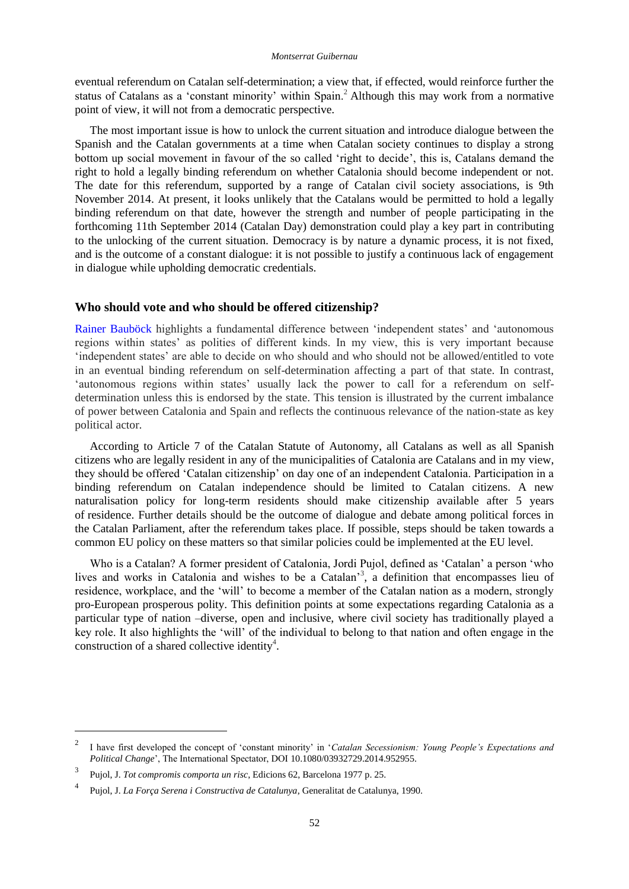eventual referendum on Catalan self-determination; a view that, if effected, would reinforce further the status of Catalans as a 'constant minority' within Spain.[2] Although this may work from a normative point of view, it will not from a democratic perspective.

The most important issue is how to unlock the current situation and introduce dialogue between the Spanish and the Catalan governments at a time when Catalan society continues to display a strong bottom up social movement in favour of the so called 'right to decide', this is, Catalans demand the right to hold a legally binding referendum on whether Catalonia should become independent or not. The date for this referendum, supported by a range of Catalan civil society associations, is 9th November 2014. At present, it looks unlikely that the Catalans would be permitted to hold a legally binding referendum on that date, however the strength and number of people participating in the forthcoming 11th September 2014 (Catalan Day) demonstration could play a key part in contributing to the unlocking of the current situation. Democracy is by nature a dynamic process, it is not fixed, and is the outcome of a constant dialogue: it is not possible to justify a continuous lack of engagement in dialogue while upholding democratic credentials.

## Who should vote and who should be offered citizenship?

Rainer Bauböck highlights a fundamental difference between 'independent states' and 'autonomous regions within states' as polities of different kinds. In my view, this is very important because 'independent states' are able to decide on who should and who should not be allowed/entitled to vote in an eventual binding referendum on self-determination affecting a part of that state. In contrast, 'autonomous regions within states' usually lack the power to call for a referendum on self-determination unless this is endorsed by the state. This tension is illustrated by the current imbalance of power between Catalonia and Spain and reflects the continuous relevance of the nation-state as key political actor.

According to Article 7 of the Catalan Statute of Autonomy, all Catalans as well as all Spanish citizens who are legally resident in any of the municipalities of Catalonia are Catalans and in my view, they should be offered 'Catalan citizenship' on day one of an independent Catalonia. Participation in a binding referendum on Catalan independence should be limited to Catalan citizens. A new naturalisation policy for long-term residents should make citizenship available after 5 years of residence. Further details should be the outcome of dialogue and debate among political forces in the Catalan Parliament, after the referendum takes place. If possible, steps should be taken towards a common EU policy on these matters so that similar policies could be implemented at the EU level.

Who is a Catalan? A former president of Catalonia, Jordi Pujol, defined as 'Catalan' a person 'who lives and works in Catalonia and wishes to be a Catalan'[3], a definition that encompasses lieu of residence, workplace, and the 'will' to become a member of the Catalan nation as a modern, strongly pro-European prosperous polity. This definition points at some expectations regarding Catalonia as a particular type of nation –diverse, open and inclusive, where civil society has traditionally played a key role. It also highlights the 'will' of the individual to belong to that nation and often engage in the construction of a shared collective identity[4].

---

[2] I have first developed the concept of 'constant minority' in '*Catalan Secessionism: Young People's Expectations and Political Change*', The International Spectator, DOI 10.1080/03932729.2014.952955.

[3] Pujol, J. *Tot compromis comporta un risc*, Edicions 62, Barcelona 1977 p. 25.

[4] Pujol, J. *La Força Serena i Constructiva de Catalunya*, Generalitat de Catalunya, 1990.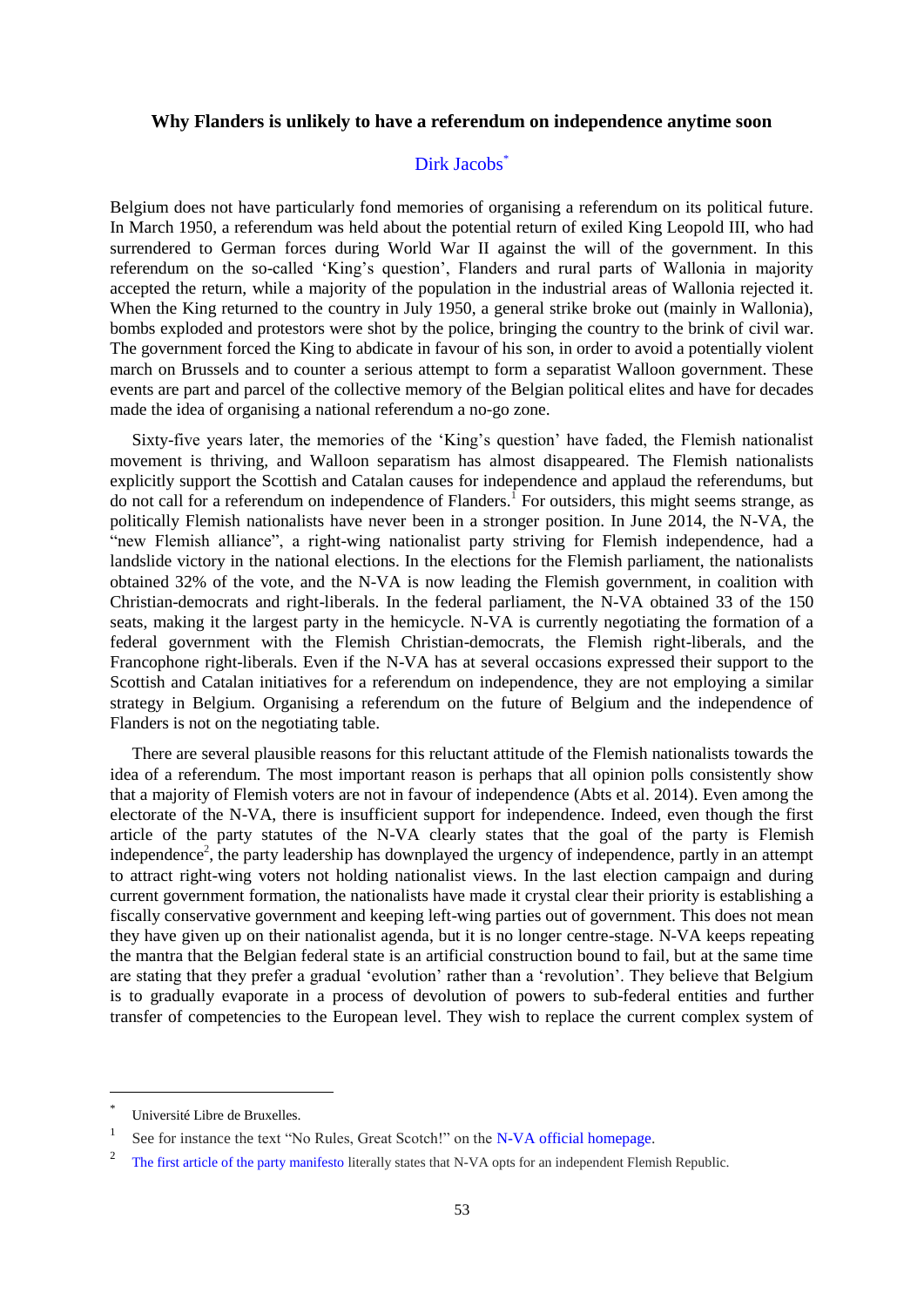### Why Flanders is unlikely to have a referendum on independence anytime soon

Dirk Jacobs[*]

Belgium does not have particularly fond memories of organising a referendum on its political future. In March 1950, a referendum was held about the potential return of exiled King Leopold III, who had surrendered to German forces during World War II against the will of the government. In this referendum on the so-called 'King's question', Flanders and rural parts of Wallonia in majority accepted the return, while a majority of the population in the industrial areas of Wallonia rejected it. When the King returned to the country in July 1950, a general strike broke out (mainly in Wallonia), bombs exploded and protestors were shot by the police, bringing the country to the brink of civil war. The government forced the King to abdicate in favour of his son, in order to avoid a potentially violent march on Brussels and to counter a serious attempt to form a separatist Walloon government. These events are part and parcel of the collective memory of the Belgian political elites and have for decades made the idea of organising a national referendum a no-go zone.

Sixty-five years later, the memories of the 'King's question' have faded, the Flemish nationalist movement is thriving, and Walloon separatism has almost disappeared. The Flemish nationalists explicitly support the Scottish and Catalan causes for independence and applaud the referendums, but do not call for a referendum on independence of Flanders.[1] For outsiders, this might seems strange, as politically Flemish nationalists have never been in a stronger position. In June 2014, the N-VA, the "new Flemish alliance", a right-wing nationalist party striving for Flemish independence, had a landslide victory in the national elections. In the elections for the Flemish parliament, the nationalists obtained 32% of the vote, and the N-VA is now leading the Flemish government, in coalition with Christian-democrats and right-liberals. In the federal parliament, the N-VA obtained 33 of the 150 seats, making it the largest party in the hemicycle. N-VA is currently negotiating the formation of a federal government with the Flemish Christian-democrats, the Flemish right-liberals, and the Francophone right-liberals. Even if the N-VA has at several occasions expressed their support to the Scottish and Catalan initiatives for a referendum on independence, they are not employing a similar strategy in Belgium. Organising a referendum on the future of Belgium and the independence of Flanders is not on the negotiating table.

There are several plausible reasons for this reluctant attitude of the Flemish nationalists towards the idea of a referendum. The most important reason is perhaps that all opinion polls consistently show that a majority of Flemish voters are not in favour of independence (Abts et al. 2014). Even among the electorate of the N-VA, there is insufficient support for independence. Indeed, even though the first article of the party statutes of the N-VA clearly states that the goal of the party is Flemish independence[2], the party leadership has downplayed the urgency of independence, partly in an attempt to attract right-wing voters not holding nationalist views. In the last election campaign and during current government formation, the nationalists have made it crystal clear their priority is establishing a fiscally conservative government and keeping left-wing parties out of government. This does not mean they have given up on their nationalist agenda, but it is no longer centre-stage. N-VA keeps repeating the mantra that the Belgian federal state is an artificial construction bound to fail, but at the same time are stating that they prefer a gradual 'evolution' rather than a 'revolution'. They believe that Belgium is to gradually evaporate in a process of devolution of powers to sub-federal entities and further transfer of competencies to the European level. They wish to replace the current complex system of

---

[*] Université Libre de Bruxelles.

[1] See for instance the text "No Rules, Great Scotch!" on the N-VA official homepage.

[2] The first article of the party manifesto literally states that N-VA opts for an independent Flemish Republic.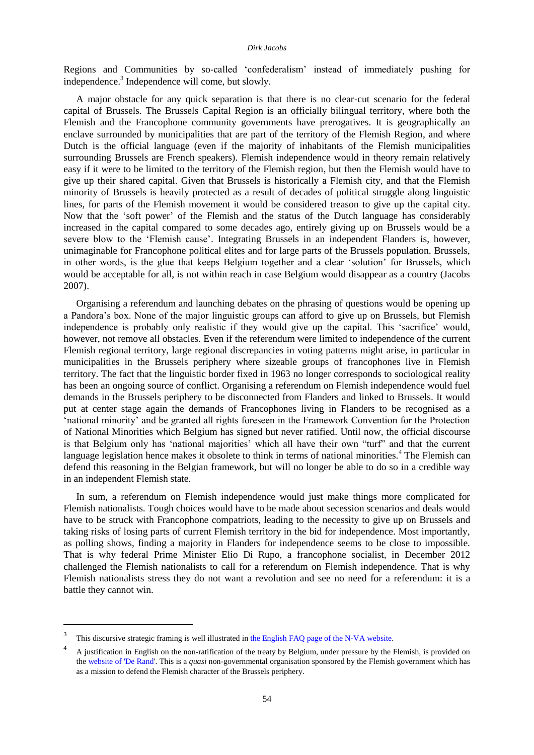Regions and Communities by so-called 'confederalism' instead of immediately pushing for independence.[3] Independence will come, but slowly.

A major obstacle for any quick separation is that there is no clear-cut scenario for the federal capital of Brussels. The Brussels Capital Region is an officially bilingual territory, where both the Flemish and the Francophone community governments have prerogatives. It is geographically an enclave surrounded by municipalities that are part of the territory of the Flemish Region, and where Dutch is the official language (even if the majority of inhabitants of the Flemish municipalities surrounding Brussels are French speakers). Flemish independence would in theory remain relatively easy if it were to be limited to the territory of the Flemish region, but then the Flemish would have to give up their shared capital. Given that Brussels is historically a Flemish city, and that the Flemish minority of Brussels is heavily protected as a result of decades of political struggle along linguistic lines, for parts of the Flemish movement it would be considered treason to give up the capital city. Now that the 'soft power' of the Flemish and the status of the Dutch language has considerably increased in the capital compared to some decades ago, entirely giving up on Brussels would be a severe blow to the 'Flemish cause'. Integrating Brussels in an independent Flanders is, however, unimaginable for Francophone political elites and for large parts of the Brussels population. Brussels, in other words, is the glue that keeps Belgium together and a clear 'solution' for Brussels, which would be acceptable for all, is not within reach in case Belgium would disappear as a country (Jacobs 2007).

Organising a referendum and launching debates on the phrasing of questions would be opening up a Pandora's box. None of the major linguistic groups can afford to give up on Brussels, but Flemish independence is probably only realistic if they would give up the capital. This 'sacrifice' would, however, not remove all obstacles. Even if the referendum were limited to independence of the current Flemish regional territory, large regional discrepancies in voting patterns might arise, in particular in municipalities in the Brussels periphery where sizeable groups of francophones live in Flemish territory. The fact that the linguistic border fixed in 1963 no longer corresponds to sociological reality has been an ongoing source of conflict. Organising a referendum on Flemish independence would fuel demands in the Brussels periphery to be disconnected from Flanders and linked to Brussels. It would put at center stage again the demands of Francophones living in Flanders to be recognised as a 'national minority' and be granted all rights foreseen in the Framework Convention for the Protection of National Minorities which Belgium has signed but never ratified. Until now, the official discourse is that Belgium only has 'national majorities' which all have their own "turf" and that the current language legislation hence makes it obsolete to think in terms of national minorities.[4] The Flemish can defend this reasoning in the Belgian framework, but will no longer be able to do so in a credible way in an independent Flemish state.

In sum, a referendum on Flemish independence would just make things more complicated for Flemish nationalists. Tough choices would have to be made about secession scenarios and deals would have to be struck with Francophone compatriots, leading to the necessity to give up on Brussels and taking risks of losing parts of current Flemish territory in the bid for independence. Most importantly, as polling shows, finding a majority in Flanders for independence seems to be close to impossible. That is why federal Prime Minister Elio Di Rupo, a francophone socialist, in December 2012 challenged the Flemish nationalists to call for a referendum on Flemish independence. That is why Flemish nationalists stress they do not want a revolution and see no need for a referendum: it is a battle they cannot win.

---

[3] This discursive strategic framing is well illustrated in the English FAQ page of the N-VA website.

[4] A justification in English on the non-ratification of the treaty by Belgium, under pressure by the Flemish, is provided on the website of 'De Rand'. This is a *quasi* non-governmental organisation sponsored by the Flemish government which has as a mission to defend the Flemish character of the Brussels periphery.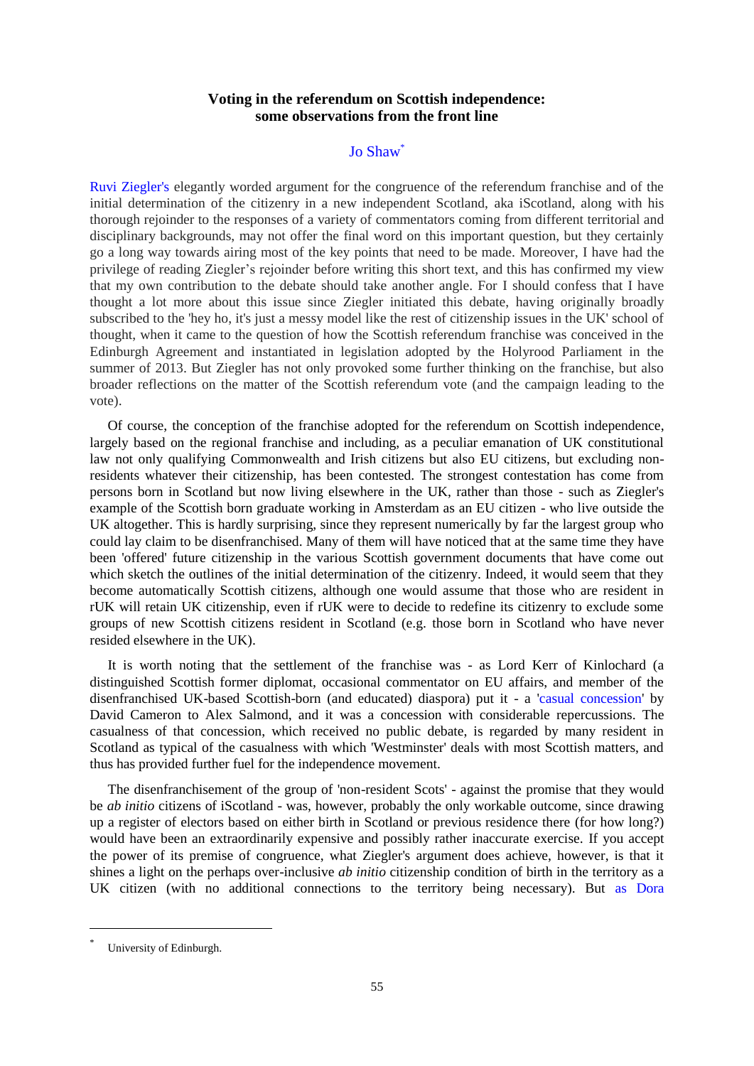## Voting in the referendum on Scottish independence: some observations from the front line

Jo Shaw[*]

Ruvi Ziegler's elegantly worded argument for the congruence of the referendum franchise and of the initial determination of the citizenry in a new independent Scotland, aka iScotland, along with his thorough rejoinder to the responses of a variety of commentators coming from different territorial and disciplinary backgrounds, may not offer the final word on this important question, but they certainly go a long way towards airing most of the key points that need to be made. Moreover, I have had the privilege of reading Ziegler's rejoinder before writing this short text, and this has confirmed my view that my own contribution to the debate should take another angle. For I should confess that I have thought a lot more about this issue since Ziegler initiated this debate, having originally broadly subscribed to the 'hey ho, it's just a messy model like the rest of citizenship issues in the UK' school of thought, when it came to the question of how the Scottish referendum franchise was conceived in the Edinburgh Agreement and instantiated in legislation adopted by the Holyrood Parliament in the summer of 2013. But Ziegler has not only provoked some further thinking on the franchise, but also broader reflections on the matter of the Scottish referendum vote (and the campaign leading to the vote).

Of course, the conception of the franchise adopted for the referendum on Scottish independence, largely based on the regional franchise and including, as a peculiar emanation of UK constitutional law not only qualifying Commonwealth and Irish citizens but also EU citizens, but excluding non-residents whatever their citizenship, has been contested. The strongest contestation has come from persons born in Scotland but now living elsewhere in the UK, rather than those - such as Ziegler's example of the Scottish born graduate working in Amsterdam as an EU citizen - who live outside the UK altogether. This is hardly surprising, since they represent numerically by far the largest group who could lay claim to be disenfranchised. Many of them will have noticed that at the same time they have been 'offered' future citizenship in the various Scottish government documents that have come out which sketch the outlines of the initial determination of the citizenry. Indeed, it would seem that they become automatically Scottish citizens, although one would assume that those who are resident in rUK will retain UK citizenship, even if rUK were to decide to redefine its citizenry to exclude some groups of new Scottish citizens resident in Scotland (e.g. those born in Scotland who have never resided elsewhere in the UK).

It is worth noting that the settlement of the franchise was - as Lord Kerr of Kinlochard (a distinguished Scottish former diplomat, occasional commentator on EU affairs, and member of the disenfranchised UK-based Scottish-born (and educated) diaspora) put it - a 'casual concession' by David Cameron to Alex Salmond, and it was a concession with considerable repercussions. The casualness of that concession, which received no public debate, is regarded by many resident in Scotland as typical of the casualness with which 'Westminster' deals with most Scottish matters, and thus has provided further fuel for the independence movement.

The disenfranchisement of the group of 'non-resident Scots' - against the promise that they would be *ab initio* citizens of iScotland - was, however, probably the only workable outcome, since drawing up a register of electors based on either birth in Scotland or previous residence there (for how long?) would have been an extraordinarily expensive and possibly rather inaccurate exercise. If you accept the power of its premise of congruence, what Ziegler's argument does achieve, however, is that it shines a light on the perhaps over-inclusive *ab initio* citizenship condition of birth in the territory as a UK citizen (with no additional connections to the territory being necessary). But as Dora

[*] University of Edinburgh.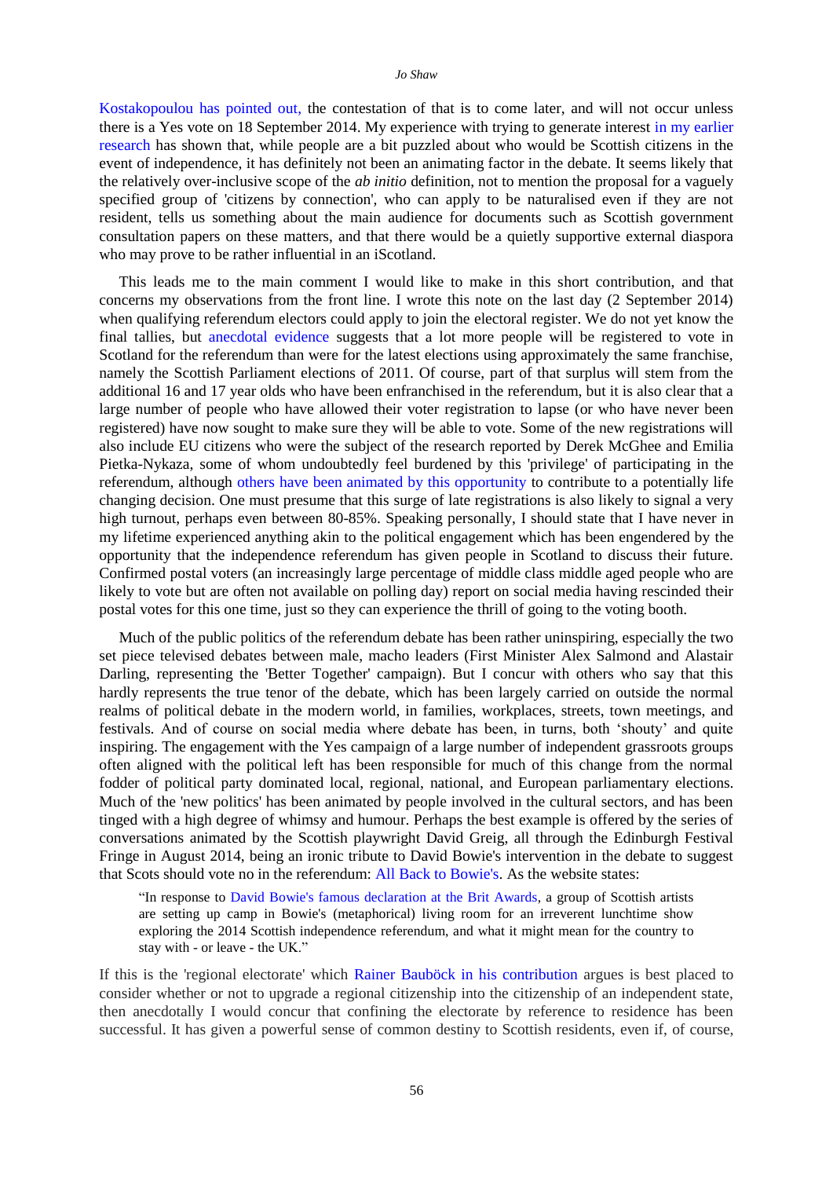Kostakopoulou has pointed out, the contestation of that is to come later, and will not occur unless there is a Yes vote on 18 September 2014. My experience with trying to generate interest in my earlier research has shown that, while people are a bit puzzled about who would be Scottish citizens in the event of independence, it has definitely not been an animating factor in the debate. It seems likely that the relatively over-inclusive scope of the *ab initio* definition, not to mention the proposal for a vaguely specified group of 'citizens by connection', who can apply to be naturalised even if they are not resident, tells us something about the main audience for documents such as Scottish government consultation papers on these matters, and that there would be a quietly supportive external diaspora who may prove to be rather influential in an iScotland.

This leads me to the main comment I would like to make in this short contribution, and that concerns my observations from the front line. I wrote this note on the last day (2 September 2014) when qualifying referendum electors could apply to join the electoral register. We do not yet know the final tallies, but anecdotal evidence suggests that a lot more people will be registered to vote in Scotland for the referendum than were for the latest elections using approximately the same franchise, namely the Scottish Parliament elections of 2011. Of course, part of that surplus will stem from the additional 16 and 17 year olds who have been enfranchised in the referendum, but it is also clear that a large number of people who have allowed their voter registration to lapse (or who have never been registered) have now sought to make sure they will be able to vote. Some of the new registrations will also include EU citizens who were the subject of the research reported by Derek McGhee and Emilia Pietka-Nykaza, some of whom undoubtedly feel burdened by this 'privilege' of participating in the referendum, although others have been animated by this opportunity to contribute to a potentially life changing decision. One must presume that this surge of late registrations is also likely to signal a very high turnout, perhaps even between 80-85%. Speaking personally, I should state that I have never in my lifetime experienced anything akin to the political engagement which has been engendered by the opportunity that the independence referendum has given people in Scotland to discuss their future. Confirmed postal voters (an increasingly large percentage of middle class middle aged people who are likely to vote but are often not available on polling day) report on social media having rescinded their postal votes for this one time, just so they can experience the thrill of going to the voting booth.

Much of the public politics of the referendum debate has been rather uninspiring, especially the two set piece televised debates between male, macho leaders (First Minister Alex Salmond and Alastair Darling, representing the 'Better Together' campaign). But I concur with others who say that this hardly represents the true tenor of the debate, which has been largely carried on outside the normal realms of political debate in the modern world, in families, workplaces, streets, town meetings, and festivals. And of course on social media where debate has been, in turns, both 'shouty' and quite inspiring. The engagement with the Yes campaign of a large number of independent grassroots groups often aligned with the political left has been responsible for much of this change from the normal fodder of political party dominated local, regional, national, and European parliamentary elections. Much of the 'new politics' has been animated by people involved in the cultural sectors, and has been tinged with a high degree of whimsy and humour. Perhaps the best example is offered by the series of conversations animated by the Scottish playwright David Greig, all through the Edinburgh Festival Fringe in August 2014, being an ironic tribute to David Bowie's intervention in the debate to suggest that Scots should vote no in the referendum: All Back to Bowie's. As the website states:

> "In response to David Bowie's famous declaration at the Brit Awards, a group of Scottish artists are setting up camp in Bowie's (metaphorical) living room for an irreverent lunchtime show exploring the 2014 Scottish independence referendum, and what it might mean for the country to stay with - or leave - the UK."

If this is the 'regional electorate' which Rainer Bauböck in his contribution argues is best placed to consider whether or not to upgrade a regional citizenship into the citizenship of an independent state, then anecdotally I would concur that confining the electorate by reference to residence has been successful. It has given a powerful sense of common destiny to Scottish residents, even if, of course,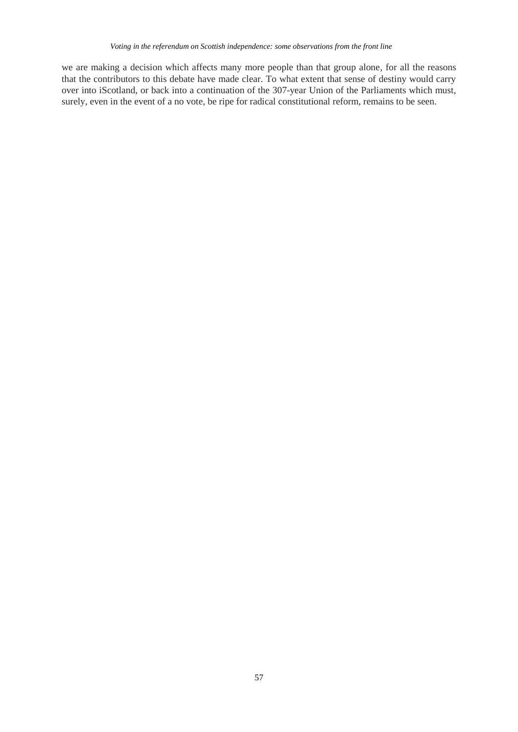we are making a decision which affects many more people than that group alone, for all the reasons that the contributors to this debate have made clear. To what extent that sense of destiny would carry over into iScotland, or back into a continuation of the 307-year Union of the Parliaments which must, surely, even in the event of a no vote, be ripe for radical constitutional reform, remains to be seen.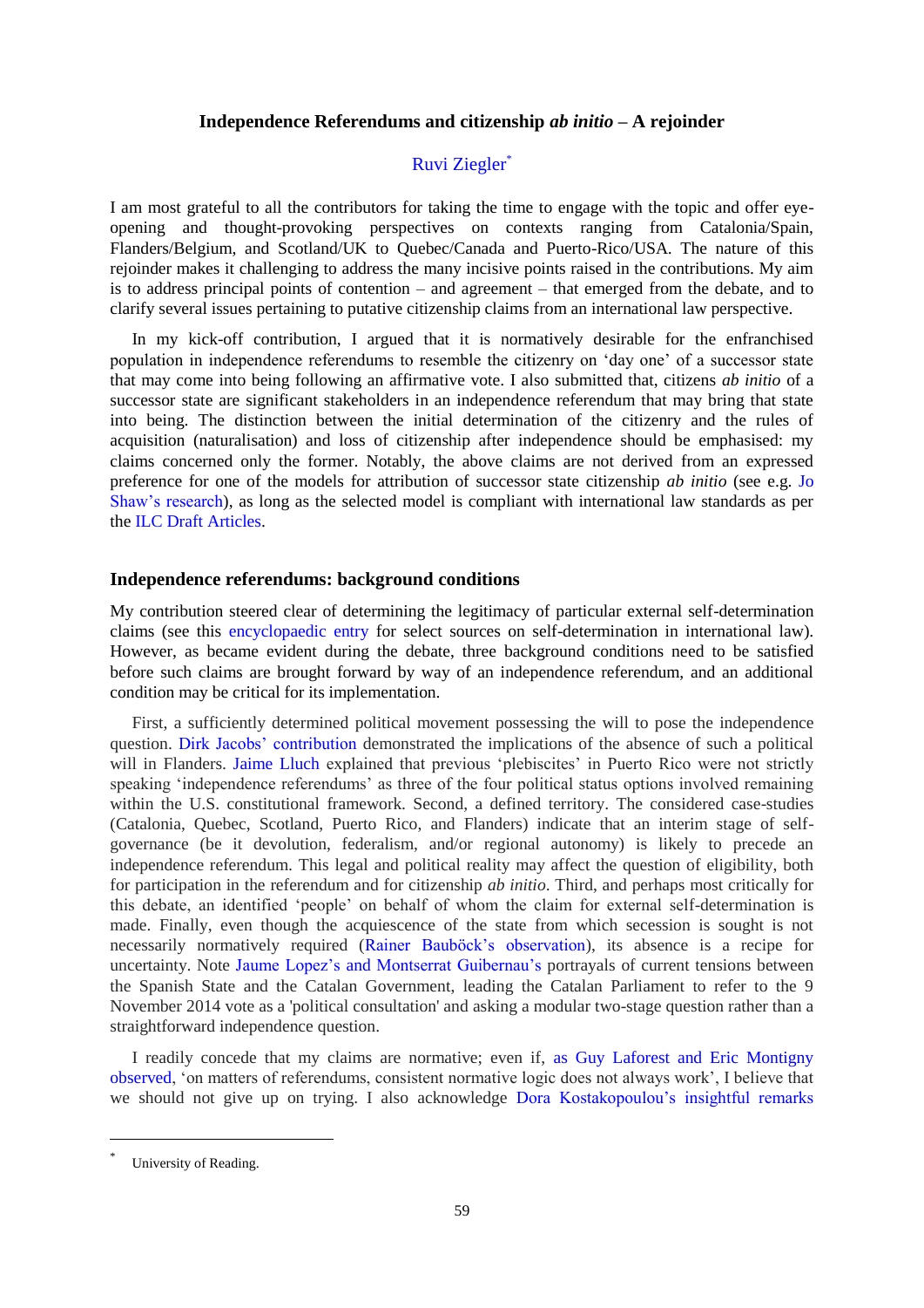## Independence Referendums and citizenship *ab initio* – A rejoinder

Ruvi Ziegler[*]

I am most grateful to all the contributors for taking the time to engage with the topic and offer eye-opening and thought-provoking perspectives on contexts ranging from Catalonia/Spain, Flanders/Belgium, and Scotland/UK to Quebec/Canada and Puerto-Rico/USA. The nature of this rejoinder makes it challenging to address the many incisive points raised in the contributions. My aim is to address principal points of contention – and agreement – that emerged from the debate, and to clarify several issues pertaining to putative citizenship claims from an international law perspective.

In my kick-off contribution, I argued that it is normatively desirable for the enfranchised population in independence referendums to resemble the citizenry on 'day one' of a successor state that may come into being following an affirmative vote. I also submitted that, citizens *ab initio* of a successor state are significant stakeholders in an independence referendum that may bring that state into being. The distinction between the initial determination of the citizenry and the rules of acquisition (naturalisation) and loss of citizenship after independence should be emphasised: my claims concerned only the former. Notably, the above claims are not derived from an expressed preference for one of the models for attribution of successor state citizenship *ab initio* (see e.g. Jo Shaw's research), as long as the selected model is compliant with international law standards as per the ILC Draft Articles.

### Independence referendums: background conditions

My contribution steered clear of determining the legitimacy of particular external self-determination claims (see this encyclopaedic entry for select sources on self-determination in international law). However, as became evident during the debate, three background conditions need to be satisfied before such claims are brought forward by way of an independence referendum, and an additional condition may be critical for its implementation.

First, a sufficiently determined political movement possessing the will to pose the independence question. Dirk Jacobs' contribution demonstrated the implications of the absence of such a political will in Flanders. Jaime Lluch explained that previous 'plebiscites' in Puerto Rico were not strictly speaking 'independence referendums' as three of the four political status options involved remaining within the U.S. constitutional framework. Second, a defined territory. The considered case-studies (Catalonia, Quebec, Scotland, Puerto Rico, and Flanders) indicate that an interim stage of self-governance (be it devolution, federalism, and/or regional autonomy) is likely to precede an independence referendum. This legal and political reality may affect the question of eligibility, both for participation in the referendum and for citizenship *ab initio*. Third, and perhaps most critically for this debate, an identified 'people' on behalf of whom the claim for external self-determination is made. Finally, even though the acquiescence of the state from which secession is sought is not necessarily normatively required (Rainer Bauböck's observation), its absence is a recipe for uncertainty. Note Jaume Lopez's and Montserrat Guibernau's portrayals of current tensions between the Spanish State and the Catalan Government, leading the Catalan Parliament to refer to the 9 November 2014 vote as a 'political consultation' and asking a modular two-stage question rather than a straightforward independence question.

I readily concede that my claims are normative; even if, as Guy Laforest and Eric Montigny observed, 'on matters of referendums, consistent normative logic does not always work', I believe that we should not give up on trying. I also acknowledge Dora Kostakopoulou's insightful remarks

---

[*] University of Reading.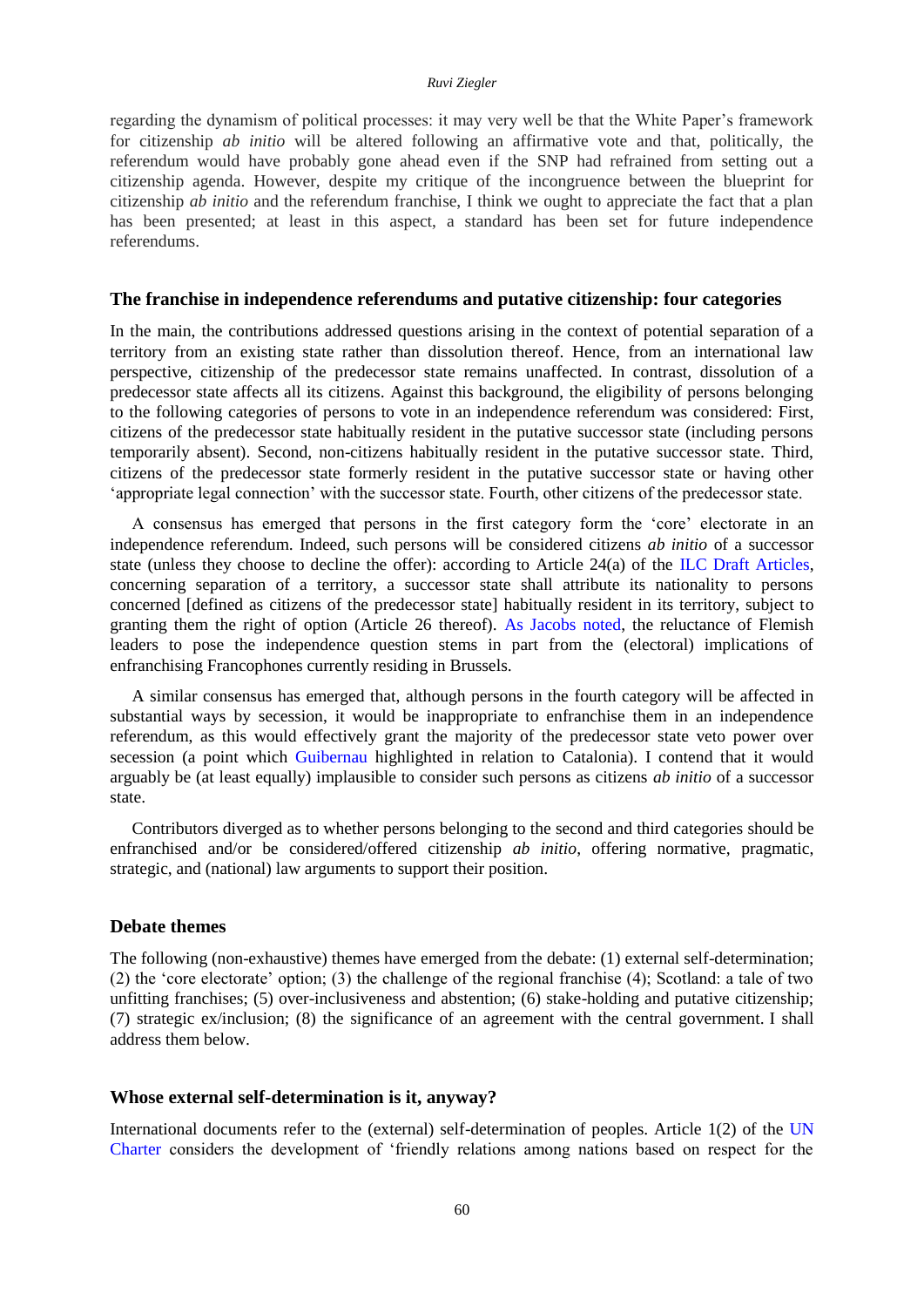regarding the dynamism of political processes: it may very well be that the White Paper's framework for citizenship *ab initio* will be altered following an affirmative vote and that, politically, the referendum would have probably gone ahead even if the SNP had refrained from setting out a citizenship agenda. However, despite my critique of the incongruence between the blueprint for citizenship *ab initio* and the referendum franchise, I think we ought to appreciate the fact that a plan has been presented; at least in this aspect, a standard has been set for future independence referendums.

## The franchise in independence referendums and putative citizenship: four categories

In the main, the contributions addressed questions arising in the context of potential separation of a territory from an existing state rather than dissolution thereof. Hence, from an international law perspective, citizenship of the predecessor state remains unaffected. In contrast, dissolution of a predecessor state affects all its citizens. Against this background, the eligibility of persons belonging to the following categories of persons to vote in an independence referendum was considered: First, citizens of the predecessor state habitually resident in the putative successor state (including persons temporarily absent). Second, non-citizens habitually resident in the putative successor state. Third, citizens of the predecessor state formerly resident in the putative successor state or having other 'appropriate legal connection' with the successor state. Fourth, other citizens of the predecessor state.

A consensus has emerged that persons in the first category form the 'core' electorate in an independence referendum. Indeed, such persons will be considered citizens *ab initio* of a successor state (unless they choose to decline the offer): according to Article 24(a) of the ILC Draft Articles, concerning separation of a territory, a successor state shall attribute its nationality to persons concerned [defined as citizens of the predecessor state] habitually resident in its territory, subject to granting them the right of option (Article 26 thereof). As Jacobs noted, the reluctance of Flemish leaders to pose the independence question stems in part from the (electoral) implications of enfranchising Francophones currently residing in Brussels.

A similar consensus has emerged that, although persons in the fourth category will be affected in substantial ways by secession, it would be inappropriate to enfranchise them in an independence referendum, as this would effectively grant the majority of the predecessor state veto power over secession (a point which Guibernau highlighted in relation to Catalonia). I contend that it would arguably be (at least equally) implausible to consider such persons as citizens *ab initio* of a successor state.

Contributors diverged as to whether persons belonging to the second and third categories should be enfranchised and/or be considered/offered citizenship *ab initio*, offering normative, pragmatic, strategic, and (national) law arguments to support their position.

## Debate themes

The following (non-exhaustive) themes have emerged from the debate: (1) external self-determination; (2) the 'core electorate' option; (3) the challenge of the regional franchise (4); Scotland: a tale of two unfitting franchises; (5) over-inclusiveness and abstention; (6) stake-holding and putative citizenship; (7) strategic ex/inclusion; (8) the significance of an agreement with the central government. I shall address them below.

## Whose external self-determination is it, anyway?

International documents refer to the (external) self-determination of peoples. Article 1(2) of the UN Charter considers the development of 'friendly relations among nations based on respect for the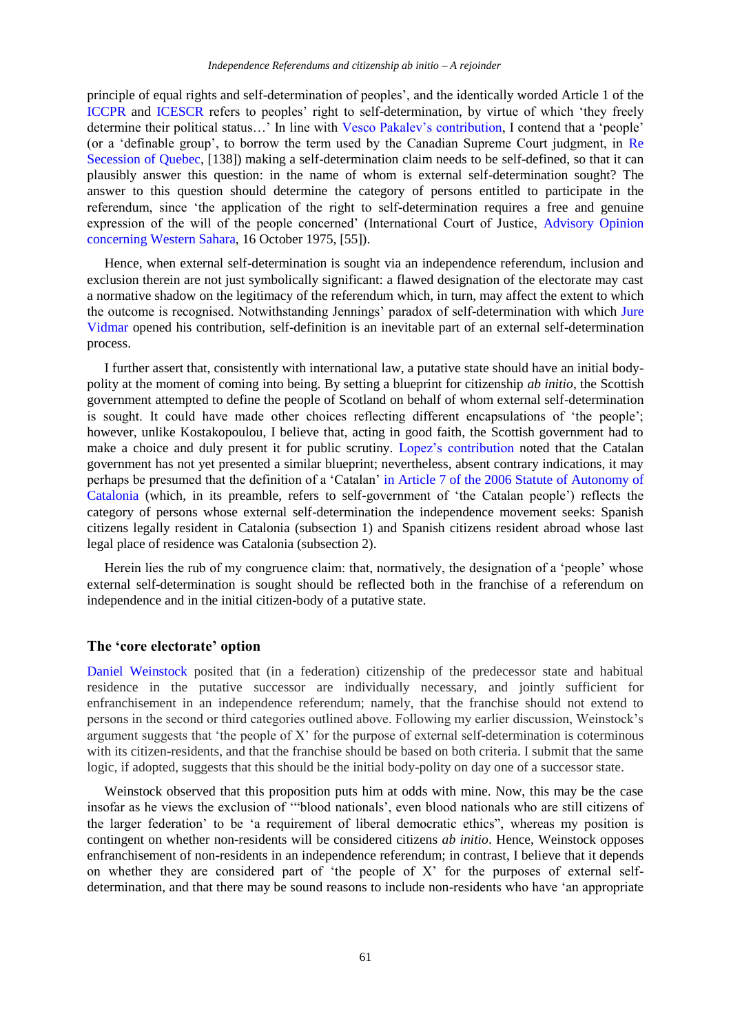principle of equal rights and self-determination of peoples', and the identically worded Article 1 of the ICCPR and ICESCR refers to peoples' right to self-determination, by virtue of which 'they freely determine their political status…' In line with Vesco Pakalev's contribution, I contend that a 'people' (or a 'definable group', to borrow the term used by the Canadian Supreme Court judgment, in Re Secession of Quebec, [138]) making a self-determination claim needs to be self-defined, so that it can plausibly answer this question: in the name of whom is external self-determination sought? The answer to this question should determine the category of persons entitled to participate in the referendum, since 'the application of the right to self-determination requires a free and genuine expression of the will of the people concerned' (International Court of Justice, Advisory Opinion concerning Western Sahara, 16 October 1975, [55]).

Hence, when external self-determination is sought via an independence referendum, inclusion and exclusion therein are not just symbolically significant: a flawed designation of the electorate may cast a normative shadow on the legitimacy of the referendum which, in turn, may affect the extent to which the outcome is recognised. Notwithstanding Jennings' paradox of self-determination with which Jure Vidmar opened his contribution, self-definition is an inevitable part of an external self-determination process.

I further assert that, consistently with international law, a putative state should have an initial body-polity at the moment of coming into being. By setting a blueprint for citizenship *ab initio*, the Scottish government attempted to define the people of Scotland on behalf of whom external self-determination is sought. It could have made other choices reflecting different encapsulations of 'the people'; however, unlike Kostakopoulou, I believe that, acting in good faith, the Scottish government had to make a choice and duly present it for public scrutiny. Lopez's contribution noted that the Catalan government has not yet presented a similar blueprint; nevertheless, absent contrary indications, it may perhaps be presumed that the definition of a 'Catalan' in Article 7 of the 2006 Statute of Autonomy of Catalonia (which, in its preamble, refers to self-government of 'the Catalan people') reflects the category of persons whose external self-determination the independence movement seeks: Spanish citizens legally resident in Catalonia (subsection 1) and Spanish citizens resident abroad whose last legal place of residence was Catalonia (subsection 2).

Herein lies the rub of my congruence claim: that, normatively, the designation of a 'people' whose external self-determination is sought should be reflected both in the franchise of a referendum on independence and in the initial citizen-body of a putative state.

## The 'core electorate' option

Daniel Weinstock posited that (in a federation) citizenship of the predecessor state and habitual residence in the putative successor are individually necessary, and jointly sufficient for enfranchisement in an independence referendum; namely, that the franchise should not extend to persons in the second or third categories outlined above. Following my earlier discussion, Weinstock's argument suggests that 'the people of X' for the purpose of external self-determination is coterminous with its citizen-residents, and that the franchise should be based on both criteria. I submit that the same logic, if adopted, suggests that this should be the initial body-polity on day one of a successor state.

Weinstock observed that this proposition puts him at odds with mine. Now, this may be the case insofar as he views the exclusion of '"blood nationals', even blood nationals who are still citizens of the larger federation' to be 'a requirement of liberal democratic ethics", whereas my position is contingent on whether non-residents will be considered citizens *ab initio*. Hence, Weinstock opposes enfranchisement of non-residents in an independence referendum; in contrast, I believe that it depends on whether they are considered part of 'the people of X' for the purposes of external self-determination, and that there may be sound reasons to include non-residents who have 'an appropriate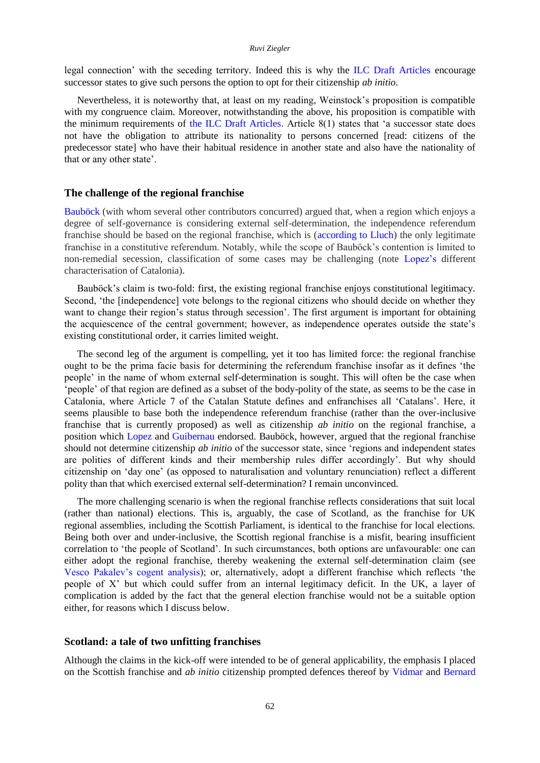legal connection' with the seceding territory. Indeed this is why the ILC Draft Articles encourage successor states to give such persons the option to opt for their citizenship *ab initio*.

Nevertheless, it is noteworthy that, at least on my reading, Weinstock's proposition is compatible with my congruence claim. Moreover, notwithstanding the above, his proposition is compatible with the minimum requirements of the ILC Draft Articles. Article 8(1) states that 'a successor state does not have the obligation to attribute its nationality to persons concerned [read: citizens of the predecessor state] who have their habitual residence in another state and also have the nationality of that or any other state'.

## The challenge of the regional franchise

Bauböck (with whom several other contributors concurred) argued that, when a region which enjoys a degree of self-governance is considering external self-determination, the independence referendum franchise should be based on the regional franchise, which is (according to Lluch) the only legitimate franchise in a constitutive referendum. Notably, while the scope of Bauböck's contention is limited to non-remedial secession, classification of some cases may be challenging (note Lopez's different characterisation of Catalonia).

Bauböck's claim is two-fold: first, the existing regional franchise enjoys constitutional legitimacy. Second, 'the [independence] vote belongs to the regional citizens who should decide on whether they want to change their region's status through secession'. The first argument is important for obtaining the acquiescence of the central government; however, as independence operates outside the state's existing constitutional order, it carries limited weight.

The second leg of the argument is compelling, yet it too has limited force: the regional franchise ought to be the prima facie basis for determining the referendum franchise insofar as it defines 'the people' in the name of whom external self-determination is sought. This will often be the case when 'people' of that region are defined as a subset of the body-polity of the state, as seems to be the case in Catalonia, where Article 7 of the Catalan Statute defines and enfranchises all 'Catalans'. Here, it seems plausible to base both the independence referendum franchise (rather than the over-inclusive franchise that is currently proposed) as well as citizenship *ab initio* on the regional franchise, a position which Lopez and Guibernau endorsed. Bauböck, however, argued that the regional franchise should not determine citizenship *ab initio* of the successor state, since 'regions and independent states are polities of different kinds and their membership rules differ accordingly'. But why should citizenship on 'day one' (as opposed to naturalisation and voluntary renunciation) reflect a different polity than that which exercised external self-determination? I remain unconvinced.

The more challenging scenario is when the regional franchise reflects considerations that suit local (rather than national) elections. This is, arguably, the case of Scotland, as the franchise for UK regional assemblies, including the Scottish Parliament, is identical to the franchise for local elections. Being both over and under-inclusive, the Scottish regional franchise is a misfit, bearing insufficient correlation to 'the people of Scotland'. In such circumstances, both options are unfavourable: one can either adopt the regional franchise, thereby weakening the external self-determination claim (see Vesco Pakalev's cogent analysis); or, alternatively, adopt a different franchise which reflects 'the people of X' but which could suffer from an internal legitimacy deficit. In the UK, a layer of complication is added by the fact that the general election franchise would not be a suitable option either, for reasons which I discuss below.

## Scotland: a tale of two unfitting franchises

Although the claims in the kick-off were intended to be of general applicability, the emphasis I placed on the Scottish franchise and *ab initio* citizenship prompted defences thereof by Vidmar and Bernard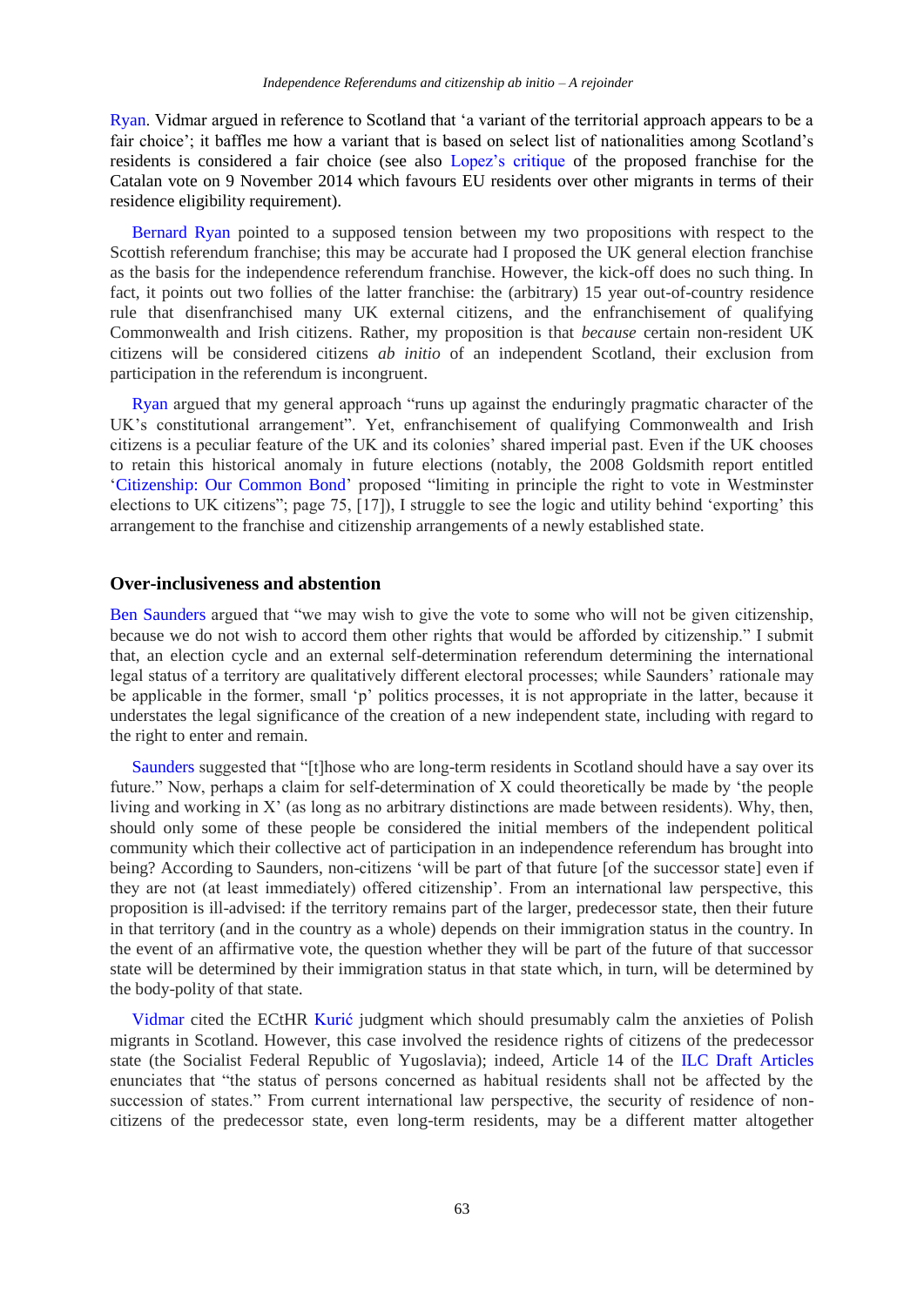Ryan. Vidmar argued in reference to Scotland that 'a variant of the territorial approach appears to be a fair choice'; it baffles me how a variant that is based on select list of nationalities among Scotland's residents is considered a fair choice (see also Lopez's critique of the proposed franchise for the Catalan vote on 9 November 2014 which favours EU residents over other migrants in terms of their residence eligibility requirement).

Bernard Ryan pointed to a supposed tension between my two propositions with respect to the Scottish referendum franchise; this may be accurate had I proposed the UK general election franchise as the basis for the independence referendum franchise. However, the kick-off does no such thing. In fact, it points out two follies of the latter franchise: the (arbitrary) 15 year out-of-country residence rule that disenfranchised many UK external citizens, and the enfranchisement of qualifying Commonwealth and Irish citizens. Rather, my proposition is that *because* certain non-resident UK citizens will be considered citizens *ab initio* of an independent Scotland, their exclusion from participation in the referendum is incongruent.

Ryan argued that my general approach "runs up against the enduringly pragmatic character of the UK's constitutional arrangement". Yet, enfranchisement of qualifying Commonwealth and Irish citizens is a peculiar feature of the UK and its colonies' shared imperial past. Even if the UK chooses to retain this historical anomaly in future elections (notably, the 2008 Goldsmith report entitled 'Citizenship: Our Common Bond' proposed "limiting in principle the right to vote in Westminster elections to UK citizens"; page 75, [17]), I struggle to see the logic and utility behind 'exporting' this arrangement to the franchise and citizenship arrangements of a newly established state.

## Over-inclusiveness and abstention

Ben Saunders argued that "we may wish to give the vote to some who will not be given citizenship, because we do not wish to accord them other rights that would be afforded by citizenship." I submit that, an election cycle and an external self-determination referendum determining the international legal status of a territory are qualitatively different electoral processes; while Saunders' rationale may be applicable in the former, small 'p' politics processes, it is not appropriate in the latter, because it understates the legal significance of the creation of a new independent state, including with regard to the right to enter and remain.

Saunders suggested that "[t]hose who are long-term residents in Scotland should have a say over its future." Now, perhaps a claim for self-determination of X could theoretically be made by 'the people living and working in X' (as long as no arbitrary distinctions are made between residents). Why, then, should only some of these people be considered the initial members of the independent political community which their collective act of participation in an independence referendum has brought into being? According to Saunders, non-citizens 'will be part of that future [of the successor state] even if they are not (at least immediately) offered citizenship'. From an international law perspective, this proposition is ill-advised: if the territory remains part of the larger, predecessor state, then their future in that territory (and in the country as a whole) depends on their immigration status in the country. In the event of an affirmative vote, the question whether they will be part of the future of that successor state will be determined by their immigration status in that state which, in turn, will be determined by the body-polity of that state.

Vidmar cited the ECtHR Kurić judgment which should presumably calm the anxieties of Polish migrants in Scotland. However, this case involved the residence rights of citizens of the predecessor state (the Socialist Federal Republic of Yugoslavia); indeed, Article 14 of the ILC Draft Articles enunciates that "the status of persons concerned as habitual residents shall not be affected by the succession of states." From current international law perspective, the security of residence of non-citizens of the predecessor state, even long-term residents, may be a different matter altogether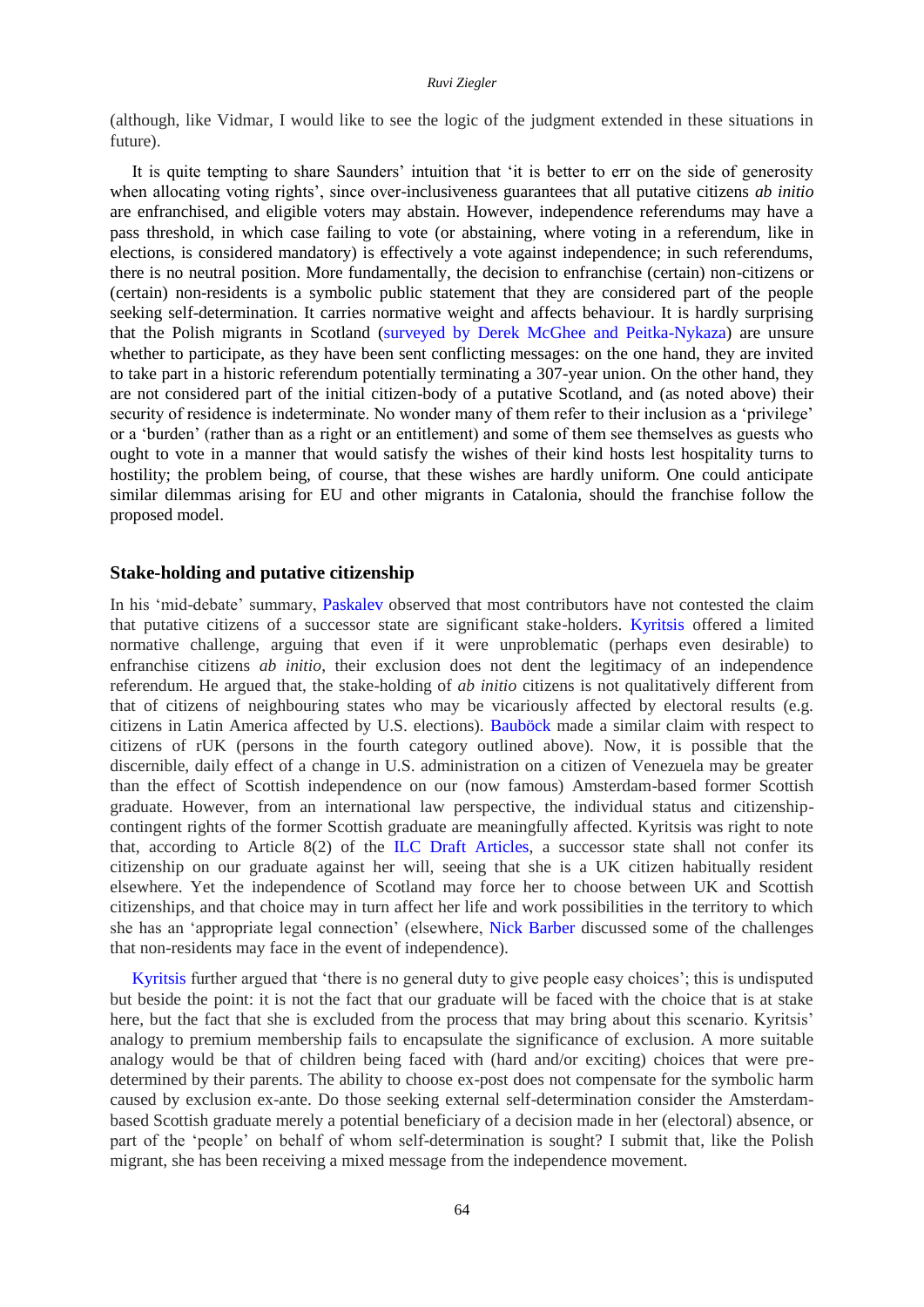(although, like Vidmar, I would like to see the logic of the judgment extended in these situations in future).

It is quite tempting to share Saunders' intuition that 'it is better to err on the side of generosity when allocating voting rights', since over-inclusiveness guarantees that all putative citizens *ab initio* are enfranchised, and eligible voters may abstain. However, independence referendums may have a pass threshold, in which case failing to vote (or abstaining, where voting in a referendum, like in elections, is considered mandatory) is effectively a vote against independence; in such referendums, there is no neutral position. More fundamentally, the decision to enfranchise (certain) non-citizens or (certain) non-residents is a symbolic public statement that they are considered part of the people seeking self-determination. It carries normative weight and affects behaviour. It is hardly surprising that the Polish migrants in Scotland (surveyed by Derek McGhee and Peitka-Nykaza) are unsure whether to participate, as they have been sent conflicting messages: on the one hand, they are invited to take part in a historic referendum potentially terminating a 307-year union. On the other hand, they are not considered part of the initial citizen-body of a putative Scotland, and (as noted above) their security of residence is indeterminate. No wonder many of them refer to their inclusion as a 'privilege' or a 'burden' (rather than as a right or an entitlement) and some of them see themselves as guests who ought to vote in a manner that would satisfy the wishes of their kind hosts lest hospitality turns to hostility; the problem being, of course, that these wishes are hardly uniform. One could anticipate similar dilemmas arising for EU and other migrants in Catalonia, should the franchise follow the proposed model.

## Stake-holding and putative citizenship

In his 'mid-debate' summary, Paskalev observed that most contributors have not contested the claim that putative citizens of a successor state are significant stake-holders. Kyritsis offered a limited normative challenge, arguing that even if it were unproblematic (perhaps even desirable) to enfranchise citizens *ab initio*, their exclusion does not dent the legitimacy of an independence referendum. He argued that, the stake-holding of *ab initio* citizens is not qualitatively different from that of citizens of neighbouring states who may be vicariously affected by electoral results (e.g. citizens in Latin America affected by U.S. elections). Bauböck made a similar claim with respect to citizens of rUK (persons in the fourth category outlined above). Now, it is possible that the discernible, daily effect of a change in U.S. administration on a citizen of Venezuela may be greater than the effect of Scottish independence on our (now famous) Amsterdam-based former Scottish graduate. However, from an international law perspective, the individual status and citizenship-contingent rights of the former Scottish graduate are meaningfully affected. Kyritsis was right to note that, according to Article 8(2) of the ILC Draft Articles, a successor state shall not confer its citizenship on our graduate against her will, seeing that she is a UK citizen habitually resident elsewhere. Yet the independence of Scotland may force her to choose between UK and Scottish citizenships, and that choice may in turn affect her life and work possibilities in the territory to which she has an 'appropriate legal connection' (elsewhere, Nick Barber discussed some of the challenges that non-residents may face in the event of independence).

Kyritsis further argued that 'there is no general duty to give people easy choices'; this is undisputed but beside the point: it is not the fact that our graduate will be faced with the choice that is at stake here, but the fact that she is excluded from the process that may bring about this scenario. Kyritsis' analogy to premium membership fails to encapsulate the significance of exclusion. A more suitable analogy would be that of children being faced with (hard and/or exciting) choices that were pre-determined by their parents. The ability to choose ex-post does not compensate for the symbolic harm caused by exclusion ex-ante. Do those seeking external self-determination consider the Amsterdam-based Scottish graduate merely a potential beneficiary of a decision made in her (electoral) absence, or part of the 'people' on behalf of whom self-determination is sought? I submit that, like the Polish migrant, she has been receiving a mixed message from the independence movement.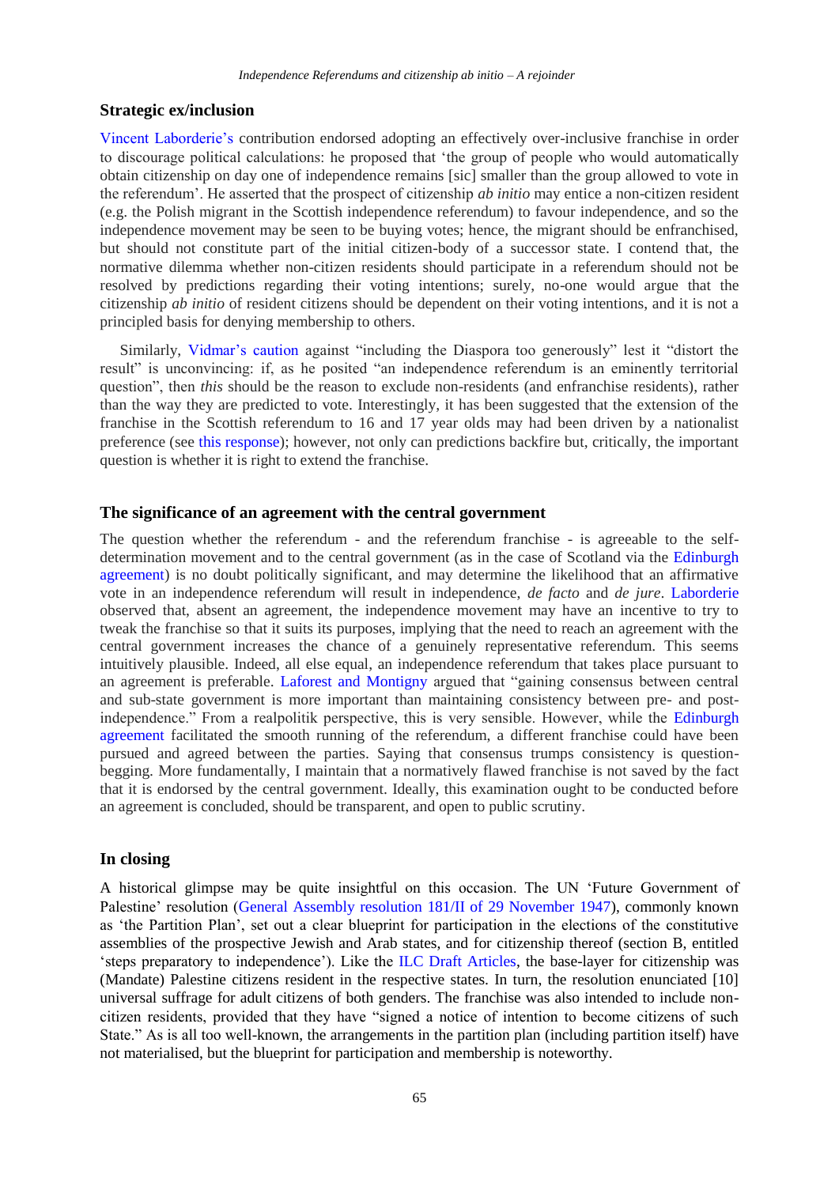## Strategic ex/inclusion

Vincent Laborderie's contribution endorsed adopting an effectively over-inclusive franchise in order to discourage political calculations: he proposed that 'the group of people who would automatically obtain citizenship on day one of independence remains [sic] smaller than the group allowed to vote in the referendum'. He asserted that the prospect of citizenship *ab initio* may entice a non-citizen resident (e.g. the Polish migrant in the Scottish independence referendum) to favour independence, and so the independence movement may be seen to be buying votes; hence, the migrant should be enfranchised, but should not constitute part of the initial citizen-body of a successor state. I contend that, the normative dilemma whether non-citizen residents should participate in a referendum should not be resolved by predictions regarding their voting intentions; surely, no-one would argue that the citizenship *ab initio* of resident citizens should be dependent on their voting intentions, and it is not a principled basis for denying membership to others.

Similarly, Vidmar's caution against "including the Diaspora too generously" lest it "distort the result" is unconvincing: if, as he posited "an independence referendum is an eminently territorial question", then *this* should be the reason to exclude non-residents (and enfranchise residents), rather than the way they are predicted to vote. Interestingly, it has been suggested that the extension of the franchise in the Scottish referendum to 16 and 17 year olds may had been driven by a nationalist preference (see this response); however, not only can predictions backfire but, critically, the important question is whether it is right to extend the franchise.

## The significance of an agreement with the central government

The question whether the referendum - and the referendum franchise - is agreeable to the self-determination movement and to the central government (as in the case of Scotland via the Edinburgh agreement) is no doubt politically significant, and may determine the likelihood that an affirmative vote in an independence referendum will result in independence, *de facto* and *de jure*. Laborderie observed that, absent an agreement, the independence movement may have an incentive to try to tweak the franchise so that it suits its purposes, implying that the need to reach an agreement with the central government increases the chance of a genuinely representative referendum. This seems intuitively plausible. Indeed, all else equal, an independence referendum that takes place pursuant to an agreement is preferable. Laforest and Montigny argued that "gaining consensus between central and sub-state government is more important than maintaining consistency between pre- and post-independence." From a realpolitik perspective, this is very sensible. However, while the Edinburgh agreement facilitated the smooth running of the referendum, a different franchise could have been pursued and agreed between the parties. Saying that consensus trumps consistency is question-begging. More fundamentally, I maintain that a normatively flawed franchise is not saved by the fact that it is endorsed by the central government. Ideally, this examination ought to be conducted before an agreement is concluded, should be transparent, and open to public scrutiny.

## In closing

A historical glimpse may be quite insightful on this occasion. The UN 'Future Government of Palestine' resolution (General Assembly resolution 181/II of 29 November 1947), commonly known as 'the Partition Plan', set out a clear blueprint for participation in the elections of the constitutive assemblies of the prospective Jewish and Arab states, and for citizenship thereof (section B, entitled 'steps preparatory to independence'). Like the ILC Draft Articles, the base-layer for citizenship was (Mandate) Palestine citizens resident in the respective states. In turn, the resolution enunciated [10] universal suffrage for adult citizens of both genders. The franchise was also intended to include non-citizen residents, provided that they have "signed a notice of intention to become citizens of such State." As is all too well-known, the arrangements in the partition plan (including partition itself) have not materialised, but the blueprint for participation and membership is noteworthy.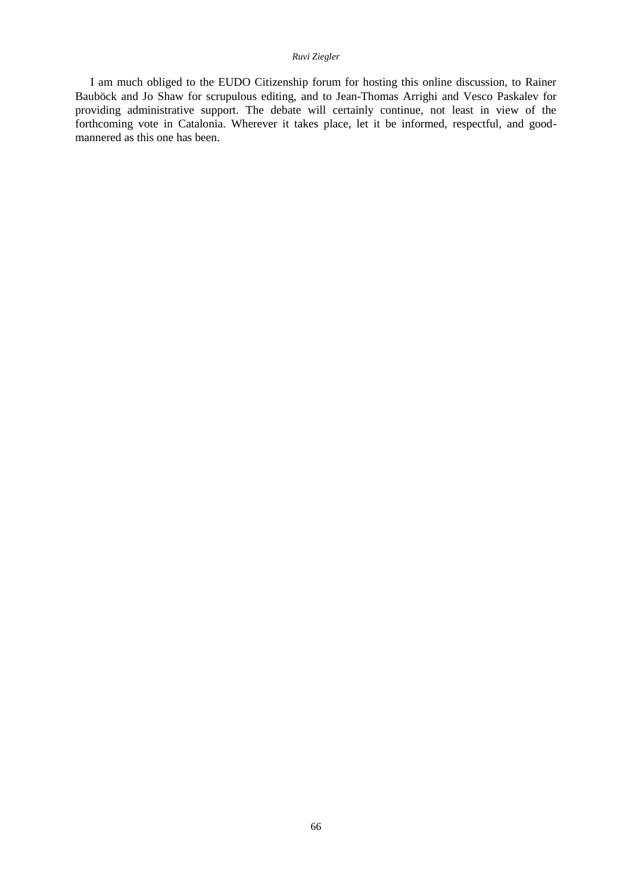I am much obliged to the EUDO Citizenship forum for hosting this online discussion, to Rainer Bauböck and Jo Shaw for scrupulous editing, and to Jean-Thomas Arrighi and Vesco Paskalev for providing administrative support. The debate will certainly continue, not least in view of the forthcoming vote in Catalonia. Wherever it takes place, let it be informed, respectful, and good-mannered as this one has been.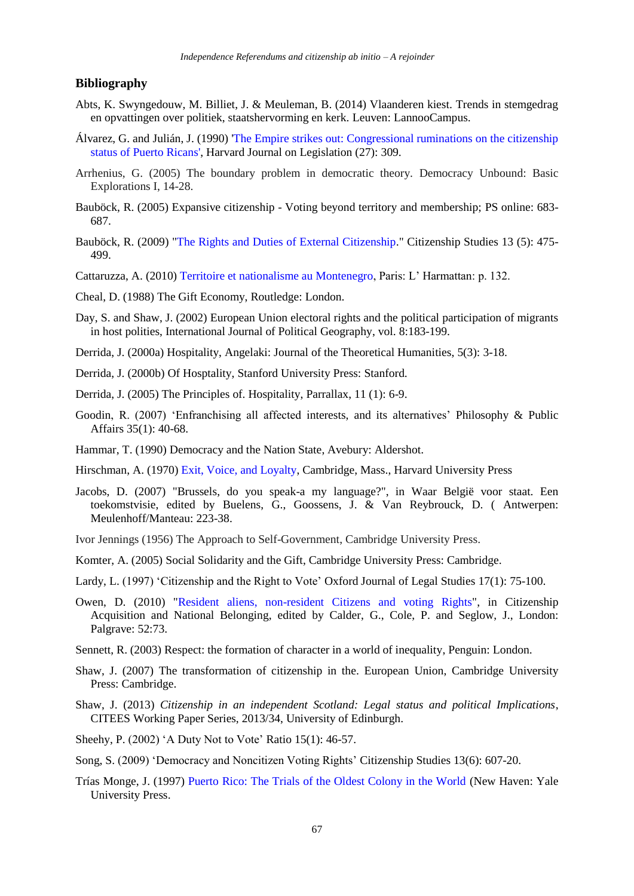## Bibliography

Abts, K. Swyngedouw, M. Billiet, J. & Meuleman, B. (2014) Vlaanderen kiest. Trends in stemgedrag en opvattingen over politiek, staatshervorming en kerk. Leuven: LannooCampus.

Álvarez, G. and Julián, J. (1990) 'The Empire strikes out: Congressional ruminations on the citizenship status of Puerto Ricans', Harvard Journal on Legislation (27): 309.

Arrhenius, G. (2005) The boundary problem in democratic theory. Democracy Unbound: Basic Explorations I, 14-28.

Bauböck, R. (2005) Expansive citizenship - Voting beyond territory and membership; PS online: 683-687.

Bauböck, R. (2009) "The Rights and Duties of External Citizenship." Citizenship Studies 13 (5): 475-499.

Cattaruzza, A. (2010) Territoire et nationalisme au Montenegro, Paris: L' Harmattan: p. 132.

Cheal, D. (1988) The Gift Economy, Routledge: London.

Day, S. and Shaw, J. (2002) European Union electoral rights and the political participation of migrants in host polities, International Journal of Political Geography, vol. 8:183-199.

Derrida, J. (2000a) Hospitality, Angelaki: Journal of the Theoretical Humanities, 5(3): 3-18.

Derrida, J. (2000b) Of Hosptality, Stanford University Press: Stanford.

Derrida, J. (2005) The Principles of. Hospitality, Parrallax, 11 (1): 6-9.

Goodin, R. (2007) 'Enfranchising all affected interests, and its alternatives' Philosophy & Public Affairs 35(1): 40-68.

Hammar, T. (1990) Democracy and the Nation State, Avebury: Aldershot.

Hirschman, A. (1970) Exit, Voice, and Loyalty, Cambridge, Mass., Harvard University Press

Jacobs, D. (2007) "Brussels, do you speak-a my language?", in Waar België voor staat. Een toekomstvisie, edited by Buelens, G., Goossens, J. & Van Reybrouck, D. ( Antwerpen: Meulenhoff/Manteau: 223-38.

Ivor Jennings (1956) The Approach to Self-Government, Cambridge University Press.

Komter, A. (2005) Social Solidarity and the Gift, Cambridge University Press: Cambridge.

Lardy, L. (1997) 'Citizenship and the Right to Vote' Oxford Journal of Legal Studies 17(1): 75-100.

Owen, D. (2010) "Resident aliens, non-resident Citizens and voting Rights", in Citizenship Acquisition and National Belonging, edited by Calder, G., Cole, P. and Seglow, J., London: Palgrave: 52:73.

Sennett, R. (2003) Respect: the formation of character in a world of inequality, Penguin: London.

Shaw, J. (2007) The transformation of citizenship in the. European Union, Cambridge University Press: Cambridge.

Shaw, J. (2013) *Citizenship in an independent Scotland: Legal status and political Implications*, CITEES Working Paper Series, 2013/34, University of Edinburgh.

Sheehy, P. (2002) 'A Duty Not to Vote' Ratio 15(1): 46-57.

Song, S. (2009) 'Democracy and Noncitizen Voting Rights' Citizenship Studies 13(6): 607-20.

Trías Monge, J. (1997) Puerto Rico: The Trials of the Oldest Colony in the World (New Haven: Yale University Press.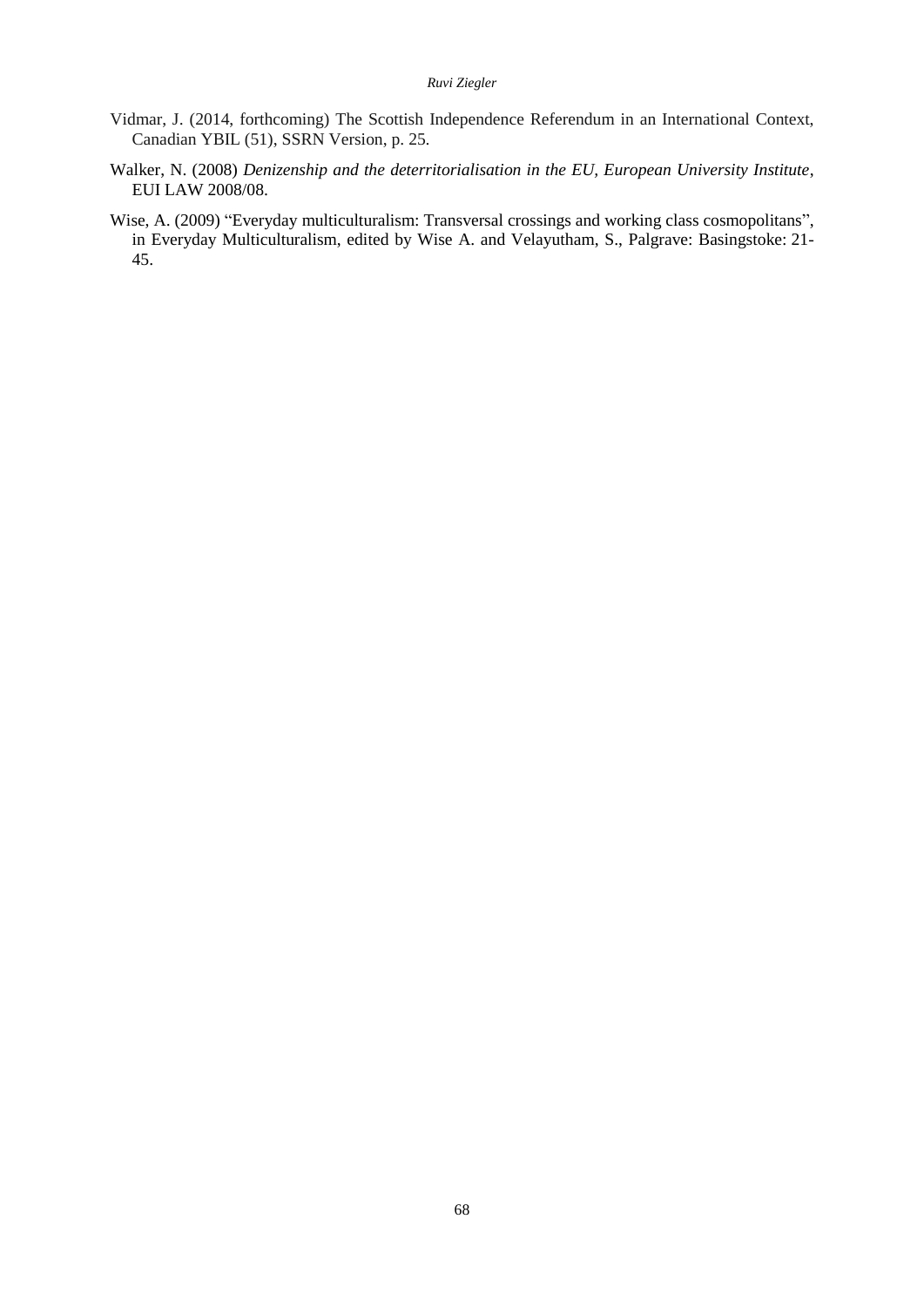Vidmar, J. (2014, forthcoming) The Scottish Independence Referendum in an International Context, Canadian YBIL (51), SSRN Version, p. 25.

Walker, N. (2008) *Denizenship and the deterritorialisation in the EU, European University Institute*, EUI LAW 2008/08.

Wise, A. (2009) "Everyday multiculturalism: Transversal crossings and working class cosmopolitans", in Everyday Multiculturalism, edited by Wise A. and Velayutham, S., Palgrave: Basingstoke: 21-45.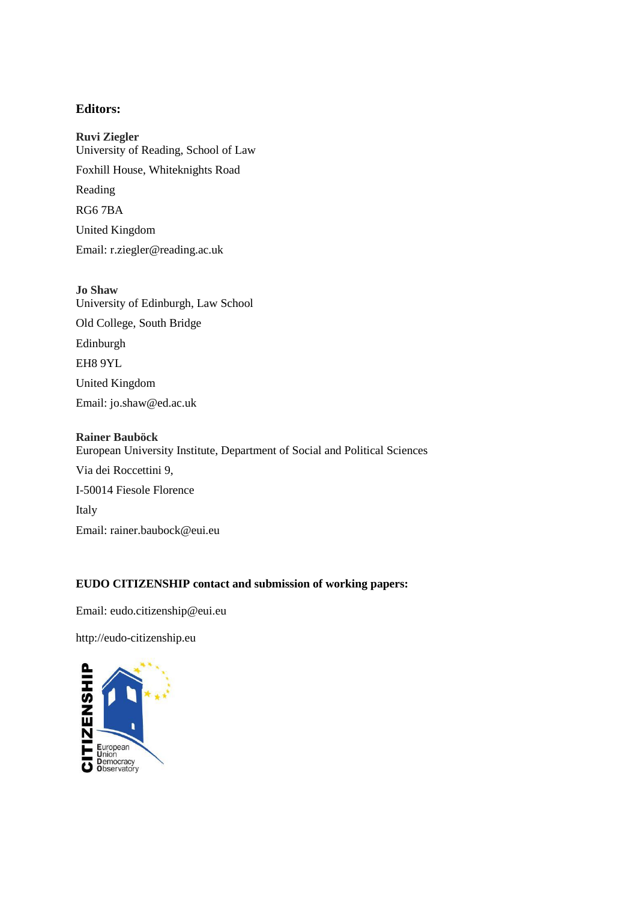**Editors:**

**Ruvi Ziegler**
University of Reading, School of Law

Foxhill House, Whiteknights Road

Reading

RG6 7BA

United Kingdom

Email: r.ziegler@reading.ac.uk

**Jo Shaw**
University of Edinburgh, Law School

Old College, South Bridge

Edinburgh

EH8 9YL

United Kingdom

Email: jo.shaw@ed.ac.uk

**Rainer Bauböck**
European University Institute, Department of Social and Political Sciences

Via dei Roccettini 9,

I-50014 Fiesole Florence

Italy

Email: rainer.baubock@eui.eu

**EUDO CITIZENSHIP contact and submission of working papers:**

Email: eudo.citizenship@eui.eu

http://eudo-citizenship.eu

CITIZENSHIP

European Union Democracy Observatory